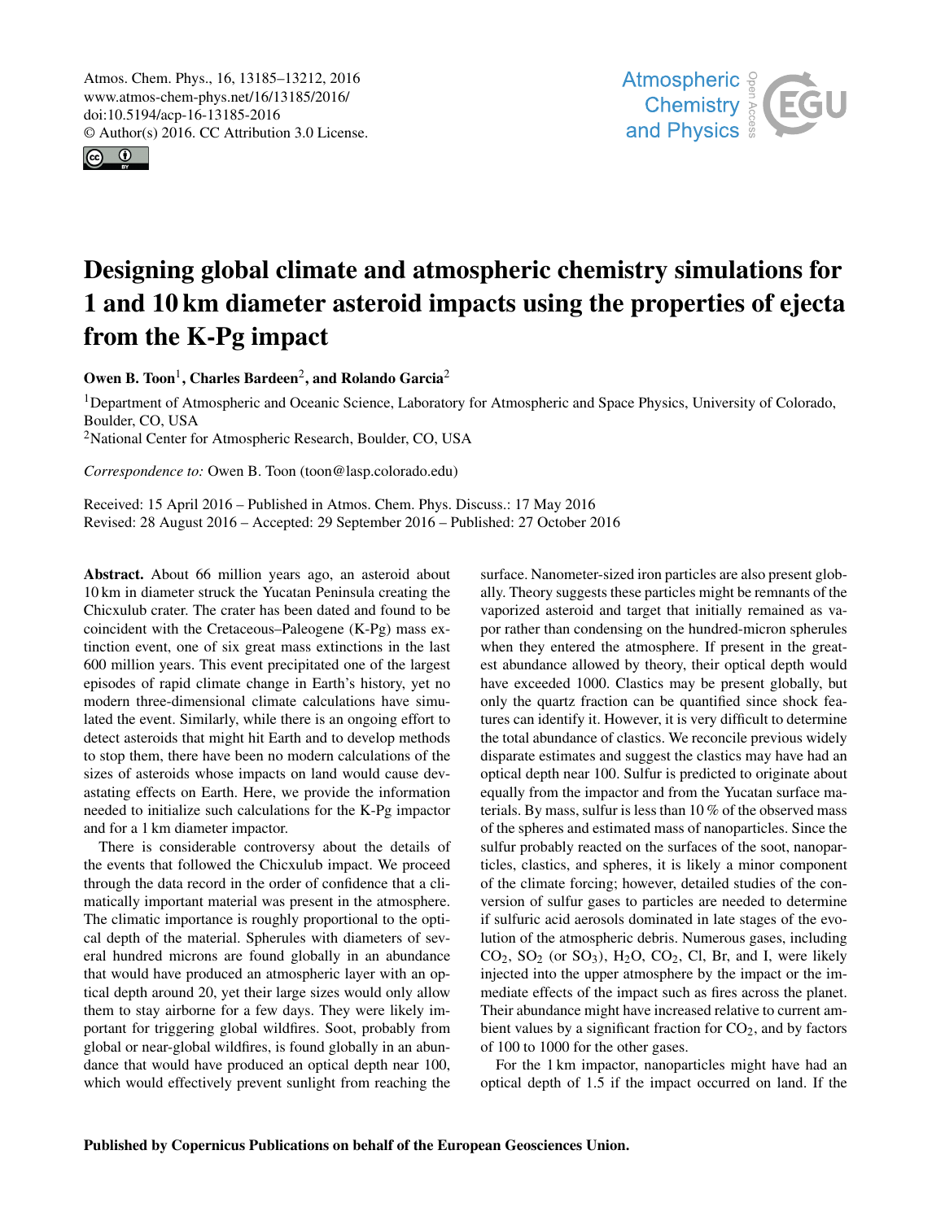# Designing global climate and atmospheric chemistry simulations for 1 and 10 km diameter asteroid impacts using the properties of ejecta from the K-Pg impact

**Owen B. Toon[1], Charles Bardeen[2], and Rolando Garcia[2]**

[1]Department of Atmospheric and Oceanic Science, Laboratory for Atmospheric and Space Physics, University of Colorado, Boulder, CO, USA

[2]National Center for Atmospheric Research, Boulder, CO, USA

*Correspondence to:* Owen B. Toon (toon@lasp.colorado.edu)

Received: 15 April 2016 – Published in Atmos. Chem. Phys. Discuss.: 17 May 2016
Revised: 28 August 2016 – Accepted: 29 September 2016 – Published: 27 October 2016

**Abstract.** About 66 million years ago, an asteroid about 10 km in diameter struck the Yucatan Peninsula creating the Chicxulub crater. The crater has been dated and found to be coincident with the Cretaceous–Paleogene (K-Pg) mass extinction event, one of six great mass extinctions in the last 600 million years. This event precipitated one of the largest episodes of rapid climate change in Earth's history, yet no modern three-dimensional climate calculations have simulated the event. Similarly, while there is an ongoing effort to detect asteroids that might hit Earth and to develop methods to stop them, there have been no modern calculations of the sizes of asteroids whose impacts on land would cause devastating effects on Earth. Here, we provide the information needed to initialize such calculations for the K-Pg impactor and for a 1 km diameter impactor.

There is considerable controversy about the details of the events that followed the Chicxulub impact. We proceed through the data record in the order of confidence that a climatically important material was present in the atmosphere. The climatic importance is roughly proportional to the optical depth of the material. Spherules with diameters of several hundred microns are found globally in an abundance that would have produced an atmospheric layer with an optical depth around 20, yet their large sizes would only allow them to stay airborne for a few days. They were likely important for triggering global wildfires. Soot, probably from global or near-global wildfires, is found globally in an abundance that would have produced an optical depth near 100, which would effectively prevent sunlight from reaching the surface. Nanometer-sized iron particles are also present globally. Theory suggests these particles might be remnants of the vaporized asteroid and target that initially remained as vapor rather than condensing on the hundred-micron spherules when they entered the atmosphere. If present in the greatest abundance allowed by theory, their optical depth would have exceeded 1000. Clastics may be present globally, but only the quartz fraction can be quantified since shock features can identify it. However, it is very difficult to determine the total abundance of clastics. We reconcile previous widely disparate estimates and suggest the clastics may have had an optical depth near 100. Sulfur is predicted to originate about equally from the impactor and from the Yucatan surface materials. By mass, sulfur is less than 10 % of the observed mass of the spheres and estimated mass of nanoparticles. Since the sulfur probably reacted on the surfaces of the soot, nanoparticles, clastics, and spheres, it is likely a minor component of the climate forcing; however, detailed studies of the conversion of sulfur gases to particles are needed to determine if sulfuric acid aerosols dominated in late stages of the evolution of the atmospheric debris. Numerous gases, including $CO_2$, $SO_2$ (or $SO_3$), $H_2O$, $CO_2$, Cl, Br, and I, were likely injected into the upper atmosphere by the impact or the immediate effects of the impact such as fires across the planet. Their abundance might have increased relative to current ambient values by a significant fraction for $CO_2$, and by factors of 100 to 1000 for the other gases.

For the 1 km impactor, nanoparticles might have had an optical depth of 1.5 if the impact occurred on land. If the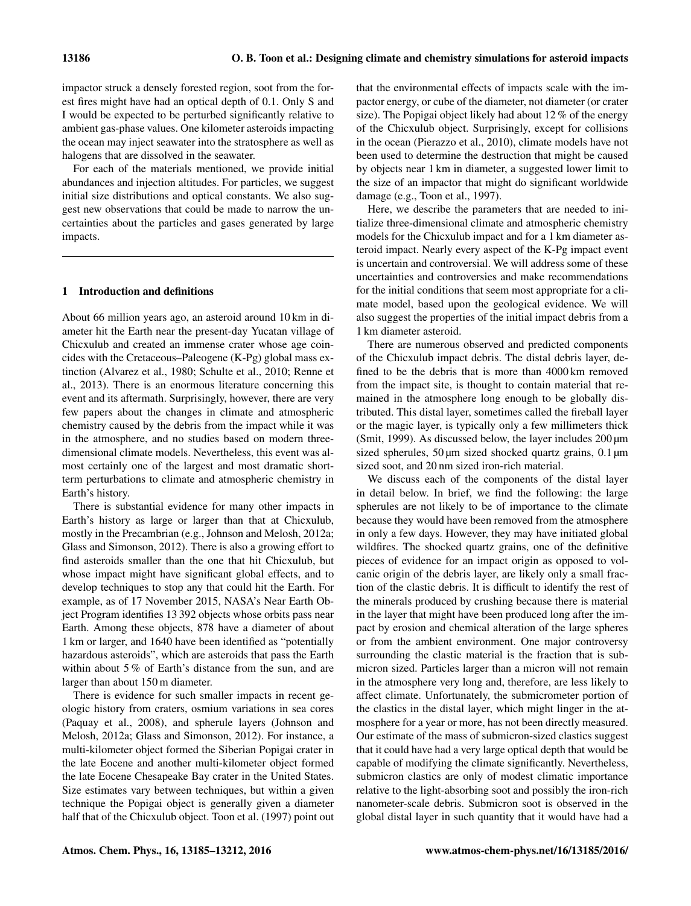impactor struck a densely forested region, soot from the forest fires might have had an optical depth of 0.1. Only S and I would be expected to be perturbed significantly relative to ambient gas-phase values. One kilometer asteroids impacting the ocean may inject seawater into the stratosphere as well as halogens that are dissolved in the seawater.

For each of the materials mentioned, we provide initial abundances and injection altitudes. For particles, we suggest initial size distributions and optical constants. We also suggest new observations that could be made to narrow the uncertainties about the particles and gases generated by large impacts.

## 1 Introduction and definitions

About 66 million years ago, an asteroid around 10 km in diameter hit the Earth near the present-day Yucatan village of Chicxulub and created an immense crater whose age coincides with the Cretaceous–Paleogene (K-Pg) global mass extinction (Alvarez et al., 1980; Schulte et al., 2010; Renne et al., 2013). There is an enormous literature concerning this event and its aftermath. Surprisingly, however, there are very few papers about the changes in climate and atmospheric chemistry caused by the debris from the impact while it was in the atmosphere, and no studies based on modern three-dimensional climate models. Nevertheless, this event was almost certainly one of the largest and most dramatic short-term perturbations to climate and atmospheric chemistry in Earth's history.

There is substantial evidence for many other impacts in Earth's history as large or larger than that at Chicxulub, mostly in the Precambrian (e.g., Johnson and Melosh, 2012a; Glass and Simonson, 2012). There is also a growing effort to find asteroids smaller than the one that hit Chicxulub, but whose impact might have significant global effects, and to develop techniques to stop any that could hit the Earth. For example, as of 17 November 2015, NASA's Near Earth Object Program identifies 13 392 objects whose orbits pass near Earth. Among these objects, 878 have a diameter of about 1 km or larger, and 1640 have been identified as "potentially hazardous asteroids", which are asteroids that pass the Earth within about 5 % of Earth's distance from the sun, and are larger than about 150 m diameter.

There is evidence for such smaller impacts in recent geologic history from craters, osmium variations in sea cores (Paquay et al., 2008), and spherule layers (Johnson and Melosh, 2012a; Glass and Simonson, 2012). For instance, a multi-kilometer object formed the Siberian Popigai crater in the late Eocene and another multi-kilometer object formed the late Eocene Chesapeake Bay crater in the United States. Size estimates vary between techniques, but within a given technique the Popigai object is generally given a diameter half that of the Chicxulub object. Toon et al. (1997) point out that the environmental effects of impacts scale with the impactor energy, or cube of the diameter, not diameter (or crater size). The Popigai object likely had about 12 % of the energy of the Chicxulub object. Surprisingly, except for collisions in the ocean (Pierazzo et al., 2010), climate models have not been used to determine the destruction that might be caused by objects near 1 km in diameter, a suggested lower limit to the size of an impactor that might do significant worldwide damage (e.g., Toon et al., 1997).

Here, we describe the parameters that are needed to initialize three-dimensional climate and atmospheric chemistry models for the Chicxulub impact and for a 1 km diameter asteroid impact. Nearly every aspect of the K-Pg impact event is uncertain and controversial. We will address some of these uncertainties and controversies and make recommendations for the initial conditions that seem most appropriate for a climate model, based upon the geological evidence. We will also suggest the properties of the initial impact debris from a 1 km diameter asteroid.

There are numerous observed and predicted components of the Chicxulub impact debris. The distal debris layer, defined to be the debris that is more than 4000 km removed from the impact site, is thought to contain material that remained in the atmosphere long enough to be globally distributed. This distal layer, sometimes called the fireball layer or the magic layer, is typically only a few millimeters thick (Smit, 1999). As discussed below, the layer includes 200 µm sized spherules, 50 µm sized shocked quartz grains, 0.1 µm sized soot, and 20 nm sized iron-rich material.

We discuss each of the components of the distal layer in detail below. In brief, we find the following: the large spherules are not likely to be of importance to the climate because they would have been removed from the atmosphere in only a few days. However, they may have initiated global wildfires. The shocked quartz grains, one of the definitive pieces of evidence for an impact origin as opposed to volcanic origin of the debris layer, are likely only a small fraction of the clastic debris. It is difficult to identify the rest of the minerals produced by crushing because there is material in the layer that might have been produced long after the impact by erosion and chemical alteration of the large spheres or from the ambient environment. One major controversy surrounding the clastic material is the fraction that is submicron sized. Particles larger than a micron will not remain in the atmosphere very long and, therefore, are less likely to affect climate. Unfortunately, the submicrometer portion of the clastics in the distal layer, which might linger in the atmosphere for a year or more, has not been directly measured. Our estimate of the mass of submicron-sized clastics suggest that it could have had a very large optical depth that would be capable of modifying the climate significantly. Nevertheless, submicron clastics are only of modest climatic importance relative to the light-absorbing soot and possibly the iron-rich nanometer-scale debris. Submicron soot is observed in the global distal layer in such quantity that it would have had a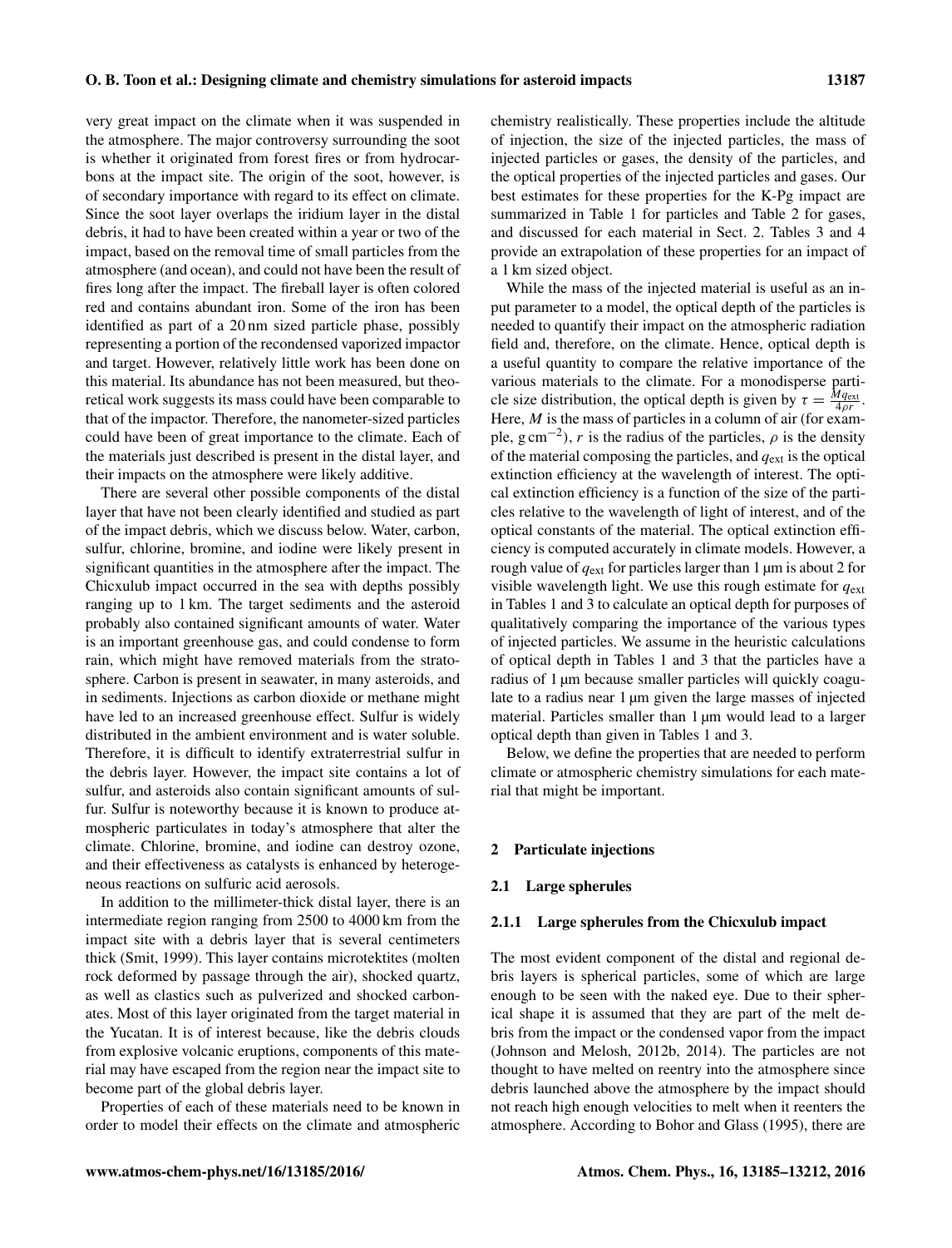very great impact on the climate when it was suspended in the atmosphere. The major controversy surrounding the soot is whether it originated from forest fires or from hydrocarbons at the impact site. The origin of the soot, however, is of secondary importance with regard to its effect on climate. Since the soot layer overlaps the iridium layer in the distal debris, it had to have been created within a year or two of the impact, based on the removal time of small particles from the atmosphere (and ocean), and could not have been the result of fires long after the impact. The fireball layer is often colored red and contains abundant iron. Some of the iron has been identified as part of a 20 nm sized particle phase, possibly representing a portion of the recondensed vaporized impactor and target. However, relatively little work has been done on this material. Its abundance has not been measured, but theoretical work suggests its mass could have been comparable to that of the impactor. Therefore, the nanometer-sized particles could have been of great importance to the climate. Each of the materials just described is present in the distal layer, and their impacts on the atmosphere were likely additive.

There are several other possible components of the distal layer that have not been clearly identified and studied as part of the impact debris, which we discuss below. Water, carbon, sulfur, chlorine, bromine, and iodine were likely present in significant quantities in the atmosphere after the impact. The Chicxulub impact occurred in the sea with depths possibly ranging up to 1 km. The target sediments and the asteroid probably also contained significant amounts of water. Water is an important greenhouse gas, and could condense to form rain, which might have removed materials from the stratosphere. Carbon is present in seawater, in many asteroids, and in sediments. Injections as carbon dioxide or methane might have led to an increased greenhouse effect. Sulfur is widely distributed in the ambient environment and is water soluble. Therefore, it is difficult to identify extraterrestrial sulfur in the debris layer. However, the impact site contains a lot of sulfur, and asteroids also contain significant amounts of sulfur. Sulfur is noteworthy because it is known to produce atmospheric particulates in today's atmosphere that alter the climate. Chlorine, bromine, and iodine can destroy ozone, and their effectiveness as catalysts is enhanced by heterogeneous reactions on sulfuric acid aerosols.

In addition to the millimeter-thick distal layer, there is an intermediate region ranging from 2500 to 4000 km from the impact site with a debris layer that is several centimeters thick (Smit, 1999). This layer contains microtektites (molten rock deformed by passage through the air), shocked quartz, as well as clastics such as pulverized and shocked carbonates. Most of this layer originated from the target material in the Yucatan. It is of interest because, like the debris clouds from explosive volcanic eruptions, components of this material may have escaped from the region near the impact site to become part of the global debris layer.

Properties of each of these materials need to be known in order to model their effects on the climate and atmospheric chemistry realistically. These properties include the altitude of injection, the size of the injected particles, the mass of injected particles or gases, the density of the particles, and the optical properties of the injected particles and gases. Our best estimates for these properties for the K-Pg impact are summarized in Table 1 for particles and Table 2 for gases, and discussed for each material in Sect. 2. Tables 3 and 4 provide an extrapolation of these properties for an impact of a 1 km sized object.

While the mass of the injected material is useful as an input parameter to a model, the optical depth of the particles is needed to quantify their impact on the atmospheric radiation field and, therefore, on the climate. Hence, optical depth is a useful quantity to compare the relative importance of the various materials to the climate. For a monodisperse particle size distribution, the optical depth is given by $\tau = \frac{M q_{\mathrm{ext}}}{4 \rho r}$. Here, $M$ is the mass of particles in a column of air (for example, $\mathrm{g\,cm^{-2}}$), $r$ is the radius of the particles, $\rho$ is the density of the material composing the particles, and $q_{\mathrm{ext}}$ is the optical extinction efficiency at the wavelength of interest. The optical extinction efficiency is a function of the size of the particles relative to the wavelength of light of interest, and of the optical constants of the material. The optical extinction efficiency is computed accurately in climate models. However, a rough value of $q_{\mathrm{ext}}$ for particles larger than 1 µm is about 2 for visible wavelength light. We use this rough estimate for $q_{\mathrm{ext}}$ in Tables 1 and 3 to calculate an optical depth for purposes of qualitatively comparing the importance of the various types of injected particles. We assume in the heuristic calculations of optical depth in Tables 1 and 3 that the particles have a radius of 1 µm because smaller particles will quickly coagulate to a radius near 1 µm given the large masses of injected material. Particles smaller than 1 µm would lead to a larger optical depth than given in Tables 1 and 3.

Below, we define the properties that are needed to perform climate or atmospheric chemistry simulations for each material that might be important.

## 2 Particulate injections

### 2.1 Large spherules

#### 2.1.1 Large spherules from the Chicxulub impact

The most evident component of the distal and regional debris layers is spherical particles, some of which are large enough to be seen with the naked eye. Due to their spherical shape it is assumed that they are part of the melt debris from the impact or the condensed vapor from the impact (Johnson and Melosh, 2012b, 2014). The particles are not thought to have melted on reentry into the atmosphere since debris launched above the atmosphere by the impact should not reach high enough velocities to melt when it reenters the atmosphere. According to Bohor and Glass (1995), there are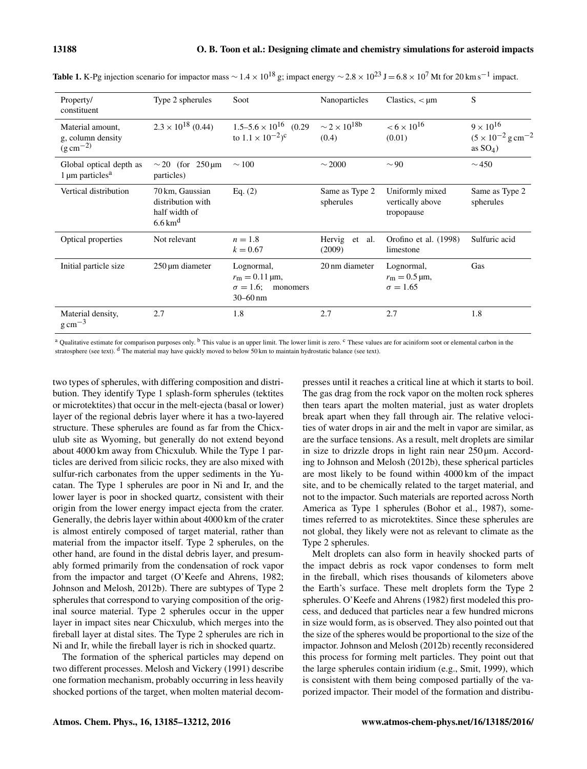**Table 1.** K-Pg injection scenario for impactor mass $\sim 1.4 \times 10^{18}$ g; impact energy $\sim 2.8 \times 10^{23}$ J $= 6.8 \times 10^{7}$ Mt for 20 km s$^{-1}$ impact.

| Property/ constituent | Type 2 spherules | Soot | Nanoparticles | Clastics, < µm | S |
|---|---|---|---|---|---|
| Material amount, g, column density (g cm$^{-2}$) | $2.3 \times 10^{18}$ (0.44) | $1.5$–$5.6 \times 10^{16}$ (0.29 to $1.1 \times 10^{-2}$)[c] | $\sim 2 \times 10^{18}$[b] (0.4) | $< 6 \times 10^{16}$ (0.01) | $9 \times 10^{16}$ ($5 \times 10^{-2}$ g cm$^{-2}$ as $SO_4$) |
| Global optical depth as 1 µm particles[a] | $\sim 20$ (for 250 µm particles) | $\sim 100$ | $\sim 2000$ | $\sim 90$ | $\sim 450$ |
| Vertical distribution | 70 km, Gaussian distribution with half width of 6.6 km[d] | Eq. (2) | Same as Type 2 spherules | Uniformly mixed vertically above tropopause | Same as Type 2 spherules |
| Optical properties | Not relevant | $n = 1.8$ $k = 0.67$ | Hervig et al. (2009) | Orofino et al. (1998) limestone | Sulfuric acid |
| Initial particle size | 250 µm diameter | Lognormal, $r_m = 0.11$ µm, $\sigma = 1.6$; monomers 30–60 nm | 20 nm diameter | Lognormal, $r_m = 0.5$ µm, $\sigma = 1.65$ | Gas |
| Material density, g cm$^{-3}$ | 2.7 | 1.8 | 2.7 | 2.7 | 1.8 |

[a] Qualitative estimate for comparison purposes only. [b] This value is an upper limit. The lower limit is zero. [c] These values are for aciniform soot or elemental carbon in the stratosphere (see text). [d] The material may have quickly moved to below 50 km to maintain hydrostatic balance (see text).

two types of spherules, with differing composition and distribution. They identify Type 1 splash-form spherules (tektites or microtektites) that occur in the melt-ejecta (basal or lower) layer of the regional debris layer where it has a two-layered structure. These spherules are found as far from the Chicxulub site as Wyoming, but generally do not extend beyond about 4000 km away from Chicxulub. While the Type 1 particles are derived from silicic rocks, they are also mixed with sulfur-rich carbonates from the upper sediments in the Yucatan. The Type 1 spherules are poor in Ni and Ir, and the lower layer is poor in shocked quartz, consistent with their origin from the lower energy impact ejecta from the crater. Generally, the debris layer within about 4000 km of the crater is almost entirely composed of target material, rather than material from the impactor itself. Type 2 spherules, on the other hand, are found in the distal debris layer, and presumably formed primarily from the condensation of rock vapor from the impactor and target (O'Keefe and Ahrens, 1982; Johnson and Melosh, 2012b). There are subtypes of Type 2 spherules that correspond to varying composition of the original source material. Type 2 spherules occur in the upper layer in impact sites near Chicxulub, which merges into the fireball layer at distal sites. The Type 2 spherules are rich in Ni and Ir, while the fireball layer is rich in shocked quartz.

The formation of the spherical particles may depend on two different processes. Melosh and Vickery (1991) describe one formation mechanism, probably occurring in less heavily shocked portions of the target, when molten material decompresses until it reaches a critical line at which it starts to boil. The gas drag from the rock vapor on the molten rock spheres then tears apart the molten material, just as water droplets break apart when they fall through air. The relative velocities of water drops in air and the melt in vapor are similar, as are the surface tensions. As a result, melt droplets are similar in size to drizzle drops in light rain near 250 µm. According to Johnson and Melosh (2012b), these spherical particles are most likely to be found within 4000 km of the impact site, and to be chemically related to the target material, and not to the impactor. Such materials are reported across North America as Type 1 spherules (Bohor et al., 1987), sometimes referred to as microtektites. Since these spherules are not global, they likely were not as relevant to climate as the Type 2 spherules.

Melt droplets can also form in heavily shocked parts of the impact debris as rock vapor condenses to form melt in the fireball, which rises thousands of kilometers above the Earth's surface. These melt droplets form the Type 2 spherules. O'Keefe and Ahrens (1982) first modeled this process, and deduced that particles near a few hundred microns in size would form, as is observed. They also pointed out that the size of the spheres would be proportional to the size of the impactor. Johnson and Melosh (2012b) recently reconsidered this process for forming melt particles. They point out that the large spherules contain iridium (e.g., Smit, 1999), which is consistent with them being composed partially of the vaporized impactor. Their model of the formation and distribu-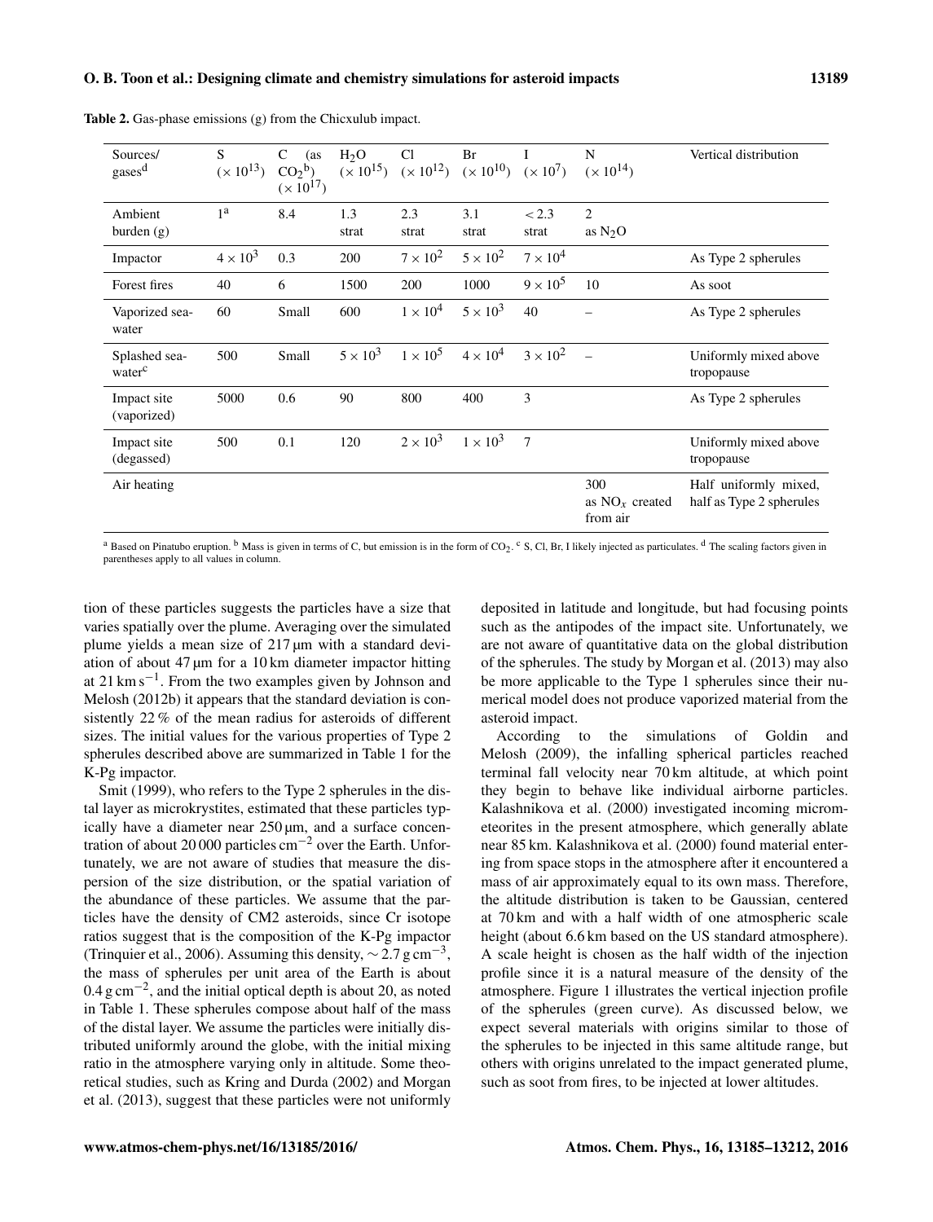**Table 2.** Gas-phase emissions (g) from the Chicxulub impact.

| Sources/ gases[d] | S ($\times 10^{13}$) | C (as $CO_2$[b]) ($\times 10^{17}$) | $H_2O$ ($\times 10^{15}$) | Cl ($\times 10^{12}$) | Br ($\times 10^{10}$) | I ($\times 10^{7}$) | N ($\times 10^{14}$) | Vertical distribution |
|---|---|---|---|---|---|---|---|---|
| Ambient burden (g) | 1[a] | 8.4 | 1.3 strat | 2.3 strat | 3.1 strat | < 2.3 strat | 2 as $N_2O$ | |
| Impactor | $4 \times 10^3$ | 0.3 | 200 | $7 \times 10^2$ | $5 \times 10^2$ | $7 \times 10^4$ | | As Type 2 spherules |
| Forest fires | 40 | 6 | 1500 | 200 | 1000 | $9 \times 10^5$ | 10 | As soot |
| Vaporized seawater | 60 | Small | 600 | $1 \times 10^4$ | $5 \times 10^3$ | 40 | – | As Type 2 spherules |
| Splashed seawater[c] | 500 | Small | $5 \times 10^3$ | $1 \times 10^5$ | $4 \times 10^4$ | $3 \times 10^2$ | – | Uniformly mixed above tropopause |
| Impact site (vaporized) | 5000 | 0.6 | 90 | 800 | 400 | 3 | | As Type 2 spherules |
| Impact site (degassed) | 500 | 0.1 | 120 | $2 \times 10^3$ | $1 \times 10^3$ | 7 | | Uniformly mixed above tropopause |
| Air heating | | | | | | | 300 as $NO_x$ created from air | Half uniformly mixed, half as Type 2 spherules |

[a] Based on Pinatubo eruption. [b] Mass is given in terms of C, but emission is in the form of $CO_2$. [c] S, Cl, Br, I likely injected as particulates. [d] The scaling factors given in parentheses apply to all values in column.

tion of these particles suggests the particles have a size that varies spatially over the plume. Averaging over the simulated plume yields a mean size of 217 µm with a standard deviation of about 47 µm for a 10 km diameter impactor hitting at 21 km s$^{-1}$. From the two examples given by Johnson and Melosh (2012b) it appears that the standard deviation is consistently 22 % of the mean radius for asteroids of different sizes. The initial values for the various properties of Type 2 spherules described above are summarized in Table 1 for the K-Pg impactor.

Smit (1999), who refers to the Type 2 spherules in the distal layer as microkrystites, estimated that these particles typically have a diameter near 250 µm, and a surface concentration of about 20 000 particles cm$^{-2}$ over the Earth. Unfortunately, we are not aware of studies that measure the dispersion of the size distribution, or the spatial variation of the abundance of these particles. We assume that the particles have the density of CM2 asteroids, since Cr isotope ratios suggest that is the composition of the K-Pg impactor (Trinquier et al., 2006). Assuming this density, $\sim 2.7$ g cm$^{-3}$, the mass of spherules per unit area of the Earth is about 0.4 g cm$^{-2}$, and the initial optical depth is about 20, as noted in Table 1. These spherules compose about half of the mass of the distal layer. We assume the particles were initially distributed uniformly around the globe, with the initial mixing ratio in the atmosphere varying only in altitude. Some theoretical studies, such as Kring and Durda (2002) and Morgan et al. (2013), suggest that these particles were not uniformly deposited in latitude and longitude, but had focusing points such as the antipodes of the impact site. Unfortunately, we are not aware of quantitative data on the global distribution of the spherules. The study by Morgan et al. (2013) may also be more applicable to the Type 1 spherules since their numerical model does not produce vaporized material from the asteroid impact.

According to the simulations of Goldin and Melosh (2009), the infalling spherical particles reached terminal fall velocity near 70 km altitude, at which point they begin to behave like individual airborne particles. Kalashnikova et al. (2000) investigated incoming micrometeorites in the present atmosphere, which generally ablate near 85 km. Kalashnikova et al. (2000) found material entering from space stops in the atmosphere after it encountered a mass of air approximately equal to its own mass. Therefore, the altitude distribution is taken to be Gaussian, centered at 70 km and with a half width of one atmospheric scale height (about 6.6 km based on the US standard atmosphere). A scale height is chosen as the half width of the injection profile since it is a natural measure of the density of the atmosphere. Figure 1 illustrates the vertical injection profile of the spherules (green curve). As discussed below, we expect several materials with origins similar to those of the spherules to be injected in this same altitude range, but others with origins unrelated to the impact generated plume, such as soot from fires, to be injected at lower altitudes.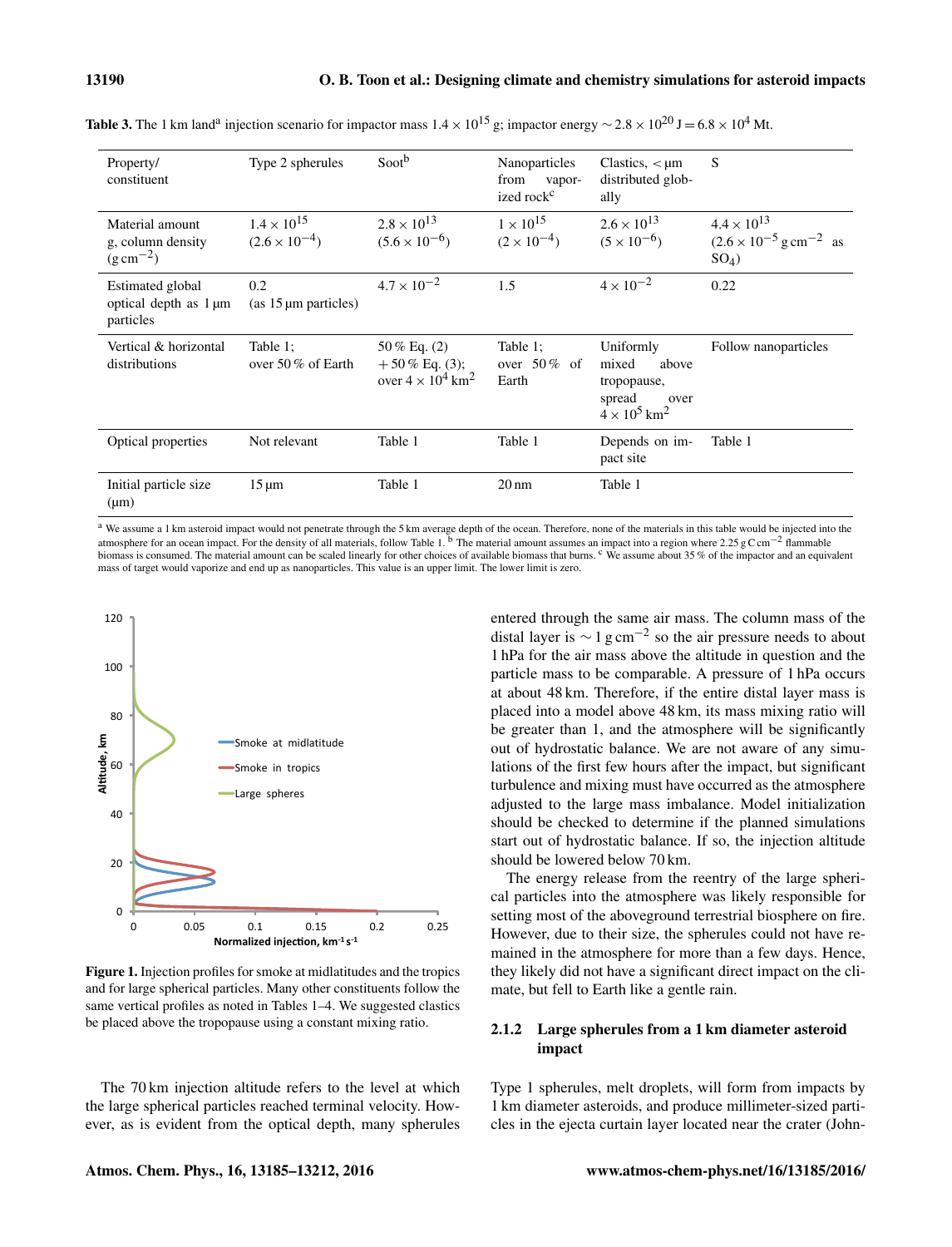**Table 3.** The 1 km land[a] injection scenario for impactor mass $1.4 \times 10^{15}$ g; impactor energy $\sim 2.8 \times 10^{20}$ J $= 6.8 \times 10^4$ Mt.

| Property/ constituent | Type 2 spherules | Soot[b] | Nanoparticles from vaporized rock[c] | Clastics, < μm distributed globally | S |
|---|---|---|---|---|---|
| Material amount g, column density ($g\,cm^{-2}$) | $1.4 \times 10^{15}$ ($2.6 \times 10^{-4}$) | $2.8 \times 10^{13}$ ($5.6 \times 10^{-6}$) | $1 \times 10^{15}$ ($2 \times 10^{-4}$) | $2.6 \times 10^{13}$ ($5 \times 10^{-6}$) | $4.4 \times 10^{13}$ ($2.6 \times 10^{-5}\,g\,cm^{-2}$ as $SO_4$) |
| Estimated global optical depth as 1 μm particles | 0.2 (as 15 μm particles) | $4.7 \times 10^{-2}$ | 1.5 | $4 \times 10^{-2}$ | 0.22 |
| Vertical & horizontal distributions | Table 1; over 50 % of Earth | 50 % Eq. (2) + 50 % Eq. (3); over $4 \times 10^4\,km^2$ | Table 1; over 50 % of Earth | Uniformly mixed above tropopause, spread over $4 \times 10^5\,km^2$ | Follow nanoparticles |
| Optical properties | Not relevant | Table 1 | Table 1 | Depends on impact site | Table 1 |
| Initial particle size (μm) | 15 μm | Table 1 | 20 nm | Table 1 | |

[a] We assume a 1 km asteroid impact would not penetrate through the 5 km average depth of the ocean. Therefore, none of the materials in this table would be injected into the atmosphere for an ocean impact. For the density of all materials, follow Table 1. [b] The material amount assumes an impact into a region where $2.25\,g\,C\,cm^{-2}$ flammable biomass is consumed. The material amount can be scaled linearly for other choices of available biomass that burns. [c] We assume about 35 % of the impactor and an equivalent mass of target would vaporize and end up as nanoparticles. This value is an upper limit. The lower limit is zero.

**Figure 1.** Injection profiles for smoke at midlatitudes and the tropics and for large spherical particles. Many other constituents follow the same vertical profiles as noted in Tables 1–4. We suggested clastics be placed above the tropopause using a constant mixing ratio.

The 70 km injection altitude refers to the level at which the large spherical particles reached terminal velocity. However, as is evident from the optical depth, many spherules entered through the same air mass. The column mass of the distal layer is $\sim 1\,g\,cm^{-2}$ so the air pressure needs to about 1 hPa for the air mass above the altitude in question and the particle mass to be comparable. A pressure of 1 hPa occurs at about 48 km. Therefore, if the entire distal layer mass is placed into a model above 48 km, its mass mixing ratio will be greater than 1, and the atmosphere will be significantly out of hydrostatic balance. We are not aware of any simulations of the first few hours after the impact, but significant turbulence and mixing must have occurred as the atmosphere adjusted to the large mass imbalance. Model initialization should be checked to determine if the planned simulations start out of hydrostatic balance. If so, the injection altitude should be lowered below 70 km.

The energy release from the reentry of the large spherical particles into the atmosphere was likely responsible for setting most of the aboveground terrestrial biosphere on fire. However, due to their size, the spherules could not have remained in the atmosphere for more than a few days. Hence, they likely did not have a significant direct impact on the climate, but fell to Earth like a gentle rain.

### 2.1.2 Large spherules from a 1 km diameter asteroid impact

Type 1 spherules, melt droplets, will form from impacts by 1 km diameter asteroids, and produce millimeter-sized particles in the ejecta curtain layer located near the crater (John-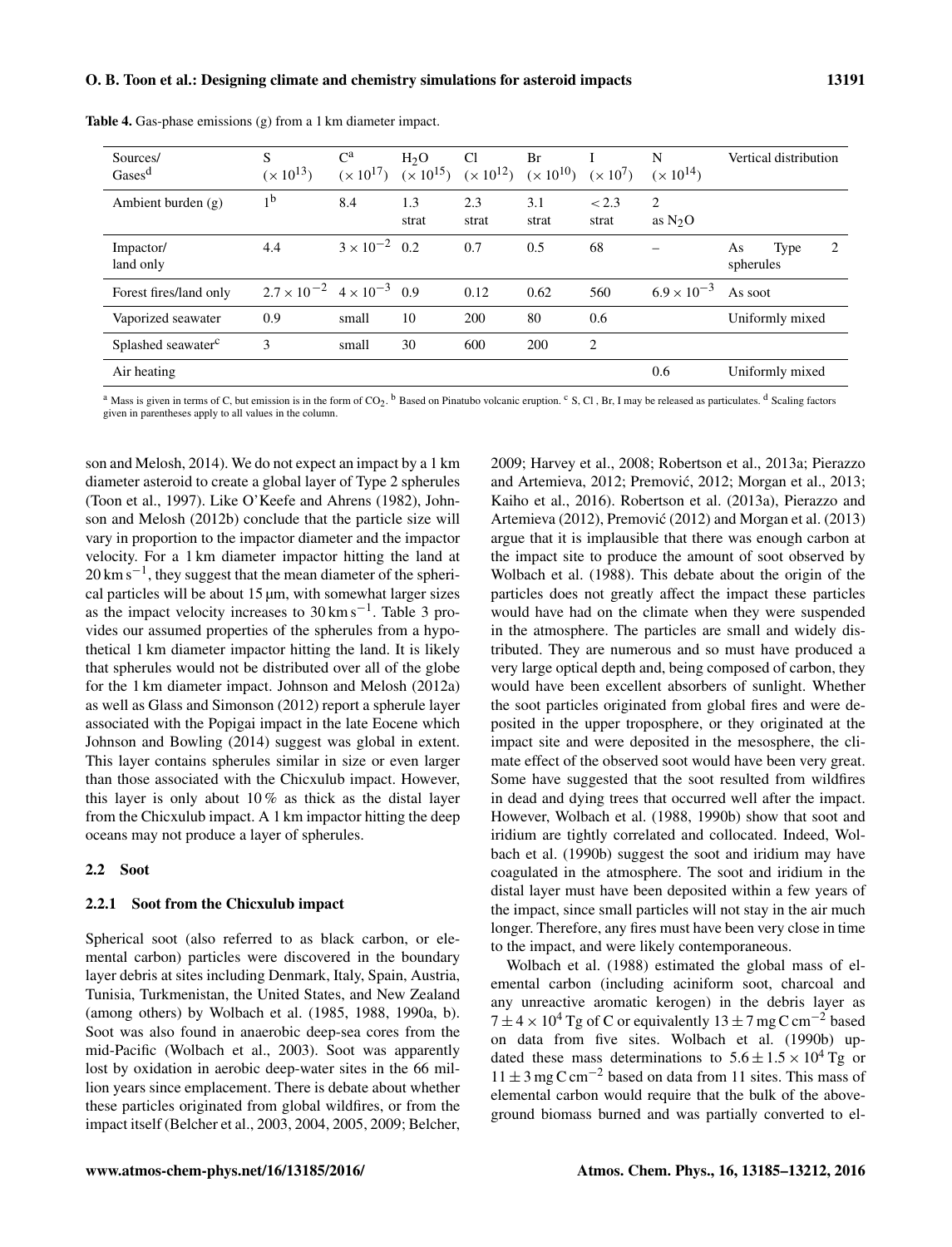**Table 4.** Gas-phase emissions (g) from a 1 km diameter impact.

| Sources/ Gases[d] | S ($\times 10^{13}$) | C[a] ($\times 10^{17}$) | $H_2O$ ($\times 10^{15}$) | Cl ($\times 10^{12}$) | Br ($\times 10^{10}$) | I ($\times 10^{7}$) | N ($\times 10^{14}$) | Vertical distribution |
|---|---|---|---|---|---|---|---|---|
| Ambient burden (g) | 1[b] | 8.4 | 1.3 strat | 2.3 strat | 3.1 strat | < 2.3 strat | 2 as $N_2O$ | |
| Impactor/ land only | 4.4 | $3 \times 10^{-2}$ | 0.2 | 0.7 | 0.5 | 68 | – | As Type 2 spherules |
| Forest fires/land only | $2.7 \times 10^{-2}$ | $4 \times 10^{-3}$ | 0.9 | 0.12 | 0.62 | 560 | $6.9 \times 10^{-3}$ | As soot |
| Vaporized seawater | 0.9 | small | 10 | 200 | 80 | 0.6 | | Uniformly mixed |
| Splashed seawater[c] | 3 | small | 30 | 600 | 200 | 2 | | |
| Air heating | | | | | | | 0.6 | Uniformly mixed |

[a] Mass is given in terms of C, but emission is in the form of $CO_2$. [b] Based on Pinatubo volcanic eruption. [c] S, Cl , Br, I may be released as particulates. [d] Scaling factors given in parentheses apply to all values in the column.

son and Melosh, 2014). We do not expect an impact by a 1 km diameter asteroid to create a global layer of Type 2 spherules (Toon et al., 1997). Like O'Keefe and Ahrens (1982), Johnson and Melosh (2012b) conclude that the particle size will vary in proportion to the impactor diameter and the impactor velocity. For a 1 km diameter impactor hitting the land at $20\,km\,s^{-1}$, they suggest that the mean diameter of the spherical particles will be about 15 µm, with somewhat larger sizes as the impact velocity increases to $30\,km\,s^{-1}$. Table 3 provides our assumed properties of the spherules from a hypothetical 1 km diameter impactor hitting the land. It is likely that spherules would not be distributed over all of the globe for the 1 km diameter impact. Johnson and Melosh (2012a) as well as Glass and Simonson (2012) report a spherule layer associated with the Popigai impact in the late Eocene which Johnson and Bowling (2014) suggest was global in extent. This layer contains spherules similar in size or even larger than those associated with the Chicxulub impact. However, this layer is only about 10 % as thick as the distal layer from the Chicxulub impact. A 1 km impactor hitting the deep oceans may not produce a layer of spherules.

## 2.2 Soot

### 2.2.1 Soot from the Chicxulub impact

Spherical soot (also referred to as black carbon, or elemental carbon) particles were discovered in the boundary layer debris at sites including Denmark, Italy, Spain, Austria, Tunisia, Turkmenistan, the United States, and New Zealand (among others) by Wolbach et al. (1985, 1988, 1990a, b). Soot was also found in anaerobic deep-sea cores from the mid-Pacific (Wolbach et al., 2003). Soot was apparently lost by oxidation in aerobic deep-water sites in the 66 million years since emplacement. There is debate about whether these particles originated from global wildfires, or from the impact itself (Belcher et al., 2003, 2004, 2005, 2009; Belcher, 2009; Harvey et al., 2008; Robertson et al., 2013a; Pierazzo and Artemieva, 2012; Premović, 2012; Morgan et al., 2013; Kaiho et al., 2016). Robertson et al. (2013a), Pierazzo and Artemieva (2012), Premović (2012) and Morgan et al. (2013) argue that it is implausible that there was enough carbon at the impact site to produce the amount of soot observed by Wolbach et al. (1988). This debate about the origin of the particles does not greatly affect the impact these particles would have had on the climate when they were suspended in the atmosphere. The particles are small and widely distributed. They are numerous and so must have produced a very large optical depth and, being composed of carbon, they would have been excellent absorbers of sunlight. Whether the soot particles originated from global fires and were deposited in the upper troposphere, or they originated at the impact site and were deposited in the mesosphere, the climate effect of the observed soot would have been very great. Some have suggested that the soot resulted from wildfires in dead and dying trees that occurred well after the impact. However, Wolbach et al. (1988, 1990b) show that soot and iridium are tightly correlated and collocated. Indeed, Wolbach et al. (1990b) suggest the soot and iridium may have coagulated in the atmosphere. The soot and iridium in the distal layer must have been deposited within a few years of the impact, since small particles will not stay in the air much longer. Therefore, any fires must have been very close in time to the impact, and were likely contemporaneous.

Wolbach et al. (1988) estimated the global mass of elemental carbon (including aciniform soot, charcoal and any unreactive aromatic kerogen) in the debris layer as $7 \pm 4 \times 10^4$ Tg of C or equivalently $13 \pm 7\,mg\,C\,cm^{-2}$ based on data from five sites. Wolbach et al. (1990b) updated these mass determinations to $5.6 \pm 1.5 \times 10^4$ Tg or $11 \pm 3\,mg\,C\,cm^{-2}$ based on data from 11 sites. This mass of elemental carbon would require that the bulk of the above-ground biomass burned and was partially converted to el-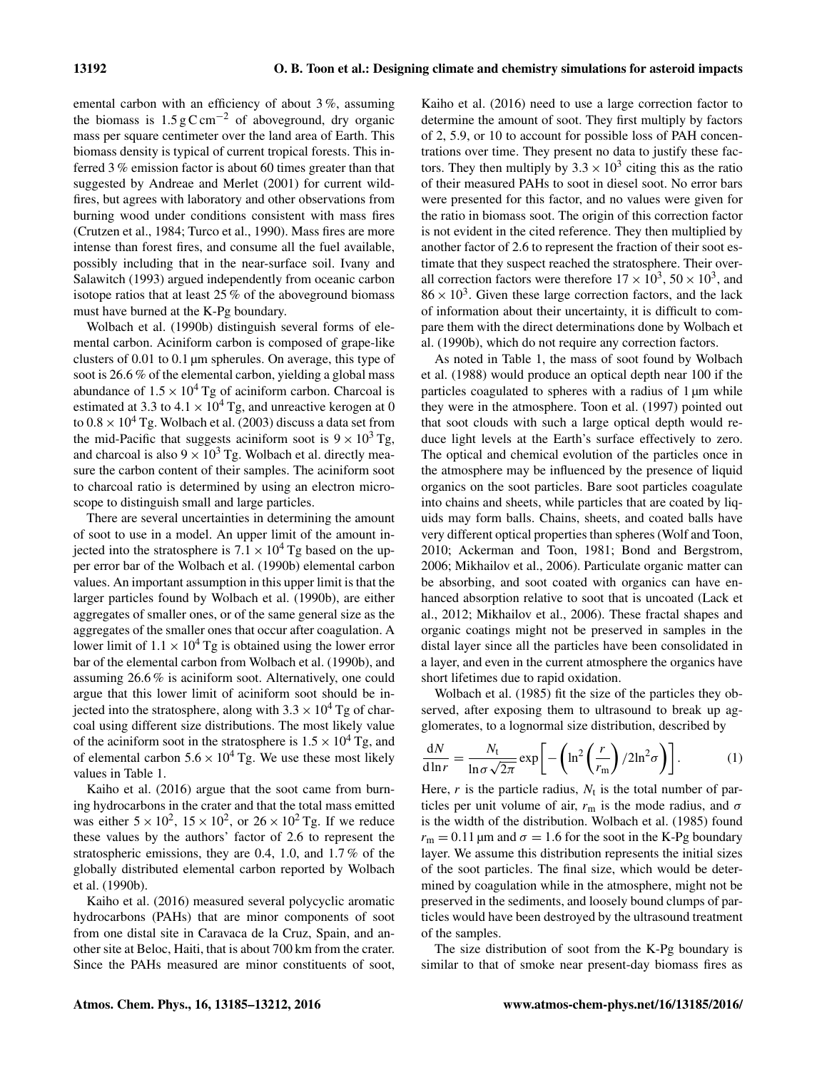emental carbon with an efficiency of about 3 %, assuming the biomass is $1.5\,\mathrm{g\,C\,cm^{-2}}$ of aboveground, dry organic mass per square centimeter over the land area of Earth. This biomass density is typical of current tropical forests. This inferred 3 % emission factor is about 60 times greater than that suggested by Andreae and Merlet (2001) for current wildfires, but agrees with laboratory and other observations from burning wood under conditions consistent with mass fires (Crutzen et al., 1984; Turco et al., 1990). Mass fires are more intense than forest fires, and consume all the fuel available, possibly including that in the near-surface soil. Ivany and Salawitch (1993) argued independently from oceanic carbon isotope ratios that at least 25 % of the aboveground biomass must have burned at the K-Pg boundary.

Wolbach et al. (1990b) distinguish several forms of elemental carbon. Aciniform carbon is composed of grape-like clusters of 0.01 to 0.1 µm spherules. On average, this type of soot is 26.6 % of the elemental carbon, yielding a global mass abundance of $1.5 \times 10^4$ Tg of aciniform carbon. Charcoal is estimated at 3.3 to $4.1 \times 10^4$ Tg, and unreactive kerogen at 0 to $0.8 \times 10^4$ Tg. Wolbach et al. (2003) discuss a data set from the mid-Pacific that suggests aciniform soot is $9 \times 10^3$ Tg, and charcoal is also $9 \times 10^3$ Tg. Wolbach et al. directly measure the carbon content of their samples. The aciniform soot to charcoal ratio is determined by using an electron microscope to distinguish small and large particles.

There are several uncertainties in determining the amount of soot to use in a model. An upper limit of the amount injected into the stratosphere is $7.1 \times 10^4$ Tg based on the upper error bar of the Wolbach et al. (1990b) elemental carbon values. An important assumption in this upper limit is that the larger particles found by Wolbach et al. (1990b), are either aggregates of smaller ones, or of the same general size as the aggregates of the smaller ones that occur after coagulation. A lower limit of $1.1 \times 10^4$ Tg is obtained using the lower error bar of the elemental carbon from Wolbach et al. (1990b), and assuming 26.6 % is aciniform soot. Alternatively, one could argue that this lower limit of aciniform soot should be injected into the stratosphere, along with $3.3 \times 10^4$ Tg of charcoal using different size distributions. The most likely value of the aciniform soot in the stratosphere is $1.5 \times 10^4$ Tg, and of elemental carbon $5.6 \times 10^4$ Tg. We use these most likely values in Table 1.

Kaiho et al. (2016) argue that the soot came from burning hydrocarbons in the crater and that the total mass emitted was either $5 \times 10^2$, $15 \times 10^2$, or $26 \times 10^2$ Tg. If we reduce these values by the authors' factor of 2.6 to represent the stratospheric emissions, they are 0.4, 1.0, and 1.7 % of the globally distributed elemental carbon reported by Wolbach et al. (1990b).

Kaiho et al. (2016) measured several polycyclic aromatic hydrocarbons (PAHs) that are minor components of soot from one distal site in Caravaca de la Cruz, Spain, and another site at Beloc, Haiti, that is about 700 km from the crater. Since the PAHs measured are minor constituents of soot, Kaiho et al. (2016) need to use a large correction factor to determine the amount of soot. They first multiply by factors of 2, 5.9, or 10 to account for possible loss of PAH concentrations over time. They present no data to justify these factors. They then multiply by $3.3 \times 10^3$ citing this as the ratio of their measured PAHs to soot in diesel soot. No error bars were presented for this factor, and no values were given for the ratio in biomass soot. The origin of this correction factor is not evident in the cited reference. They then multiplied by another factor of 2.6 to represent the fraction of their soot estimate that they suspect reached the stratosphere. Their overall correction factors were therefore $17 \times 10^3$, $50 \times 10^3$, and $86 \times 10^3$. Given these large correction factors, and the lack of information about their uncertainty, it is difficult to compare them with the direct determinations done by Wolbach et al. (1990b), which do not require any correction factors.

As noted in Table 1, the mass of soot found by Wolbach et al. (1988) would produce an optical depth near 100 if the particles coagulated to spheres with a radius of 1 µm while they were in the atmosphere. Toon et al. (1997) pointed out that soot clouds with such a large optical depth would reduce light levels at the Earth's surface effectively to zero. The optical and chemical evolution of the particles once in the atmosphere may be influenced by the presence of liquid organics on the soot particles. Bare soot particles coagulate into chains and sheets, while particles that are coated by liquids may form balls. Chains, sheets, and coated balls have very different optical properties than spheres (Wolf and Toon, 2010; Ackerman and Toon, 1981; Bond and Bergstrom, 2006; Mikhailov et al., 2006). Particulate organic matter can be absorbing, and soot coated with organics can have enhanced absorption relative to soot that is uncoated (Lack et al., 2012; Mikhailov et al., 2006). These fractal shapes and organic coatings might not be preserved in samples in the distal layer since all the particles have been consolidated in a layer, and even in the current atmosphere the organics have short lifetimes due to rapid oxidation.

Wolbach et al. (1985) fit the size of the particles they observed, after exposing them to ultrasound to break up agglomerates, to a lognormal size distribution, described by

$$\frac{\mathrm{d}N}{\mathrm{d}\ln r} = \frac{N_\mathrm{t}}{\ln\sigma\sqrt{2\pi}} \exp\left[-\left(\ln^2\left(\frac{r}{r_\mathrm{m}}\right)/2\ln^2\sigma\right)\right]. \tag{1}$$

Here, $r$ is the particle radius, $N_\mathrm{t}$ is the total number of particles per unit volume of air, $r_\mathrm{m}$ is the mode radius, and $\sigma$ is the width of the distribution. Wolbach et al. (1985) found $r_\mathrm{m} = 0.11$ µm and $\sigma = 1.6$ for the soot in the K-Pg boundary layer. We assume this distribution represents the initial sizes of the soot particles. The final size, which would be determined by coagulation while in the atmosphere, might not be preserved in the sediments, and loosely bound clumps of particles would have been destroyed by the ultrasound treatment of the samples.

The size distribution of soot from the K-Pg boundary is similar to that of smoke near present-day biomass fires as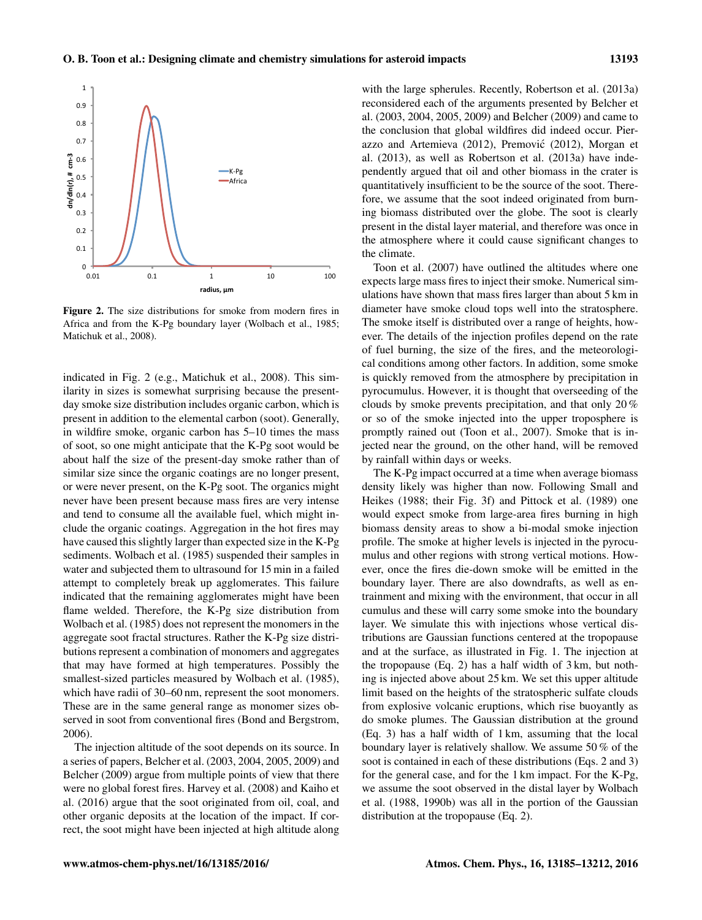Figure 2. The size distributions for smoke from modern fires in Africa and from the K-Pg boundary layer (Wolbach et al., 1985; Matichuk et al., 2008).

indicated in Fig. 2 (e.g., Matichuk et al., 2008). This similarity in sizes is somewhat surprising because the present-day smoke size distribution includes organic carbon, which is present in addition to the elemental carbon (soot). Generally, in wildfire smoke, organic carbon has 5–10 times the mass of soot, so one might anticipate that the K-Pg soot would be about half the size of the present-day smoke rather than of similar size since the organic coatings are no longer present, or were never present, on the K-Pg soot. The organics might never have been present because mass fires are very intense and tend to consume all the available fuel, which might include the organic coatings. Aggregation in the hot fires may have caused this slightly larger than expected size in the K-Pg sediments. Wolbach et al. (1985) suspended their samples in water and subjected them to ultrasound for 15 min in a failed attempt to completely break up agglomerates. This failure indicated that the remaining agglomerates might have been flame welded. Therefore, the K-Pg size distribution from Wolbach et al. (1985) does not represent the monomers in the aggregate soot fractal structures. Rather the K-Pg size distributions represent a combination of monomers and aggregates that may have formed at high temperatures. Possibly the smallest-sized particles measured by Wolbach et al. (1985), which have radii of 30–60 nm, represent the soot monomers. These are in the same general range as monomer sizes observed in soot from conventional fires (Bond and Bergstrom, 2006).

The injection altitude of the soot depends on its source. In a series of papers, Belcher et al. (2003, 2004, 2005, 2009) and Belcher (2009) argue from multiple points of view that there were no global forest fires. Harvey et al. (2008) and Kaiho et al. (2016) argue that the soot originated from oil, coal, and other organic deposits at the location of the impact. If correct, the soot might have been injected at high altitude along with the large spherules. Recently, Robertson et al. (2013a) reconsidered each of the arguments presented by Belcher et al. (2003, 2004, 2005, 2009) and Belcher (2009) and came to the conclusion that global wildfires did indeed occur. Pierazzo and Artemieva (2012), Premović (2012), Morgan et al. (2013), as well as Robertson et al. (2013a) have independently argued that oil and other biomass in the crater is quantitatively insufficient to be the source of the soot. Therefore, we assume that the soot indeed originated from burning biomass distributed over the globe. The soot is clearly present in the distal layer material, and therefore was once in the atmosphere where it could cause significant changes to the climate.

Toon et al. (2007) have outlined the altitudes where one expects large mass fires to inject their smoke. Numerical simulations have shown that mass fires larger than about 5 km in diameter have smoke cloud tops well into the stratosphere. The smoke itself is distributed over a range of heights, however. The details of the injection profiles depend on the rate of fuel burning, the size of the fires, and the meteorological conditions among other factors. In addition, some smoke is quickly removed from the atmosphere by precipitation in pyrocumulus. However, it is thought that overseeding of the clouds by smoke prevents precipitation, and that only 20 % or so of the smoke injected into the upper troposphere is promptly rained out (Toon et al., 2007). Smoke that is injected near the ground, on the other hand, will be removed by rainfall within days or weeks.

The K-Pg impact occurred at a time when average biomass density likely was higher than now. Following Small and Heikes (1988; their Fig. 3f) and Pittock et al. (1989) one would expect smoke from large-area fires burning in high biomass density areas to show a bi-modal smoke injection profile. The smoke at higher levels is injected in the pyrocumulus and other regions with strong vertical motions. However, once the fires die-down smoke will be emitted in the boundary layer. There are also downdrafts, as well as entrainment and mixing with the environment, that occur in all cumulus and these will carry some smoke into the boundary layer. We simulate this with injections whose vertical distributions are Gaussian functions centered at the tropopause and at the surface, as illustrated in Fig. 1. The injection at the tropopause (Eq. 2) has a half width of 3 km, but nothing is injected above about 25 km. We set this upper altitude limit based on the heights of the stratospheric sulfate clouds from explosive volcanic eruptions, which rise buoyantly as do smoke plumes. The Gaussian distribution at the ground (Eq. 3) has a half width of 1 km, assuming that the local boundary layer is relatively shallow. We assume 50 % of the soot is contained in each of these distributions (Eqs. 2 and 3) for the general case, and for the 1 km impact. For the K-Pg, we assume the soot observed in the distal layer by Wolbach et al. (1988, 1990b) was all in the portion of the Gaussian distribution at the tropopause (Eq. 2).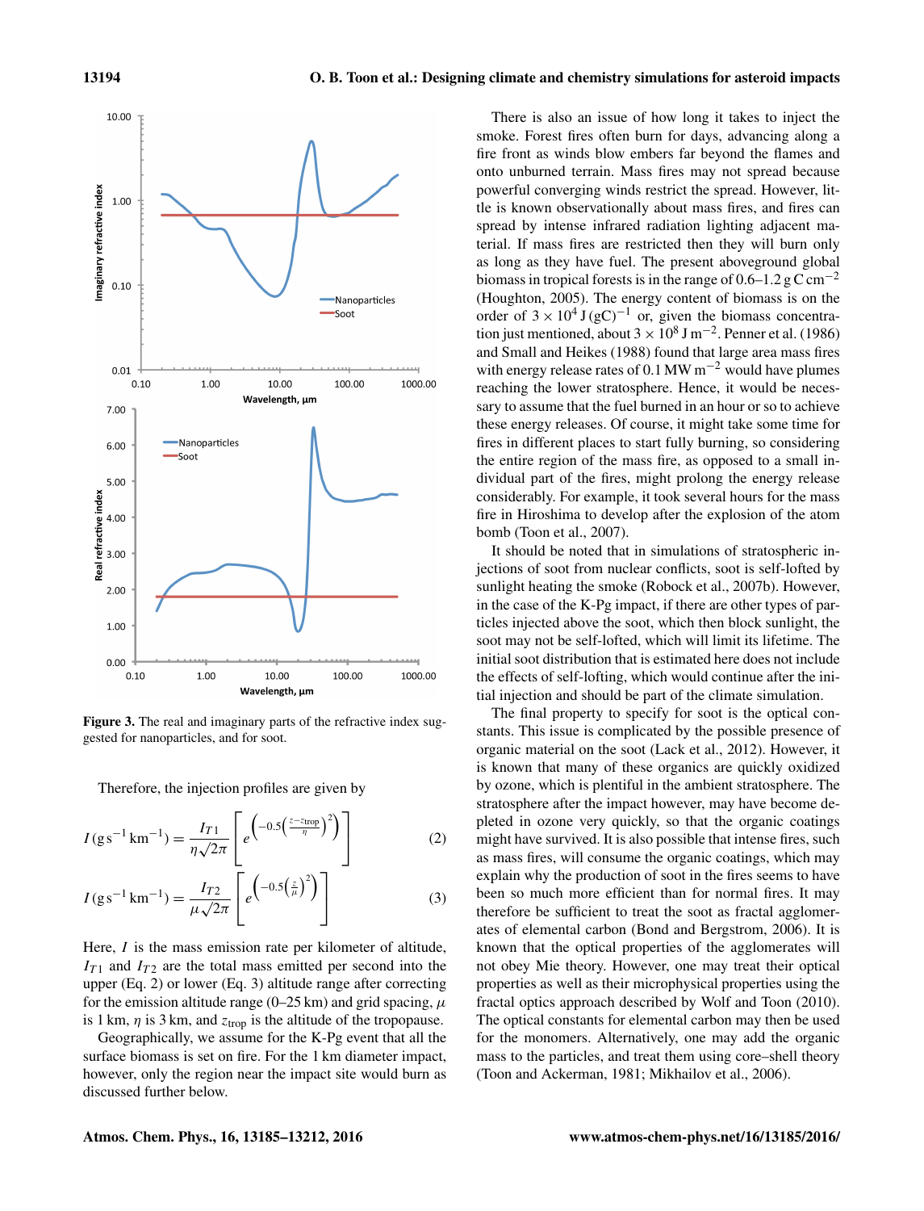Figure 3. The real and imaginary parts of the refractive index suggested for nanoparticles, and for soot.

Therefore, the injection profiles are given by

$$I\,(\mathrm{g\,s^{-1}\,km^{-1}}) = \frac{I_{T1}}{\eta\sqrt{2\pi}}\left[e^{\left(-0.5\left(\frac{z-z_{\mathrm{trop}}}{\eta}\right)^2\right)}\right] \tag{2}$$

$$I\,(\mathrm{g\,s^{-1}\,km^{-1}}) = \frac{I_{T2}}{\mu\sqrt{2\pi}}\left[e^{\left(-0.5\left(\frac{z}{\mu}\right)^2\right)}\right] \tag{3}$$

Here, $I$ is the mass emission rate per kilometer of altitude, $I_{T1}$ and $I_{T2}$ are the total mass emitted per second into the upper (Eq. 2) or lower (Eq. 3) altitude range after correcting for the emission altitude range (0–25 km) and grid spacing, $\mu$ is 1 km, $\eta$ is 3 km, and $z_{\mathrm{trop}}$ is the altitude of the tropopause.

Geographically, we assume for the K-Pg event that all the surface biomass is set on fire. For the 1 km diameter impact, however, only the region near the impact site would burn as discussed further below.

There is also an issue of how long it takes to inject the smoke. Forest fires often burn for days, advancing along a fire front as winds blow embers far beyond the flames and onto unburned terrain. Mass fires may not spread because powerful converging winds restrict the spread. However, little is known observationally about mass fires, and fires can spread by intense infrared radiation lighting adjacent material. If mass fires are restricted then they will burn only as long as they have fuel. The present aboveground global biomass in tropical forests is in the range of 0.6–1.2 $\mathrm{g\,C\,cm^{-2}}$ (Houghton, 2005). The energy content of biomass is on the order of $3\times10^4\,\mathrm{J\,(gC)^{-1}}$ or, given the biomass concentration just mentioned, about $3\times10^8\,\mathrm{J\,m^{-2}}$. Penner et al. (1986) and Small and Heikes (1988) found that large area mass fires with energy release rates of 0.1 $\mathrm{MW\,m^{-2}}$ would have plumes reaching the lower stratosphere. Hence, it would be necessary to assume that the fuel burned in an hour or so to achieve these energy releases. Of course, it might take some time for fires in different places to start fully burning, so considering the entire region of the mass fire, as opposed to a small individual part of the fires, might prolong the energy release considerably. For example, it took several hours for the mass fire in Hiroshima to develop after the explosion of the atom bomb (Toon et al., 2007).

It should be noted that in simulations of stratospheric injections of soot from nuclear conflicts, soot is self-lofted by sunlight heating the smoke (Robock et al., 2007b). However, in the case of the K-Pg impact, if there are other types of particles injected above the soot, which then block sunlight, the soot may not be self-lofted, which will limit its lifetime. The initial soot distribution that is estimated here does not include the effects of self-lofting, which would continue after the initial injection and should be part of the climate simulation.

The final property to specify for soot is the optical constants. This issue is complicated by the possible presence of organic material on the soot (Lack et al., 2012). However, it is known that many of these organics are quickly oxidized by ozone, which is plentiful in the ambient stratosphere. The stratosphere after the impact however, may have become depleted in ozone very quickly, so that the organic coatings might have survived. It is also possible that intense fires, such as mass fires, will consume the organic coatings, which may explain why the production of soot in the fires seems to have been so much more efficient than for normal fires. It may therefore be sufficient to treat the soot as fractal agglomerates of elemental carbon (Bond and Bergstrom, 2006). It is known that the optical properties of the agglomerates will not obey Mie theory. However, one may treat their optical properties as well as their microphysical properties using the fractal optics approach described by Wolf and Toon (2010). The optical constants for elemental carbon may then be used for the monomers. Alternatively, one may add the organic mass to the particles, and treat them using core–shell theory (Toon and Ackerman, 1981; Mikhailov et al., 2006).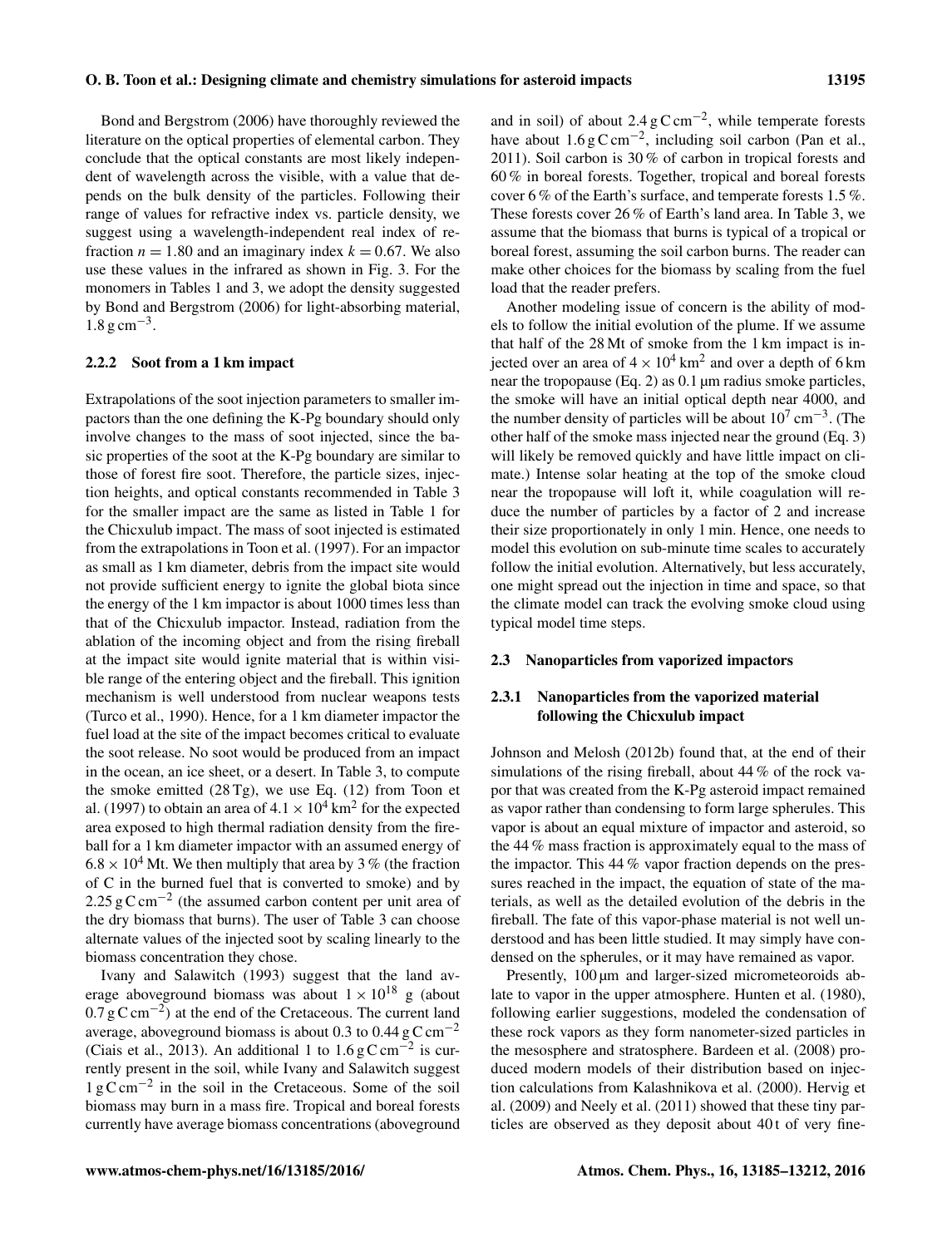Bond and Bergstrom (2006) have thoroughly reviewed the literature on the optical properties of elemental carbon. They conclude that the optical constants are most likely independent of wavelength across the visible, with a value that depends on the bulk density of the particles. Following their range of values for refractive index vs. particle density, we suggest using a wavelength-independent real index of refraction $n = 1.80$ and an imaginary index $k = 0.67$. We also use these values in the infrared as shown in Fig. 3. For the monomers in Tables 1 and 3, we adopt the density suggested by Bond and Bergstrom (2006) for light-absorbing material, $1.8\,\mathrm{g\,cm^{-3}}$.

#### 2.2.2 Soot from a 1 km impact

Extrapolations of the soot injection parameters to smaller impactors than the one defining the K-Pg boundary should only involve changes to the mass of soot injected, since the basic properties of the soot at the K-Pg boundary are similar to those of forest fire soot. Therefore, the particle sizes, injection heights, and optical constants recommended in Table 3 for the smaller impact are the same as listed in Table 1 for the Chicxulub impact. The mass of soot injected is estimated from the extrapolations in Toon et al. (1997). For an impactor as small as 1 km diameter, debris from the impact site would not provide sufficient energy to ignite the global biota since the energy of the 1 km impactor is about 1000 times less than that of the Chicxulub impactor. Instead, radiation from the ablation of the incoming object and from the rising fireball at the impact site would ignite material that is within visible range of the entering object and the fireball. This ignition mechanism is well understood from nuclear weapons tests (Turco et al., 1990). Hence, for a 1 km diameter impactor the fuel load at the site of the impact becomes critical to evaluate the soot release. No soot would be produced from an impact in the ocean, an ice sheet, or a desert. In Table 3, to compute the smoke emitted (28 Tg), we use Eq. (12) from Toon et al. (1997) to obtain an area of $4.1 \times 10^4\,\mathrm{km^2}$ for the expected area exposed to high thermal radiation density from the fireball for a 1 km diameter impactor with an assumed energy of $6.8 \times 10^4$ Mt. We then multiply that area by 3 % (the fraction of C in the burned fuel that is converted to smoke) and by $2.25\,\mathrm{g\,C\,cm^{-2}}$ (the assumed carbon content per unit area of the dry biomass that burns). The user of Table 3 can choose alternate values of the injected soot by scaling linearly to the biomass concentration they chose.

Ivany and Salawitch (1993) suggest that the land average aboveground biomass was about $1 \times 10^{18}$ g (about $0.7\,\mathrm{g\,C\,cm^{-2}}$) at the end of the Cretaceous. The current land average, aboveground biomass is about 0.3 to $0.44\,\mathrm{g\,C\,cm^{-2}}$ (Ciais et al., 2013). An additional 1 to $1.6\,\mathrm{g\,C\,cm^{-2}}$ is currently present in the soil, while Ivany and Salawitch suggest $1\,\mathrm{g\,C\,cm^{-2}}$ in the soil in the Cretaceous. Some of the soil biomass may burn in a mass fire. Tropical and boreal forests currently have average biomass concentrations (aboveground and in soil) of about $2.4\,\mathrm{g\,C\,cm^{-2}}$, while temperate forests have about $1.6\,\mathrm{g\,C\,cm^{-2}}$, including soil carbon (Pan et al., 2011). Soil carbon is 30 % of carbon in tropical forests and 60 % in boreal forests. Together, tropical and boreal forests cover 6 % of the Earth's surface, and temperate forests 1.5 %. These forests cover 26 % of Earth's land area. In Table 3, we assume that the biomass that burns is typical of a tropical or boreal forest, assuming the soil carbon burns. The reader can make other choices for the biomass by scaling from the fuel load that the reader prefers.

Another modeling issue of concern is the ability of models to follow the initial evolution of the plume. If we assume that half of the 28 Mt of smoke from the 1 km impact is injected over an area of $4 \times 10^4\,\mathrm{km^2}$ and over a depth of 6 km near the tropopause (Eq. 2) as 0.1 µm radius smoke particles, the smoke will have an initial optical depth near 4000, and the number density of particles will be about $10^7\,\mathrm{cm^{-3}}$. (The other half of the smoke mass injected near the ground (Eq. 3) will likely be removed quickly and have little impact on climate.) Intense solar heating at the top of the smoke cloud near the tropopause will loft it, while coagulation will reduce the number of particles by a factor of 2 and increase their size proportionately in only 1 min. Hence, one needs to model this evolution on sub-minute time scales to accurately follow the initial evolution. Alternatively, but less accurately, one might spread out the injection in time and space, so that the climate model can track the evolving smoke cloud using typical model time steps.

### 2.3 Nanoparticles from vaporized impactors

#### 2.3.1 Nanoparticles from the vaporized material following the Chicxulub impact

Johnson and Melosh (2012b) found that, at the end of their simulations of the rising fireball, about 44 % of the rock vapor that was created from the K-Pg asteroid impact remained as vapor rather than condensing to form large spherules. This vapor is about an equal mixture of impactor and asteroid, so the 44 % mass fraction is approximately equal to the mass of the impactor. This 44 % vapor fraction depends on the pressures reached in the impact, the equation of state of the materials, as well as the detailed evolution of the debris in the fireball. The fate of this vapor-phase material is not well understood and has been little studied. It may simply have condensed on the spherules, or it may have remained as vapor.

Presently, 100 µm and larger-sized micrometeoroids ablate to vapor in the upper atmosphere. Hunten et al. (1980), following earlier suggestions, modeled the condensation of these rock vapors as they form nanometer-sized particles in the mesosphere and stratosphere. Bardeen et al. (2008) produced modern models of their distribution based on injection calculations from Kalashnikova et al. (2000). Hervig et al. (2009) and Neely et al. (2011) showed that these tiny particles are observed as they deposit about 40 t of very fine-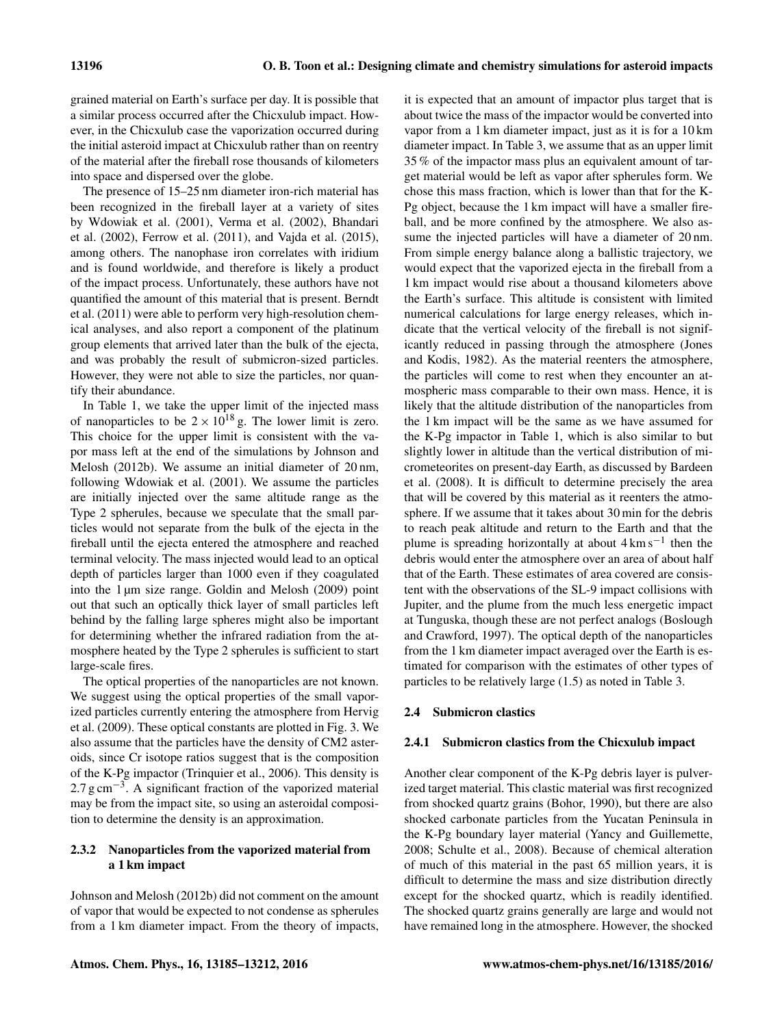grained material on Earth's surface per day. It is possible that a similar process occurred after the Chicxulub impact. However, in the Chicxulub case the vaporization occurred during the initial asteroid impact at Chicxulub rather than on reentry of the material after the fireball rose thousands of kilometers into space and dispersed over the globe.

The presence of 15–25 nm diameter iron-rich material has been recognized in the fireball layer at a variety of sites by Wdowiak et al. (2001), Verma et al. (2002), Bhandari et al. (2002), Ferrow et al. (2011), and Vajda et al. (2015), among others. The nanophase iron correlates with iridium and is found worldwide, and therefore is likely a product of the impact process. Unfortunately, these authors have not quantified the amount of this material that is present. Berndt et al. (2011) were able to perform very high-resolution chemical analyses, and also report a component of the platinum group elements that arrived later than the bulk of the ejecta, and was probably the result of submicron-sized particles. However, they were not able to size the particles, nor quantify their abundance.

In Table 1, we take the upper limit of the injected mass of nanoparticles to be $2 \times 10^{18}$ g. The lower limit is zero. This choice for the upper limit is consistent with the vapor mass left at the end of the simulations by Johnson and Melosh (2012b). We assume an initial diameter of 20 nm, following Wdowiak et al. (2001). We assume the particles are initially injected over the same altitude range as the Type 2 spherules, because we speculate that the small particles would not separate from the bulk of the ejecta in the fireball until the ejecta entered the atmosphere and reached terminal velocity. The mass injected would lead to an optical depth of particles larger than 1000 even if they coagulated into the 1 µm size range. Goldin and Melosh (2009) point out that such an optically thick layer of small particles left behind by the falling large spheres might also be important for determining whether the infrared radiation from the atmosphere heated by the Type 2 spherules is sufficient to start large-scale fires.

The optical properties of the nanoparticles are not known. We suggest using the optical properties of the small vaporized particles currently entering the atmosphere from Hervig et al. (2009). These optical constants are plotted in Fig. 3. We also assume that the particles have the density of CM2 asteroids, since Cr isotope ratios suggest that is the composition of the K-Pg impactor (Trinquier et al., 2006). This density is $2.7\,\mathrm{g\,cm^{-3}}$. A significant fraction of the vaporized material may be from the impact site, so using an asteroidal composition to determine the density is an approximation.

#### 2.3.2 Nanoparticles from the vaporized material from a 1 km impact

Johnson and Melosh (2012b) did not comment on the amount of vapor that would be expected to not condense as spherules from a 1 km diameter impact. From the theory of impacts, it is expected that an amount of impactor plus target that is about twice the mass of the impactor would be converted into vapor from a 1 km diameter impact, just as it is for a 10 km diameter impact. In Table 3, we assume that as an upper limit 35 % of the impactor mass plus an equivalent amount of target material would be left as vapor after spherules form. We chose this mass fraction, which is lower than that for the K-Pg object, because the 1 km impact will have a smaller fireball, and be more confined by the atmosphere. We also assume the injected particles will have a diameter of 20 nm. From simple energy balance along a ballistic trajectory, we would expect that the vaporized ejecta in the fireball from a 1 km impact would rise about a thousand kilometers above the Earth's surface. This altitude is consistent with limited numerical calculations for large energy releases, which indicate that the vertical velocity of the fireball is not significantly reduced in passing through the atmosphere (Jones and Kodis, 1982). As the material reenters the atmosphere, the particles will come to rest when they encounter an atmospheric mass comparable to their own mass. Hence, it is likely that the altitude distribution of the nanoparticles from the 1 km impact will be the same as we have assumed for the K-Pg impactor in Table 1, which is also similar to but slightly lower in altitude than the vertical distribution of micrometeorites on present-day Earth, as discussed by Bardeen et al. (2008). It is difficult to determine precisely the area that will be covered by this material as it reenters the atmosphere. If we assume that it takes about 30 min for the debris to reach peak altitude and return to the Earth and that the plume is spreading horizontally at about $4\,\mathrm{km\,s^{-1}}$ then the debris would enter the atmosphere over an area of about half that of the Earth. These estimates of area covered are consistent with the observations of the SL-9 impact collisions with Jupiter, and the plume from the much less energetic impact at Tunguska, though these are not perfect analogs (Boslough and Crawford, 1997). The optical depth of the nanoparticles from the 1 km diameter impact averaged over the Earth is estimated for comparison with the estimates of other types of particles to be relatively large (1.5) as noted in Table 3.

### 2.4 Submicron clastics

#### 2.4.1 Submicron clastics from the Chicxulub impact

Another clear component of the K-Pg debris layer is pulverized target material. This clastic material was first recognized from shocked quartz grains (Bohor, 1990), but there are also shocked carbonate particles from the Yucatan Peninsula in the K-Pg boundary layer material (Yancy and Guillemette, 2008; Schulte et al., 2008). Because of chemical alteration of much of this material in the past 65 million years, it is difficult to determine the mass and size distribution directly except for the shocked quartz, which is readily identified. The shocked quartz grains generally are large and would not have remained long in the atmosphere. However, the shocked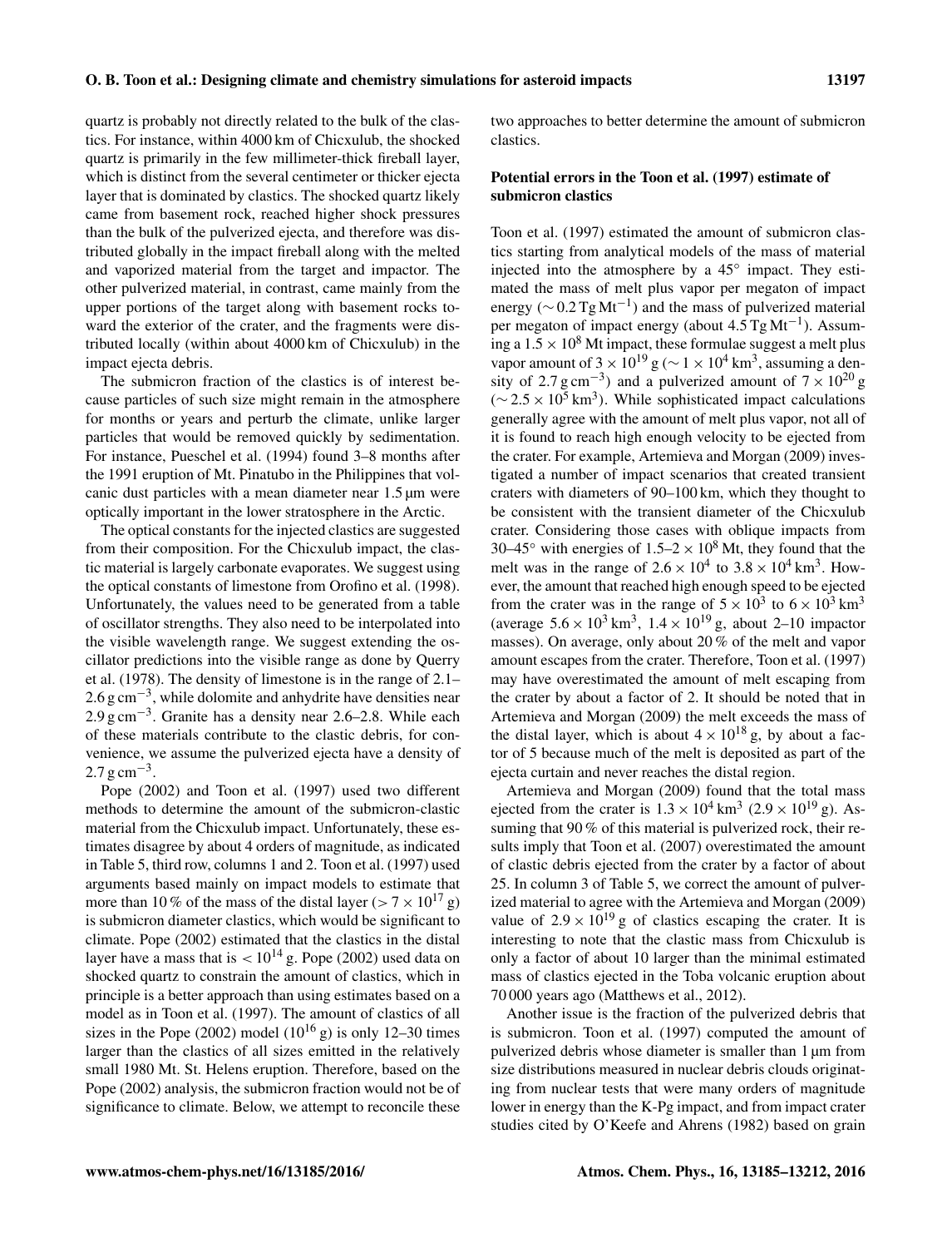quartz is probably not directly related to the bulk of the clastics. For instance, within 4000 km of Chicxulub, the shocked quartz is primarily in the few millimeter-thick fireball layer, which is distinct from the several centimeter or thicker ejecta layer that is dominated by clastics. The shocked quartz likely came from basement rock, reached higher shock pressures than the bulk of the pulverized ejecta, and therefore was distributed globally in the impact fireball along with the melted and vaporized material from the target and impactor. The other pulverized material, in contrast, came mainly from the upper portions of the target along with basement rocks toward the exterior of the crater, and the fragments were distributed locally (within about 4000 km of Chicxulub) in the impact ejecta debris.

The submicron fraction of the clastics is of interest because particles of such size might remain in the atmosphere for months or years and perturb the climate, unlike larger particles that would be removed quickly by sedimentation. For instance, Pueschel et al. (1994) found 3–8 months after the 1991 eruption of Mt. Pinatubo in the Philippines that volcanic dust particles with a mean diameter near 1.5 µm were optically important in the lower stratosphere in the Arctic.

The optical constants for the injected clastics are suggested from their composition. For the Chicxulub impact, the clastic material is largely carbonate evaporates. We suggest using the optical constants of limestone from Orofino et al. (1998). Unfortunately, the values need to be generated from a table of oscillator strengths. They also need to be interpolated into the visible wavelength range. We suggest extending the oscillator predictions into the visible range as done by Querry et al. (1978). The density of limestone is in the range of 2.1–2.6 $\mathrm{g\,cm^{-3}}$, while dolomite and anhydrite have densities near 2.9 $\mathrm{g\,cm^{-3}}$. Granite has a density near 2.6–2.8. While each of these materials contribute to the clastic debris, for convenience, we assume the pulverized ejecta have a density of 2.7 $\mathrm{g\,cm^{-3}}$.

Pope (2002) and Toon et al. (1997) used two different methods to determine the amount of the submicron-clastic material from the Chicxulub impact. Unfortunately, these estimates disagree by about 4 orders of magnitude, as indicated in Table 5, third row, columns 1 and 2. Toon et al. (1997) used arguments based mainly on impact models to estimate that more than 10 % of the mass of the distal layer ($> 7 \times 10^{17}$ g) is submicron diameter clastics, which would be significant to climate. Pope (2002) estimated that the clastics in the distal layer have a mass that is $< 10^{14}$ g. Pope (2002) used data on shocked quartz to constrain the amount of clastics, which in principle is a better approach than using estimates based on a model as in Toon et al. (1997). The amount of clastics of all sizes in the Pope (2002) model ($10^{16}$ g) is only 12–30 times larger than the clastics of all sizes emitted in the relatively small 1980 Mt. St. Helens eruption. Therefore, based on the Pope (2002) analysis, the submicron fraction would not be of significance to climate. Below, we attempt to reconcile these two approaches to better determine the amount of submicron clastics.

**Potential errors in the Toon et al. (1997) estimate of submicron clastics**

Toon et al. (1997) estimated the amount of submicron clastics starting from analytical models of the mass of material injected into the atmosphere by a 45° impact. They estimated the mass of melt plus vapor per megaton of impact energy ($\sim 0.2\,\mathrm{Tg\,Mt^{-1}}$) and the mass of pulverized material per megaton of impact energy (about $4.5\,\mathrm{Tg\,Mt^{-1}}$). Assuming a $1.5 \times 10^8$ Mt impact, these formulae suggest a melt plus vapor amount of $3 \times 10^{19}$ g ($\sim 1 \times 10^4\,\mathrm{km^3}$, assuming a density of 2.7 $\mathrm{g\,cm^{-3}}$) and a pulverized amount of $7 \times 10^{20}$ g ($\sim 2.5 \times 10^5\,\mathrm{km^3}$). While sophisticated impact calculations generally agree with the amount of melt plus vapor, not all of it is found to reach high enough velocity to be ejected from the crater. For example, Artemieva and Morgan (2009) investigated a number of impact scenarios that created transient craters with diameters of 90–100 km, which they thought to be consistent with the transient diameter of the Chicxulub crater. Considering those cases with oblique impacts from 30–45° with energies of $1.5\text{–}2 \times 10^8$ Mt, they found that the melt was in the range of $2.6 \times 10^4$ to $3.8 \times 10^4\,\mathrm{km^3}$. However, the amount that reached high enough speed to be ejected from the crater was in the range of $5 \times 10^3$ to $6 \times 10^3\,\mathrm{km^3}$ (average $5.6 \times 10^3\,\mathrm{km^3}$, $1.4 \times 10^{19}$ g, about 2–10 impactor masses). On average, only about 20 % of the melt and vapor amount escapes from the crater. Therefore, Toon et al. (1997) may have overestimated the amount of melt escaping from the crater by about a factor of 2. It should be noted that in Artemieva and Morgan (2009) the melt exceeds the mass of the distal layer, which is about $4 \times 10^{18}$ g, by about a factor of 5 because much of the melt is deposited as part of the ejecta curtain and never reaches the distal region.

Artemieva and Morgan (2009) found that the total mass ejected from the crater is $1.3 \times 10^4\,\mathrm{km^3}$ ($2.9 \times 10^{19}$ g). Assuming that 90 % of this material is pulverized rock, their results imply that Toon et al. (2007) overestimated the amount of clastic debris ejected from the crater by a factor of about 25. In column 3 of Table 5, we correct the amount of pulverized material to agree with the Artemieva and Morgan (2009) value of $2.9 \times 10^{19}$ g of clastics escaping the crater. It is interesting to note that the clastic mass from Chicxulub is only a factor of about 10 larger than the minimal estimated mass of clastics ejected in the Toba volcanic eruption about 70 000 years ago (Matthews et al., 2012).

Another issue is the fraction of the pulverized debris that is submicron. Toon et al. (1997) computed the amount of pulverized debris whose diameter is smaller than 1 µm from size distributions measured in nuclear debris clouds originating from nuclear tests that were many orders of magnitude lower in energy than the K-Pg impact, and from impact crater studies cited by O'Keefe and Ahrens (1982) based on grain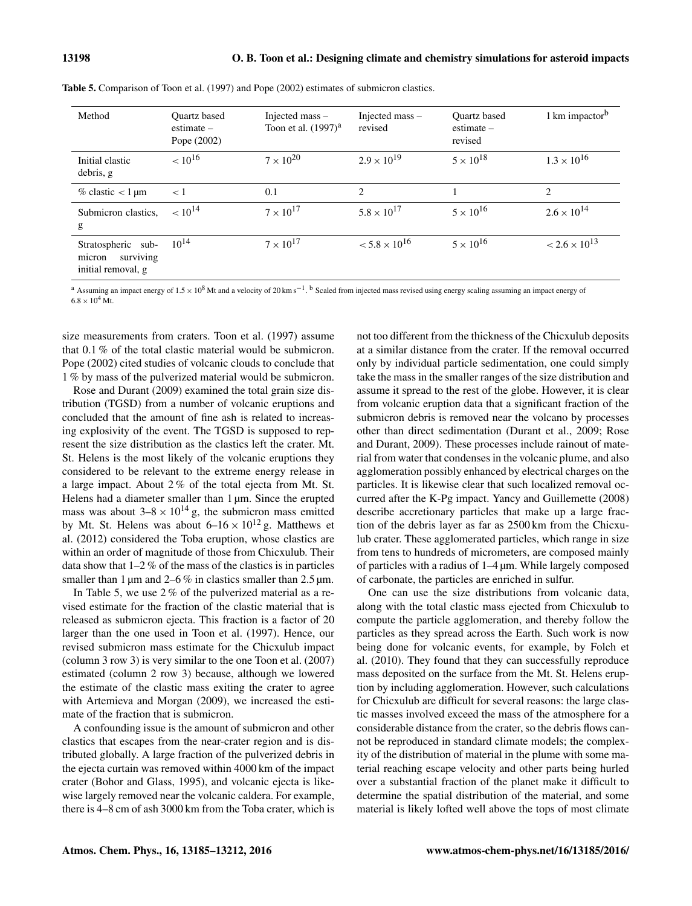**Table 5.** Comparison of Toon et al. (1997) and Pope (2002) estimates of submicron clastics.

| Method | Quartz based estimate – Pope (2002) | Injected mass – Toon et al. (1997)[a] | Injected mass – revised | Quartz based estimate – revised | 1 km impactor[b] |
|---|---|---|---|---|---|
| Initial clastic debris, g | $< 10^{16}$ | $7 \times 10^{20}$ | $2.9 \times 10^{19}$ | $5 \times 10^{18}$ | $1.3 \times 10^{16}$ |
| % clastic $< 1\,\mu$m | $< 1$ | 0.1 | 2 | 1 | 2 |
| Submicron clastics, g | $< 10^{14}$ | $7 \times 10^{17}$ | $5.8 \times 10^{17}$ | $5 \times 10^{16}$ | $2.6 \times 10^{14}$ |
| Stratospheric submicron surviving initial removal, g | $10^{14}$ | $7 \times 10^{17}$ | $< 5.8 \times 10^{16}$ | $5 \times 10^{16}$ | $< 2.6 \times 10^{13}$ |

[a] Assuming an impact energy of $1.5 \times 10^8$ Mt and a velocity of $20\,\mathrm{km\,s^{-1}}$. [b] Scaled from injected mass revised using energy scaling assuming an impact energy of $6.8 \times 10^4$ Mt.

size measurements from craters. Toon et al. (1997) assume that 0.1 % of the total clastic material would be submicron. Pope (2002) cited studies of volcanic clouds to conclude that 1 % by mass of the pulverized material would be submicron.

Rose and Durant (2009) examined the total grain size distribution (TGSD) from a number of volcanic eruptions and concluded that the amount of fine ash is related to increasing explosivity of the event. The TGSD is supposed to represent the size distribution as the clastics left the crater. Mt. St. Helens is the most likely of the volcanic eruptions they considered to be relevant to the extreme energy release in a large impact. About 2 % of the total ejecta from Mt. St. Helens had a diameter smaller than $1\,\mu$m. Since the erupted mass was about $3–8 \times 10^{14}$ g, the submicron mass emitted by Mt. St. Helens was about $6–16 \times 10^{12}$ g. Matthews et al. (2012) considered the Toba eruption, whose clastics are within an order of magnitude of those from Chicxulub. Their data show that 1–2 % of the mass of the clastics is in particles smaller than $1\,\mu$m and 2–6 % in clastics smaller than $2.5\,\mu$m.

In Table 5, we use 2 % of the pulverized material as a revised estimate for the fraction of the clastic material that is released as submicron ejecta. This fraction is a factor of 20 larger than the one used in Toon et al. (1997). Hence, our revised submicron mass estimate for the Chicxulub impact (column 3 row 3) is very similar to the one Toon et al. (2007) estimated (column 2 row 3) because, although we lowered the estimate of the clastic mass exiting the crater to agree with Artemieva and Morgan (2009), we increased the estimate of the fraction that is submicron.

A confounding issue is the amount of submicron and other clastics that escapes from the near-crater region and is distributed globally. A large fraction of the pulverized debris in the ejecta curtain was removed within 4000 km of the impact crater (Bohor and Glass, 1995), and volcanic ejecta is likewise largely removed near the volcanic caldera. For example, there is 4–8 cm of ash 3000 km from the Toba crater, which is not too different from the thickness of the Chicxulub deposits at a similar distance from the crater. If the removal occurred only by individual particle sedimentation, one could simply take the mass in the smaller ranges of the size distribution and assume it spread to the rest of the globe. However, it is clear from volcanic eruption data that a significant fraction of the submicron debris is removed near the volcano by processes other than direct sedimentation (Durant et al., 2009; Rose and Durant, 2009). These processes include rainout of material from water that condenses in the volcanic plume, and also agglomeration possibly enhanced by electrical charges on the particles. It is likewise clear that such localized removal occurred after the K-Pg impact. Yancy and Guillemette (2008) describe accretionary particles that make up a large fraction of the debris layer as far as 2500 km from the Chicxulub crater. These agglomerated particles, which range in size from tens to hundreds of micrometers, are composed mainly of particles with a radius of $1–4\,\mu$m. While largely composed of carbonate, the particles are enriched in sulfur.

One can use the size distributions from volcanic data, along with the total clastic mass ejected from Chicxulub to compute the particle agglomeration, and thereby follow the particles as they spread across the Earth. Such work is now being done for volcanic events, for example, by Folch et al. (2010). They found that they can successfully reproduce mass deposited on the surface from the Mt. St. Helens eruption by including agglomeration. However, such calculations for Chicxulub are difficult for several reasons: the large clastic masses involved exceed the mass of the atmosphere for a considerable distance from the crater, so the debris flows cannot be reproduced in standard climate models; the complexity of the distribution of material in the plume with some material reaching escape velocity and other parts being hurled over a substantial fraction of the planet make it difficult to determine the spatial distribution of the material, and some material is likely lofted well above the tops of most climate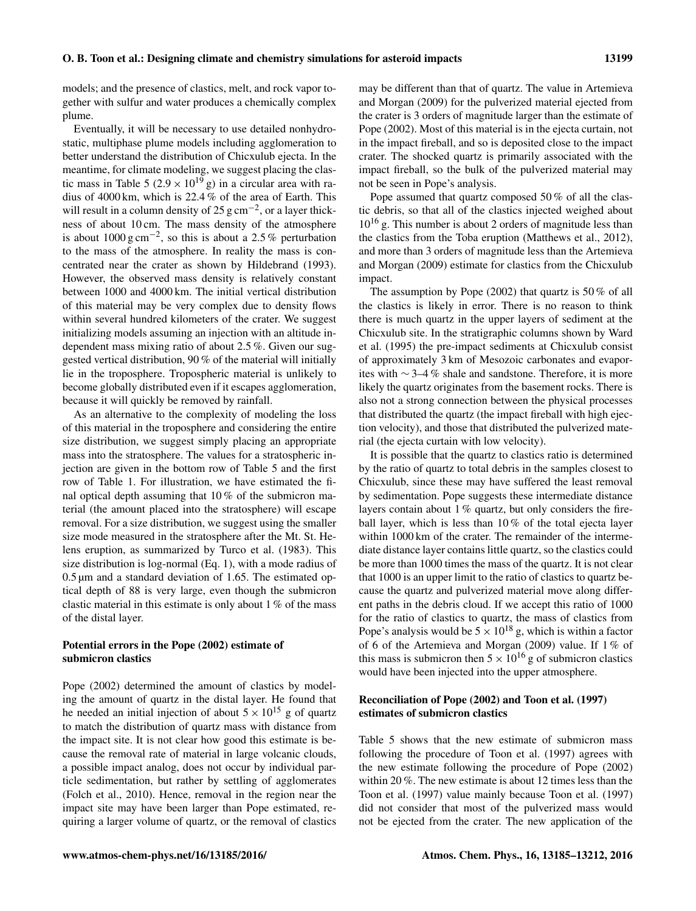models; and the presence of clastics, melt, and rock vapor together with sulfur and water produces a chemically complex plume.

Eventually, it will be necessary to use detailed nonhydrostatic, multiphase plume models including agglomeration to better understand the distribution of Chicxulub ejecta. In the meantime, for climate modeling, we suggest placing the clastic mass in Table 5 ($2.9 \times 10^{19}$ g) in a circular area with radius of 4000 km, which is 22.4 % of the area of Earth. This will result in a column density of 25 g cm$^{-2}$, or a layer thickness of about 10 cm. The mass density of the atmosphere is about 1000 g cm$^{-2}$, so this is about a 2.5 % perturbation to the mass of the atmosphere. In reality the mass is concentrated near the crater as shown by Hildebrand (1993). However, the observed mass density is relatively constant between 1000 and 4000 km. The initial vertical distribution of this material may be very complex due to density flows within several hundred kilometers of the crater. We suggest initializing models assuming an injection with an altitude independent mass mixing ratio of about 2.5 %. Given our suggested vertical distribution, 90 % of the material will initially lie in the troposphere. Tropospheric material is unlikely to become globally distributed even if it escapes agglomeration, because it will quickly be removed by rainfall.

As an alternative to the complexity of modeling the loss of this material in the troposphere and considering the entire size distribution, we suggest simply placing an appropriate mass into the stratosphere. The values for a stratospheric injection are given in the bottom row of Table 5 and the first row of Table 1. For illustration, we have estimated the final optical depth assuming that 10 % of the submicron material (the amount placed into the stratosphere) will escape removal. For a size distribution, we suggest using the smaller size mode measured in the stratosphere after the Mt. St. Helens eruption, as summarized by Turco et al. (1983). This size distribution is log-normal (Eq. 1), with a mode radius of 0.5 µm and a standard deviation of 1.65. The estimated optical depth of 88 is very large, even though the submicron clastic material in this estimate is only about 1 % of the mass of the distal layer.

### Potential errors in the Pope (2002) estimate of submicron clastics

Pope (2002) determined the amount of clastics by modeling the amount of quartz in the distal layer. He found that he needed an initial injection of about $5 \times 10^{15}$ g of quartz to match the distribution of quartz mass with distance from the impact site. It is not clear how good this estimate is because the removal rate of material in large volcanic clouds, a possible impact analog, does not occur by individual particle sedimentation, but rather by settling of agglomerates (Folch et al., 2010). Hence, removal in the region near the impact site may have been larger than Pope estimated, requiring a larger volume of quartz, or the removal of clastics may be different than that of quartz. The value in Artemieva and Morgan (2009) for the pulverized material ejected from the crater is 3 orders of magnitude larger than the estimate of Pope (2002). Most of this material is in the ejecta curtain, not in the impact fireball, and so is deposited close to the impact crater. The shocked quartz is primarily associated with the impact fireball, so the bulk of the pulverized material may not be seen in Pope's analysis.

Pope assumed that quartz composed 50 % of all the clastic debris, so that all of the clastics injected weighed about $10^{16}$ g. This number is about 2 orders of magnitude less than the clastics from the Toba eruption (Matthews et al., 2012), and more than 3 orders of magnitude less than the Artemieva and Morgan (2009) estimate for clastics from the Chicxulub impact.

The assumption by Pope (2002) that quartz is 50 % of all the clastics is likely in error. There is no reason to think there is much quartz in the upper layers of sediment at the Chicxulub site. In the stratigraphic columns shown by Ward et al. (1995) the pre-impact sediments at Chicxulub consist of approximately 3 km of Mesozoic carbonates and evaporites with $\sim$3–4 % shale and sandstone. Therefore, it is more likely the quartz originates from the basement rocks. There is also not a strong connection between the physical processes that distributed the quartz (the impact fireball with high ejection velocity), and those that distributed the pulverized material (the ejecta curtain with low velocity).

It is possible that the quartz to clastics ratio is determined by the ratio of quartz to total debris in the samples closest to Chicxulub, since these may have suffered the least removal by sedimentation. Pope suggests these intermediate distance layers contain about 1 % quartz, but only considers the fireball layer, which is less than 10 % of the total ejecta layer within 1000 km of the crater. The remainder of the intermediate distance layer contains little quartz, so the clastics could be more than 1000 times the mass of the quartz. It is not clear that 1000 is an upper limit to the ratio of clastics to quartz because the quartz and pulverized material move along different paths in the debris cloud. If we accept this ratio of 1000 for the ratio of clastics to quartz, the mass of clastics from Pope's analysis would be $5 \times 10^{18}$ g, which is within a factor of 6 of the Artemieva and Morgan (2009) value. If 1 % of this mass is submicron then $5 \times 10^{16}$ g of submicron clastics would have been injected into the upper atmosphere.

### Reconciliation of Pope (2002) and Toon et al. (1997) estimates of submicron clastics

Table 5 shows that the new estimate of submicron mass following the procedure of Toon et al. (1997) agrees with the new estimate following the procedure of Pope (2002) within 20 %. The new estimate is about 12 times less than the Toon et al. (1997) value mainly because Toon et al. (1997) did not consider that most of the pulverized mass would not be ejected from the crater. The new application of the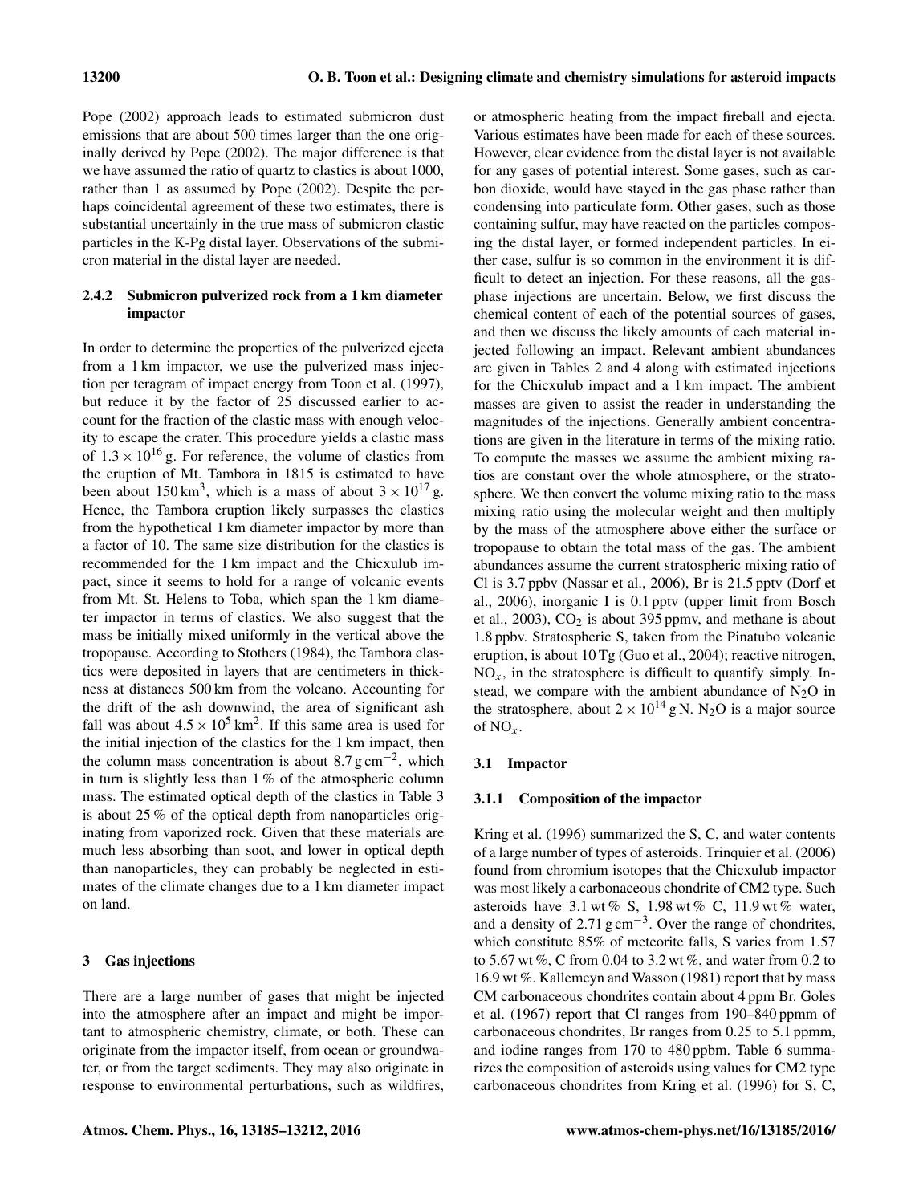Pope (2002) approach leads to estimated submicron dust emissions that are about 500 times larger than the one originally derived by Pope (2002). The major difference is that we have assumed the ratio of quartz to clastics is about 1000, rather than 1 as assumed by Pope (2002). Despite the perhaps coincidental agreement of these two estimates, there is substantial uncertainly in the true mass of submicron clastic particles in the K-Pg distal layer. Observations of the submicron material in the distal layer are needed.

#### 2.4.2 Submicron pulverized rock from a 1 km diameter impactor

In order to determine the properties of the pulverized ejecta from a 1 km impactor, we use the pulverized mass injection per teragram of impact energy from Toon et al. (1997), but reduce it by the factor of 25 discussed earlier to account for the fraction of the clastic mass with enough velocity to escape the crater. This procedure yields a clastic mass of $1.3 \times 10^{16}$ g. For reference, the volume of clastics from the eruption of Mt. Tambora in 1815 is estimated to have been about 150 km$^3$, which is a mass of about $3 \times 10^{17}$ g. Hence, the Tambora eruption likely surpasses the clastics from the hypothetical 1 km diameter impactor by more than a factor of 10. The same size distribution for the clastics is recommended for the 1 km impact and the Chicxulub impact, since it seems to hold for a range of volcanic events from Mt. St. Helens to Toba, which span the 1 km diameter impactor in terms of clastics. We also suggest that the mass be initially mixed uniformly in the vertical above the tropopause. According to Stothers (1984), the Tambora clastics were deposited in layers that are centimeters in thickness at distances 500 km from the volcano. Accounting for the drift of the ash downwind, the area of significant ash fall was about $4.5 \times 10^5$ km$^2$. If this same area is used for the initial injection of the clastics for the 1 km impact, then the column mass concentration is about 8.7 g cm$^{-2}$, which in turn is slightly less than 1 % of the atmospheric column mass. The estimated optical depth of the clastics in Table 3 is about 25 % of the optical depth from nanoparticles originating from vaporized rock. Given that these materials are much less absorbing than soot, and lower in optical depth than nanoparticles, they can probably be neglected in estimates of the climate changes due to a 1 km diameter impact on land.

## 3 Gas injections

There are a large number of gases that might be injected into the atmosphere after an impact and might be important to atmospheric chemistry, climate, or both. These can originate from the impactor itself, from ocean or groundwater, or from the target sediments. They may also originate in response to environmental perturbations, such as wildfires, or atmospheric heating from the impact fireball and ejecta. Various estimates have been made for each of these sources. However, clear evidence from the distal layer is not available for any gases of potential interest. Some gases, such as carbon dioxide, would have stayed in the gas phase rather than condensing into particulate form. Other gases, such as those containing sulfur, may have reacted on the particles composing the distal layer, or formed independent particles. In either case, sulfur is so common in the environment it is difficult to detect an injection. For these reasons, all the gas-phase injections are uncertain. Below, we first discuss the chemical content of each of the potential sources of gases, and then we discuss the likely amounts of each material injected following an impact. Relevant ambient abundances are given in Tables 2 and 4 along with estimated injections for the Chicxulub impact and a 1 km impact. The ambient masses are given to assist the reader in understanding the magnitudes of the injections. Generally ambient concentrations are given in the literature in terms of the mixing ratio. To compute the masses we assume the ambient mixing ratios are constant over the whole atmosphere, or the stratosphere. We then convert the volume mixing ratio to the mass mixing ratio using the molecular weight and then multiply by the mass of the atmosphere above either the surface or tropopause to obtain the total mass of the gas. The ambient abundances assume the current stratospheric mixing ratio of Cl is 3.7 ppbv (Nassar et al., 2006), Br is 21.5 pptv (Dorf et al., 2006), inorganic I is 0.1 pptv (upper limit from Bosch et al., 2003), $CO_2$ is about 395 ppmv, and methane is about 1.8 ppbv. Stratospheric S, taken from the Pinatubo volcanic eruption, is about 10 Tg (Guo et al., 2004); reactive nitrogen, $NO_x$, in the stratosphere is difficult to quantify simply. Instead, we compare with the ambient abundance of $N_2O$ in the stratosphere, about $2 \times 10^{14}$ g N. $N_2O$ is a major source of $NO_x$.

### 3.1 Impactor

#### 3.1.1 Composition of the impactor

Kring et al. (1996) summarized the S, C, and water contents of a large number of types of asteroids. Trinquier et al. (2006) found from chromium isotopes that the Chicxulub impactor was most likely a carbonaceous chondrite of CM2 type. Such asteroids have 3.1 wt % S, 1.98 wt % C, 11.9 wt % water, and a density of 2.71 g cm$^{-3}$. Over the range of chondrites, which constitute 85% of meteorite falls, S varies from 1.57 to 5.67 wt %, C from 0.04 to 3.2 wt %, and water from 0.2 to 16.9 wt %. Kallemeyn and Wasson (1981) report that by mass CM carbonaceous chondrites contain about 4 ppm Br. Goles et al. (1967) report that Cl ranges from 190–840 ppmm of carbonaceous chondrites, Br ranges from 0.25 to 5.1 ppmm, and iodine ranges from 170 to 480 ppbm. Table 6 summarizes the composition of asteroids using values for CM2 type carbonaceous chondrites from Kring et al. (1996) for S, C,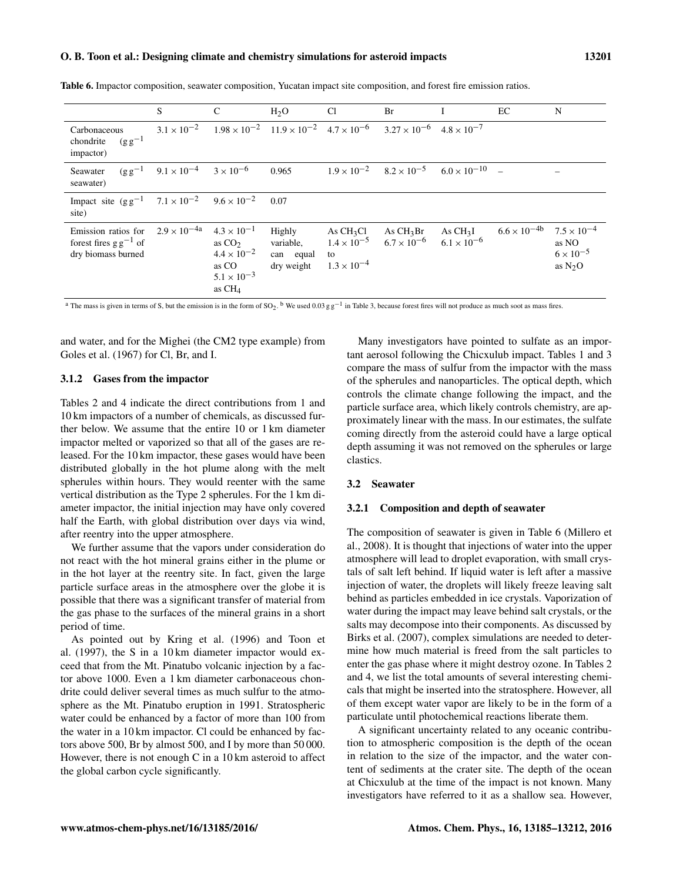**Table 6.** Impactor composition, seawater composition, Yucatan impact site composition, and forest fire emission ratios.

| | S | C | $H_2O$ | Cl | Br | I | EC | N |
|---|---|---|---|---|---|---|---|---|
| Carbonaceous chondrite ($g\,g^{-1}$ impactor) | $3.1 \times 10^{-2}$ | $1.98 \times 10^{-2}$ | $11.9 \times 10^{-2}$ | $4.7 \times 10^{-6}$ | $3.27 \times 10^{-6}$ | $4.8 \times 10^{-7}$ | | |
| Seawater ($g\,g^{-1}$ seawater) | $9.1 \times 10^{-4}$ | $3 \times 10^{-6}$ | 0.965 | $1.9 \times 10^{-2}$ | $8.2 \times 10^{-5}$ | $6.0 \times 10^{-10}$ | – | – |
| Impact site ($g\,g^{-1}$ site) | $7.1 \times 10^{-2}$ | $9.6 \times 10^{-2}$ | 0.07 | | | | | |
| Emission ratios for forest fires $g\,g^{-1}$ of dry biomass burned | $2.9 \times 10^{-4a}$ | $4.3 \times 10^{-1}$ as $CO_2$ $4.4 \times 10^{-2}$ as CO $5.1 \times 10^{-3}$ as $CH_4$ | Highly variable, can equal dry weight | As $CH_3Cl$ $1.4 \times 10^{-5}$ to $1.3 \times 10^{-4}$ | As $CH_3Br$ $6.7 \times 10^{-6}$ | As $CH_3I$ $6.1 \times 10^{-6}$ | $6.6 \times 10^{-4b}$ | $7.5 \times 10^{-4}$ as NO $6 \times 10^{-5}$ as $N_2O$ |

[a] The mass is given in terms of S, but the emission is in the form of $SO_2$. [b] We used $0.03\,g\,g^{-1}$ in Table 3, because forest fires will not produce as much soot as mass fires.

and water, and for the Mighei (the CM2 type example) from Goles et al. (1967) for Cl, Br, and I.

### 3.1.2 Gases from the impactor

Tables 2 and 4 indicate the direct contributions from 1 and 10 km impactors of a number of chemicals, as discussed further below. We assume that the entire 10 or 1 km diameter impactor melted or vaporized so that all of the gases are released. For the 10 km impactor, these gases would have been distributed globally in the hot plume along with the melt spherules within hours. They would reenter with the same vertical distribution as the Type 2 spherules. For the 1 km diameter impactor, the initial injection may have only covered half the Earth, with global distribution over days via wind, after reentry into the upper atmosphere.

We further assume that the vapors under consideration do not react with the hot mineral grains either in the plume or in the hot layer at the reentry site. In fact, given the large particle surface areas in the atmosphere over the globe it is possible that there was a significant transfer of material from the gas phase to the surfaces of the mineral grains in a short period of time.

As pointed out by Kring et al. (1996) and Toon et al. (1997), the S in a 10 km diameter impactor would exceed that from the Mt. Pinatubo volcanic injection by a factor above 1000. Even a 1 km diameter carbonaceous chondrite could deliver several times as much sulfur to the atmosphere as the Mt. Pinatubo eruption in 1991. Stratospheric water could be enhanced by a factor of more than 100 from the water in a 10 km impactor. Cl could be enhanced by factors above 500, Br by almost 500, and I by more than 50 000. However, there is not enough C in a 10 km asteroid to affect the global carbon cycle significantly.

Many investigators have pointed to sulfate as an important aerosol following the Chicxulub impact. Tables 1 and 3 compare the mass of sulfur from the impactor with the mass of the spherules and nanoparticles. The optical depth, which controls the climate change following the impact, and the particle surface area, which likely controls chemistry, are approximately linear with the mass. In our estimates, the sulfate coming directly from the asteroid could have a large optical depth assuming it was not removed on the spherules or large clastics.

## 3.2 Seawater

### 3.2.1 Composition and depth of seawater

The composition of seawater is given in Table 6 (Millero et al., 2008). It is thought that injections of water into the upper atmosphere will lead to droplet evaporation, with small crystals of salt left behind. If liquid water is left after a massive injection of water, the droplets will likely freeze leaving salt behind as particles embedded in ice crystals. Vaporization of water during the impact may leave behind salt crystals, or the salts may decompose into their components. As discussed by Birks et al. (2007), complex simulations are needed to determine how much material is freed from the salt particles to enter the gas phase where it might destroy ozone. In Tables 2 and 4, we list the total amounts of several interesting chemicals that might be inserted into the stratosphere. However, all of them except water vapor are likely to be in the form of a particulate until photochemical reactions liberate them.

A significant uncertainty related to any oceanic contribution to atmospheric composition is the depth of the ocean in relation to the size of the impactor, and the water content of sediments at the crater site. The depth of the ocean at Chicxulub at the time of the impact is not known. Many investigators have referred to it as a shallow sea. However,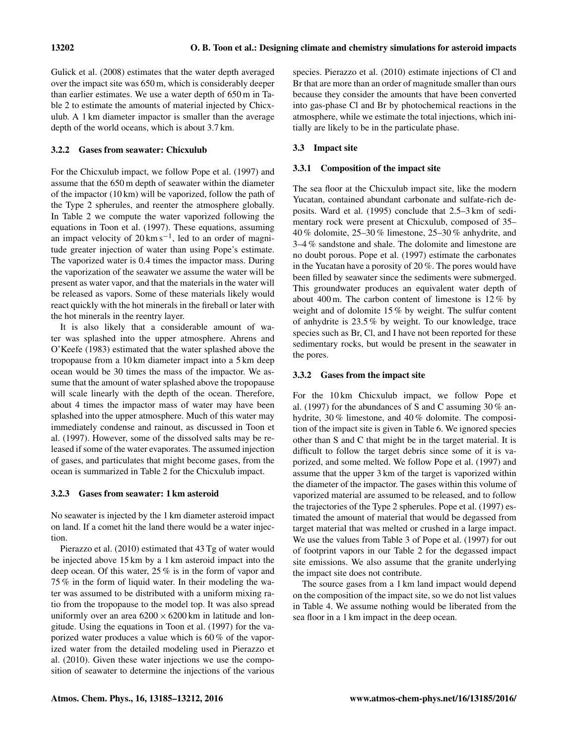Gulick et al. (2008) estimates that the water depth averaged over the impact site was 650 m, which is considerably deeper than earlier estimates. We use a water depth of 650 m in Table 2 to estimate the amounts of material injected by Chicxulub. A 1 km diameter impactor is smaller than the average depth of the world oceans, which is about 3.7 km.

#### 3.2.2 Gases from seawater: Chicxulub

For the Chicxulub impact, we follow Pope et al. (1997) and assume that the 650 m depth of seawater within the diameter of the impactor (10 km) will be vaporized, follow the path of the Type 2 spherules, and reenter the atmosphere globally. In Table 2 we compute the water vaporized following the equations in Toon et al. (1997). These equations, assuming an impact velocity of $20\,\mathrm{km\,s^{-1}}$, led to an order of magnitude greater injection of water than using Pope's estimate. The vaporized water is 0.4 times the impactor mass. During the vaporization of the seawater we assume the water will be present as water vapor, and that the materials in the water will be released as vapors. Some of these materials likely would react quickly with the hot minerals in the fireball or later with the hot minerals in the reentry layer.

It is also likely that a considerable amount of water was splashed into the upper atmosphere. Ahrens and O'Keefe (1983) estimated that the water splashed above the tropopause from a 10 km diameter impact into a 5 km deep ocean would be 30 times the mass of the impactor. We assume that the amount of water splashed above the tropopause will scale linearly with the depth of the ocean. Therefore, about 4 times the impactor mass of water may have been splashed into the upper atmosphere. Much of this water may immediately condense and rainout, as discussed in Toon et al. (1997). However, some of the dissolved salts may be released if some of the water evaporates. The assumed injection of gases, and particulates that might become gases, from the ocean is summarized in Table 2 for the Chicxulub impact.

#### 3.2.3 Gases from seawater: 1 km asteroid

No seawater is injected by the 1 km diameter asteroid impact on land. If a comet hit the land there would be a water injection.

Pierazzo et al. (2010) estimated that 43 Tg of water would be injected above 15 km by a 1 km asteroid impact into the deep ocean. Of this water, 25 % is in the form of vapor and 75 % in the form of liquid water. In their modeling the water was assumed to be distributed with a uniform mixing ratio from the tropopause to the model top. It was also spread uniformly over an area $6200 \times 6200$ km in latitude and longitude. Using the equations in Toon et al. (1997) for the vaporized water produces a value which is 60 % of the vaporized water from the detailed modeling used in Pierazzo et al. (2010). Given these water injections we use the composition of seawater to determine the injections of the various species. Pierazzo et al. (2010) estimate injections of Cl and Br that are more than an order of magnitude smaller than ours because they consider the amounts that have been converted into gas-phase Cl and Br by photochemical reactions in the atmosphere, while we estimate the total injections, which initially are likely to be in the particulate phase.

### 3.3 Impact site

#### 3.3.1 Composition of the impact site

The sea floor at the Chicxulub impact site, like the modern Yucatan, contained abundant carbonate and sulfate-rich deposits. Ward et al. (1995) conclude that 2.5–3 km of sedimentary rock were present at Chicxulub, composed of 35–40 % dolomite, 25–30 % limestone, 25–30 % anhydrite, and 3–4 % sandstone and shale. The dolomite and limestone are no doubt porous. Pope et al. (1997) estimate the carbonates in the Yucatan have a porosity of 20 %. The pores would have been filled by seawater since the sediments were submerged. This groundwater produces an equivalent water depth of about 400 m. The carbon content of limestone is 12 % by weight and of dolomite 15 % by weight. The sulfur content of anhydrite is 23.5 % by weight. To our knowledge, trace species such as Br, Cl, and I have not been reported for these sedimentary rocks, but would be present in the seawater in the pores.

#### 3.3.2 Gases from the impact site

For the 10 km Chicxulub impact, we follow Pope et al. (1997) for the abundances of S and C assuming 30 % anhydrite, 30 % limestone, and 40 % dolomite. The composition of the impact site is given in Table 6. We ignored species other than S and C that might be in the target material. It is difficult to follow the target debris since some of it is vaporized, and some melted. We follow Pope et al. (1997) and assume that the upper 3 km of the target is vaporized within the diameter of the impactor. The gases within this volume of vaporized material are assumed to be released, and to follow the trajectories of the Type 2 spherules. Pope et al. (1997) estimated the amount of material that would be degassed from target material that was melted or crushed in a large impact. We use the values from Table 3 of Pope et al. (1997) for out of footprint vapors in our Table 2 for the degassed impact site emissions. We also assume that the granite underlying the impact site does not contribute.

The source gases from a 1 km land impact would depend on the composition of the impact site, so we do not list values in Table 4. We assume nothing would be liberated from the sea floor in a 1 km impact in the deep ocean.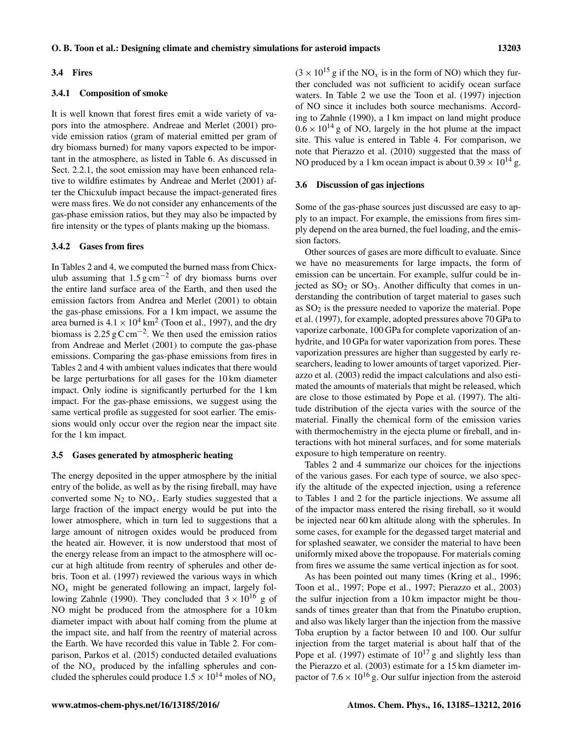### 3.4 Fires

#### 3.4.1 Composition of smoke

It is well known that forest fires emit a wide variety of vapors into the atmosphere. Andreae and Merlet (2001) provide emission ratios (gram of material emitted per gram of dry biomass burned) for many vapors expected to be important in the atmosphere, as listed in Table 6. As discussed in Sect. 2.2.1, the soot emission may have been enhanced relative to wildfire estimates by Andreae and Merlet (2001) after the Chicxulub impact because the impact-generated fires were mass fires. We do not consider any enhancements of the gas-phase emission ratios, but they may also be impacted by fire intensity or the types of plants making up the biomass.

#### 3.4.2 Gases from fires

In Tables 2 and 4, we computed the burned mass from Chicxulub assuming that $1.5\,\mathrm{g\,cm^{-2}}$ of dry biomass burns over the entire land surface area of the Earth, and then used the emission factors from Andrea and Merlet (2001) to obtain the gas-phase emissions. For a 1 km impact, we assume the area burned is $4.1 \times 10^4\,\mathrm{km^2}$ (Toon et al., 1997), and the dry biomass is $2.25\,\mathrm{g\,C\,cm^{-2}}$. We then used the emission ratios from Andreae and Merlet (2001) to compute the gas-phase emissions. Comparing the gas-phase emissions from fires in Tables 2 and 4 with ambient values indicates that there would be large perturbations for all gases for the 10 km diameter impact. Only iodine is significantly perturbed for the 1 km impact. For the gas-phase emissions, we suggest using the same vertical profile as suggested for soot earlier. The emissions would only occur over the region near the impact site for the 1 km impact.

### 3.5 Gases generated by atmospheric heating

The energy deposited in the upper atmosphere by the initial entry of the bolide, as well as by the rising fireball, may have converted some $N_2$ to $NO_x$. Early studies suggested that a large fraction of the impact energy would be put into the lower atmosphere, which in turn led to suggestions that a large amount of nitrogen oxides would be produced from the heated air. However, it is now understood that most of the energy release from an impact to the atmosphere will occur at high altitude from reentry of spherules and other debris. Toon et al. (1997) reviewed the various ways in which $NO_x$ might be generated following an impact, largely following Zahnle (1990). They concluded that $3 \times 10^{16}$ g of NO might be produced from the atmosphere for a 10 km diameter impact with about half coming from the plume at the impact site, and half from the reentry of material across the Earth. We have recorded this value in Table 2. For comparison, Parkos et al. (2015) conducted detailed evaluations of the $NO_x$ produced by the infalling spherules and concluded the spherules could produce $1.5 \times 10^{14}$ moles of $NO_x$ ($3 \times 10^{15}$ g if the $NO_x$ is in the form of NO) which they further concluded was not sufficient to acidify ocean surface waters. In Table 2 we use the Toon et al. (1997) injection of NO since it includes both source mechanisms. According to Zahnle (1990), a 1 km impact on land might produce $0.6 \times 10^{14}$ g of NO, largely in the hot plume at the impact site. This value is entered in Table 4. For comparison, we note that Pierazzo et al. (2010) suggested that the mass of NO produced by a 1 km ocean impact is about $0.39 \times 10^{14}$ g.

### 3.6 Discussion of gas injections

Some of the gas-phase sources just discussed are easy to apply to an impact. For example, the emissions from fires simply depend on the area burned, the fuel loading, and the emission factors.

Other sources of gases are more difficult to evaluate. Since we have no measurements for large impacts, the form of emission can be uncertain. For example, sulfur could be injected as $SO_2$ or $SO_3$. Another difficulty that comes in understanding the contribution of target material to gases such as $SO_2$ is the pressure needed to vaporize the material. Pope et al. (1997), for example, adopted pressures above 70 GPa to vaporize carbonate, 100 GPa for complete vaporization of anhydrite, and 10 GPa for water vaporization from pores. These vaporization pressures are higher than suggested by early researchers, leading to lower amounts of target vaporized. Pierazzo et al. (2003) redid the impact calculations and also estimated the amounts of materials that might be released, which are close to those estimated by Pope et al. (1997). The altitude distribution of the ejecta varies with the source of the material. Finally the chemical form of the emission varies with thermochemistry in the ejecta plume or fireball, and interactions with hot mineral surfaces, and for some materials exposure to high temperature on reentry.

Tables 2 and 4 summarize our choices for the injections of the various gases. For each type of source, we also specify the altitude of the expected injection, using a reference to Tables 1 and 2 for the particle injections. We assume all of the impactor mass entered the rising fireball, so it would be injected near 60 km altitude along with the spherules. In some cases, for example for the degassed target material and for splashed seawater, we consider the material to have been uniformly mixed above the tropopause. For materials coming from fires we assume the same vertical injection as for soot.

As has been pointed out many times (Kring et al., 1996; Toon et al., 1997; Pope et al., 1997; Pierazzo et al., 2003) the sulfur injection from a 10 km impactor might be thousands of times greater than that from the Pinatubo eruption, and also was likely larger than the injection from the massive Toba eruption by a factor between 10 and 100. Our sulfur injection from the target material is about half that of the Pope et al. (1997) estimate of $10^{17}$ g and slightly less than the Pierazzo et al. (2003) estimate for a 15 km diameter impactor of $7.6 \times 10^{16}$ g. Our sulfur injection from the asteroid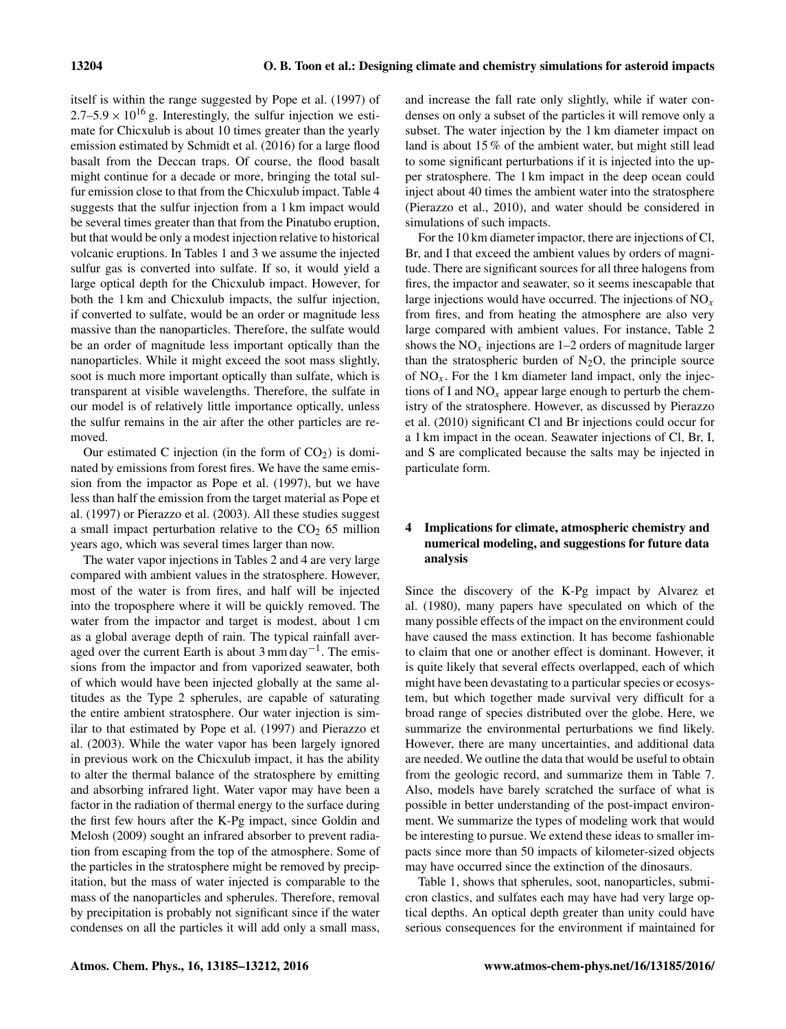itself is within the range suggested by Pope et al. (1997) of $2.7–5.9 \times 10^{16}$ g. Interestingly, the sulfur injection we estimate for Chicxulub is about 10 times greater than the yearly emission estimated by Schmidt et al. (2016) for a large flood basalt from the Deccan traps. Of course, the flood basalt might continue for a decade or more, bringing the total sulfur emission close to that from the Chicxulub impact. Table 4 suggests that the sulfur injection from a 1 km impact would be several times greater than that from the Pinatubo eruption, but that would be only a modest injection relative to historical volcanic eruptions. In Tables 1 and 3 we assume the injected sulfur gas is converted into sulfate. If so, it would yield a large optical depth for the Chicxulub impact. However, for both the 1 km and Chicxulub impacts, the sulfur injection, if converted to sulfate, would be an order or magnitude less massive than the nanoparticles. Therefore, the sulfate would be an order of magnitude less important optically than the nanoparticles. While it might exceed the soot mass slightly, soot is much more important optically than sulfate, which is transparent at visible wavelengths. Therefore, the sulfate in our model is of relatively little importance optically, unless the sulfur remains in the air after the other particles are removed.

Our estimated C injection (in the form of $CO_2$) is dominated by emissions from forest fires. We have the same emission from the impactor as Pope et al. (1997), but we have less than half the emission from the target material as Pope et al. (1997) or Pierazzo et al. (2003). All these studies suggest a small impact perturbation relative to the $CO_2$ 65 million years ago, which was several times larger than now.

The water vapor injections in Tables 2 and 4 are very large compared with ambient values in the stratosphere. However, most of the water is from fires, and half will be injected into the troposphere where it will be quickly removed. The water from the impactor and target is modest, about 1 cm as a global average depth of rain. The typical rainfall averaged over the current Earth is about $3\,\mathrm{mm\,day^{-1}}$. The emissions from the impactor and from vaporized seawater, both of which would have been injected globally at the same altitudes as the Type 2 spherules, are capable of saturating the entire ambient stratosphere. Our water injection is similar to that estimated by Pope et al. (1997) and Pierazzo et al. (2003). While the water vapor has been largely ignored in previous work on the Chicxulub impact, it has the ability to alter the thermal balance of the stratosphere by emitting and absorbing infrared light. Water vapor may have been a factor in the radiation of thermal energy to the surface during the first few hours after the K-Pg impact, since Goldin and Melosh (2009) sought an infrared absorber to prevent radiation from escaping from the top of the atmosphere. Some of the particles in the stratosphere might be removed by precipitation, but the mass of water injected is comparable to the mass of the nanoparticles and spherules. Therefore, removal by precipitation is probably not significant since if the water condenses on all the particles it will add only a small mass, and increase the fall rate only slightly, while if water condenses on only a subset of the particles it will remove only a subset. The water injection by the 1 km diameter impact on land is about 15 % of the ambient water, but might still lead to some significant perturbations if it is injected into the upper stratosphere. The 1 km impact in the deep ocean could inject about 40 times the ambient water into the stratosphere (Pierazzo et al., 2010), and water should be considered in simulations of such impacts.

For the 10 km diameter impactor, there are injections of Cl, Br, and I that exceed the ambient values by orders of magnitude. There are significant sources for all three halogens from fires, the impactor and seawater, so it seems inescapable that large injections would have occurred. The injections of $NO_x$ from fires, and from heating the atmosphere are also very large compared with ambient values. For instance, Table 2 shows the $NO_x$ injections are 1–2 orders of magnitude larger than the stratospheric burden of $N_2O$, the principle source of $NO_x$. For the 1 km diameter land impact, only the injections of I and $NO_x$ appear large enough to perturb the chemistry of the stratosphere. However, as discussed by Pierazzo et al. (2010) significant Cl and Br injections could occur for a 1 km impact in the ocean. Seawater injections of Cl, Br, I, and S are complicated because the salts may be injected in particulate form.

## 4 Implications for climate, atmospheric chemistry and numerical modeling, and suggestions for future data analysis

Since the discovery of the K-Pg impact by Alvarez et al. (1980), many papers have speculated on which of the many possible effects of the impact on the environment could have caused the mass extinction. It has become fashionable to claim that one or another effect is dominant. However, it is quite likely that several effects overlapped, each of which might have been devastating to a particular species or ecosystem, but which together made survival very difficult for a broad range of species distributed over the globe. Here, we summarize the environmental perturbations we find likely. However, there are many uncertainties, and additional data are needed. We outline the data that would be useful to obtain from the geologic record, and summarize them in Table 7. Also, models have barely scratched the surface of what is possible in better understanding of the post-impact environment. We summarize the types of modeling work that would be interesting to pursue. We extend these ideas to smaller impacts since more than 50 impacts of kilometer-sized objects may have occurred since the extinction of the dinosaurs.

Table 1, shows that spherules, soot, nanoparticles, submicron clastics, and sulfates each may have had very large optical depths. An optical depth greater than unity could have serious consequences for the environment if maintained for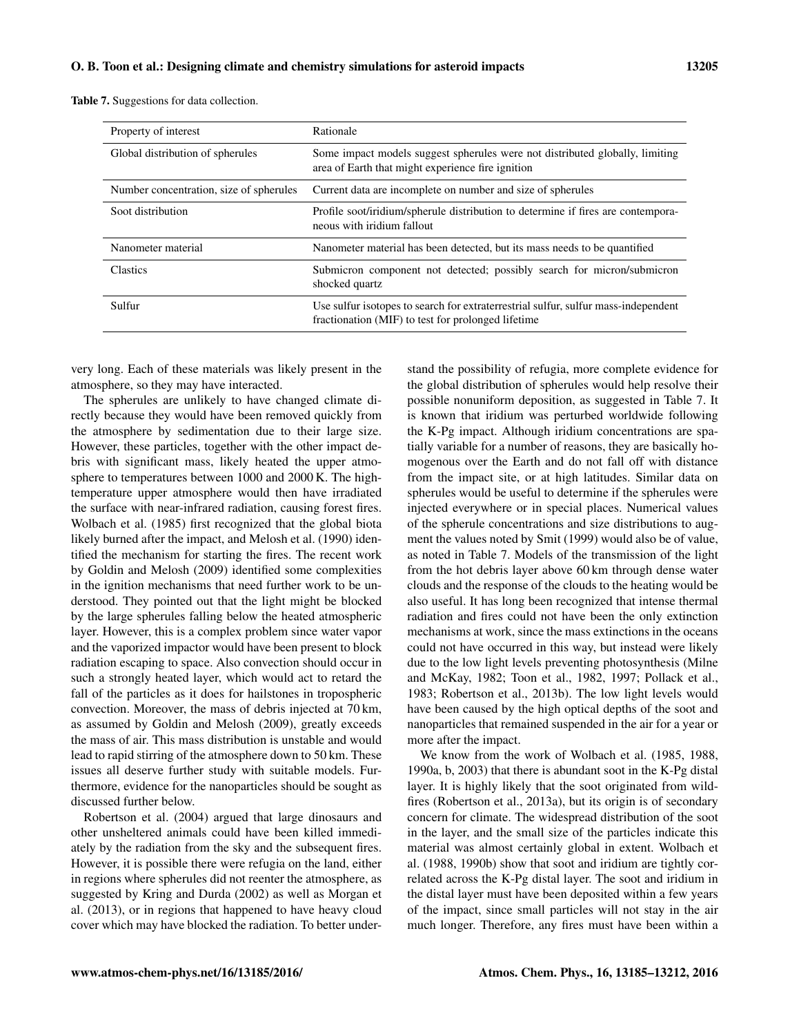**Table 7.** Suggestions for data collection.

| Property of interest | Rationale |
|---|---|
| Global distribution of spherules | Some impact models suggest spherules were not distributed globally, limiting area of Earth that might experience fire ignition |
| Number concentration, size of spherules | Current data are incomplete on number and size of spherules |
| Soot distribution | Profile soot/iridium/spherule distribution to determine if fires are contemporaneous with iridium fallout |
| Nanometer material | Nanometer material has been detected, but its mass needs to be quantified |
| Clastics | Submicron component not detected; possibly search for micron/submicron shocked quartz |
| Sulfur | Use sulfur isotopes to search for extraterrestrial sulfur, sulfur mass-independent fractionation (MIF) to test for prolonged lifetime |

very long. Each of these materials was likely present in the atmosphere, so they may have interacted.

The spherules are unlikely to have changed climate directly because they would have been removed quickly from the atmosphere by sedimentation due to their large size. However, these particles, together with the other impact debris with significant mass, likely heated the upper atmosphere to temperatures between 1000 and 2000 K. The high-temperature upper atmosphere would then have irradiated the surface with near-infrared radiation, causing forest fires. Wolbach et al. (1985) first recognized that the global biota likely burned after the impact, and Melosh et al. (1990) identified the mechanism for starting the fires. The recent work by Goldin and Melosh (2009) identified some complexities in the ignition mechanisms that need further work to be understood. They pointed out that the light might be blocked by the large spherules falling below the heated atmospheric layer. However, this is a complex problem since water vapor and the vaporized impactor would have been present to block radiation escaping to space. Also convection should occur in such a strongly heated layer, which would act to retard the fall of the particles as it does for hailstones in tropospheric convection. Moreover, the mass of debris injected at 70 km, as assumed by Goldin and Melosh (2009), greatly exceeds the mass of air. This mass distribution is unstable and would lead to rapid stirring of the atmosphere down to 50 km. These issues all deserve further study with suitable models. Furthermore, evidence for the nanoparticles should be sought as discussed further below.

Robertson et al. (2004) argued that large dinosaurs and other unsheltered animals could have been killed immediately by the radiation from the sky and the subsequent fires. However, it is possible there were refugia on the land, either in regions where spherules did not reenter the atmosphere, as suggested by Kring and Durda (2002) as well as Morgan et al. (2013), or in regions that happened to have heavy cloud cover which may have blocked the radiation. To better understand the possibility of refugia, more complete evidence for the global distribution of spherules would help resolve their possible nonuniform deposition, as suggested in Table 7. It is known that iridium was perturbed worldwide following the K-Pg impact. Although iridium concentrations are spatially variable for a number of reasons, they are basically homogenous over the Earth and do not fall off with distance from the impact site, or at high latitudes. Similar data on spherules would be useful to determine if the spherules were injected everywhere or in special places. Numerical values of the spherule concentrations and size distributions to augment the values noted by Smit (1999) would also be of value, as noted in Table 7. Models of the transmission of the light from the hot debris layer above 60 km through dense water clouds and the response of the clouds to the heating would be also useful. It has long been recognized that intense thermal radiation and fires could not have been the only extinction mechanisms at work, since the mass extinctions in the oceans could not have occurred in this way, but instead were likely due to the low light levels preventing photosynthesis (Milne and McKay, 1982; Toon et al., 1982, 1997; Pollack et al., 1983; Robertson et al., 2013b). The low light levels would have been caused by the high optical depths of the soot and nanoparticles that remained suspended in the air for a year or more after the impact.

We know from the work of Wolbach et al. (1985, 1988, 1990a, b, 2003) that there is abundant soot in the K-Pg distal layer. It is highly likely that the soot originated from wildfires (Robertson et al., 2013a), but its origin is of secondary concern for climate. The widespread distribution of the soot in the layer, and the small size of the particles indicate this material was almost certainly global in extent. Wolbach et al. (1988, 1990b) show that soot and iridium are tightly correlated across the K-Pg distal layer. The soot and iridium in the distal layer must have been deposited within a few years of the impact, since small particles will not stay in the air much longer. Therefore, any fires must have been within a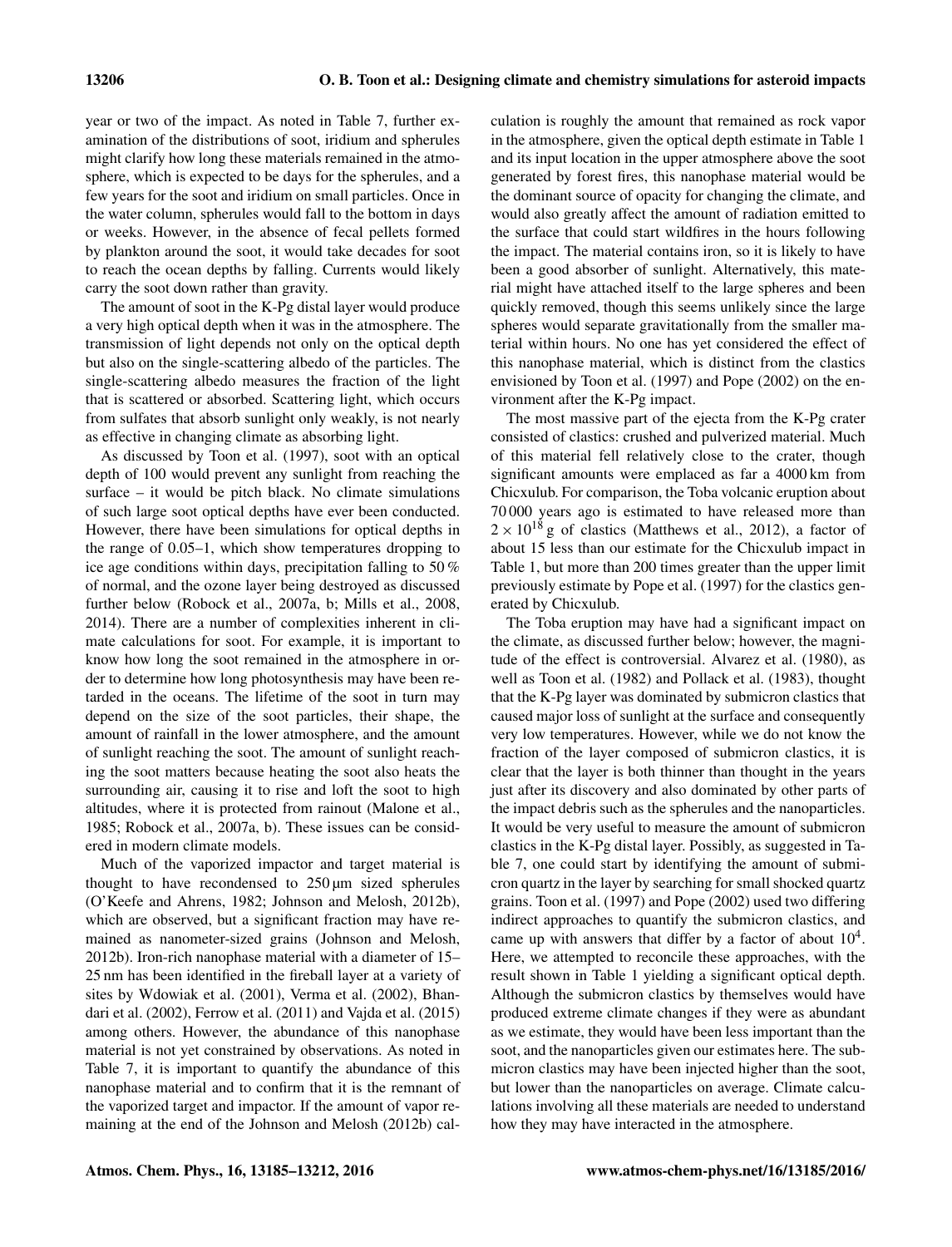year or two of the impact. As noted in Table 7, further examination of the distributions of soot, iridium and spherules might clarify how long these materials remained in the atmosphere, which is expected to be days for the spherules, and a few years for the soot and iridium on small particles. Once in the water column, spherules would fall to the bottom in days or weeks. However, in the absence of fecal pellets formed by plankton around the soot, it would take decades for soot to reach the ocean depths by falling. Currents would likely carry the soot down rather than gravity.

The amount of soot in the K-Pg distal layer would produce a very high optical depth when it was in the atmosphere. The transmission of light depends not only on the optical depth but also on the single-scattering albedo of the particles. The single-scattering albedo measures the fraction of the light that is scattered or absorbed. Scattering light, which occurs from sulfates that absorb sunlight only weakly, is not nearly as effective in changing climate as absorbing light.

As discussed by Toon et al. (1997), soot with an optical depth of 100 would prevent any sunlight from reaching the surface – it would be pitch black. No climate simulations of such large soot optical depths have ever been conducted. However, there have been simulations for optical depths in the range of 0.05–1, which show temperatures dropping to ice age conditions within days, precipitation falling to 50 % of normal, and the ozone layer being destroyed as discussed further below (Robock et al., 2007a, b; Mills et al., 2008, 2014). There are a number of complexities inherent in climate calculations for soot. For example, it is important to know how long the soot remained in the atmosphere in order to determine how long photosynthesis may have been retarded in the oceans. The lifetime of the soot in turn may depend on the size of the soot particles, their shape, the amount of rainfall in the lower atmosphere, and the amount of sunlight reaching the soot. The amount of sunlight reaching the soot matters because heating the soot also heats the surrounding air, causing it to rise and loft the soot to high altitudes, where it is protected from rainout (Malone et al., 1985; Robock et al., 2007a, b). These issues can be considered in modern climate models.

Much of the vaporized impactor and target material is thought to have recondensed to 250 µm sized spherules (O'Keefe and Ahrens, 1982; Johnson and Melosh, 2012b), which are observed, but a significant fraction may have remained as nanometer-sized grains (Johnson and Melosh, 2012b). Iron-rich nanophase material with a diameter of 15–25 nm has been identified in the fireball layer at a variety of sites by Wdowiak et al. (2001), Verma et al. (2002), Bhandari et al. (2002), Ferrow et al. (2011) and Vajda et al. (2015) among others. However, the abundance of this nanophase material is not yet constrained by observations. As noted in Table 7, it is important to quantify the abundance of this nanophase material and to confirm that it is the remnant of the vaporized target and impactor. If the amount of vapor remaining at the end of the Johnson and Melosh (2012b) calculation is roughly the amount that remained as rock vapor in the atmosphere, given the optical depth estimate in Table 1 and its input location in the upper atmosphere above the soot generated by forest fires, this nanophase material would be the dominant source of opacity for changing the climate, and would also greatly affect the amount of radiation emitted to the surface that could start wildfires in the hours following the impact. The material contains iron, so it is likely to have been a good absorber of sunlight. Alternatively, this material might have attached itself to the large spheres and been quickly removed, though this seems unlikely since the large spheres would separate gravitationally from the smaller material within hours. No one has yet considered the effect of this nanophase material, which is distinct from the clastics envisioned by Toon et al. (1997) and Pope (2002) on the environment after the K-Pg impact.

The most massive part of the ejecta from the K-Pg crater consisted of clastics: crushed and pulverized material. Much of this material fell relatively close to the crater, though significant amounts were emplaced as far a 4000 km from Chicxulub. For comparison, the Toba volcanic eruption about 70 000 years ago is estimated to have released more than $2 \times 10^{18}$ g of clastics (Matthews et al., 2012), a factor of about 15 less than our estimate for the Chicxulub impact in Table 1, but more than 200 times greater than the upper limit previously estimate by Pope et al. (1997) for the clastics generated by Chicxulub.

The Toba eruption may have had a significant impact on the climate, as discussed further below; however, the magnitude of the effect is controversial. Alvarez et al. (1980), as well as Toon et al. (1982) and Pollack et al. (1983), thought that the K-Pg layer was dominated by submicron clastics that caused major loss of sunlight at the surface and consequently very low temperatures. However, while we do not know the fraction of the layer composed of submicron clastics, it is clear that the layer is both thinner than thought in the years just after its discovery and also dominated by other parts of the impact debris such as the spherules and the nanoparticles. It would be very useful to measure the amount of submicron clastics in the K-Pg distal layer. Possibly, as suggested in Table 7, one could start by identifying the amount of submicron quartz in the layer by searching for small shocked quartz grains. Toon et al. (1997) and Pope (2002) used two differing indirect approaches to quantify the submicron clastics, and came up with answers that differ by a factor of about $10^4$. Here, we attempted to reconcile these approaches, with the result shown in Table 1 yielding a significant optical depth. Although the submicron clastics by themselves would have produced extreme climate changes if they were as abundant as we estimate, they would have been less important than the soot, and the nanoparticles given our estimates here. The submicron clastics may have been injected higher than the soot, but lower than the nanoparticles on average. Climate calculations involving all these materials are needed to understand how they may have interacted in the atmosphere.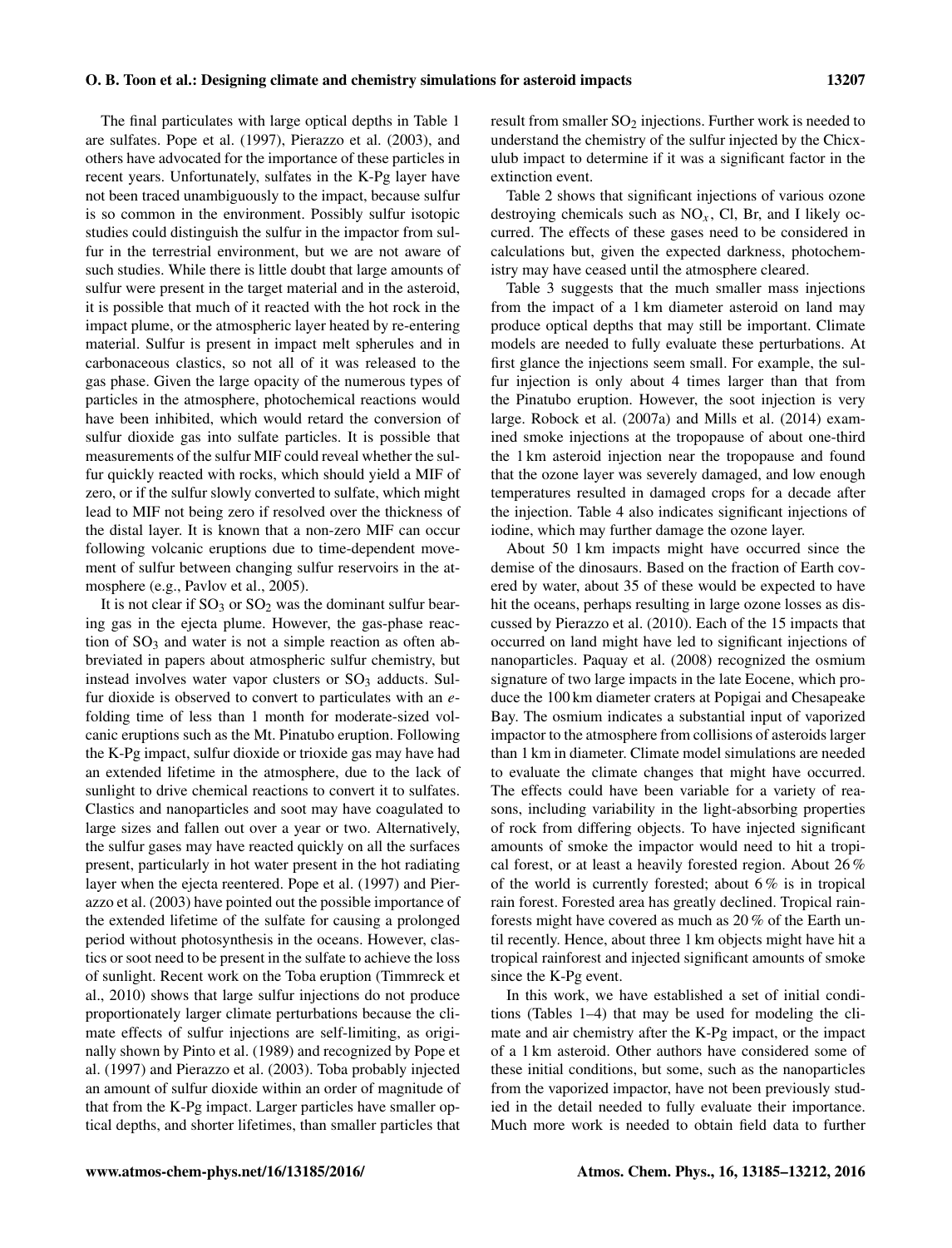The final particulates with large optical depths in Table 1 are sulfates. Pope et al. (1997), Pierazzo et al. (2003), and others have advocated for the importance of these particles in recent years. Unfortunately, sulfates in the K-Pg layer have not been traced unambiguously to the impact, because sulfur is so common in the environment. Possibly sulfur isotopic studies could distinguish the sulfur in the impactor from sulfur in the terrestrial environment, but we are not aware of such studies. While there is little doubt that large amounts of sulfur were present in the target material and in the asteroid, it is possible that much of it reacted with the hot rock in the impact plume, or the atmospheric layer heated by re-entering material. Sulfur is present in impact melt spherules and in carbonaceous clastics, so not all of it was released to the gas phase. Given the large opacity of the numerous types of particles in the atmosphere, photochemical reactions would have been inhibited, which would retard the conversion of sulfur dioxide gas into sulfate particles. It is possible that measurements of the sulfur MIF could reveal whether the sulfur quickly reacted with rocks, which should yield a MIF of zero, or if the sulfur slowly converted to sulfate, which might lead to MIF not being zero if resolved over the thickness of the distal layer. It is known that a non-zero MIF can occur following volcanic eruptions due to time-dependent movement of sulfur between changing sulfur reservoirs in the atmosphere (e.g., Pavlov et al., 2005).

It is not clear if $SO_3$ or $SO_2$ was the dominant sulfur bearing gas in the ejecta plume. However, the gas-phase reaction of $SO_3$ and water is not a simple reaction as often abbreviated in papers about atmospheric sulfur chemistry, but instead involves water vapor clusters or $SO_3$ adducts. Sulfur dioxide is observed to convert to particulates with an *e*-folding time of less than 1 month for moderate-sized volcanic eruptions such as the Mt. Pinatubo eruption. Following the K-Pg impact, sulfur dioxide or trioxide gas may have had an extended lifetime in the atmosphere, due to the lack of sunlight to drive chemical reactions to convert it to sulfates. Clastics and nanoparticles and soot may have coagulated to large sizes and fallen out over a year or two. Alternatively, the sulfur gases may have reacted quickly on all the surfaces present, particularly in hot water present in the hot radiating layer when the ejecta reentered. Pope et al. (1997) and Pierazzo et al. (2003) have pointed out the possible importance of the extended lifetime of the sulfate for causing a prolonged period without photosynthesis in the oceans. However, clastics or soot need to be present in the sulfate to achieve the loss of sunlight. Recent work on the Toba eruption (Timmreck et al., 2010) shows that large sulfur injections do not produce proportionately larger climate perturbations because the climate effects of sulfur injections are self-limiting, as originally shown by Pinto et al. (1989) and recognized by Pope et al. (1997) and Pierazzo et al. (2003). Toba probably injected an amount of sulfur dioxide within an order of magnitude of that from the K-Pg impact. Larger particles have smaller optical depths, and shorter lifetimes, than smaller particles that result from smaller $SO_2$ injections. Further work is needed to understand the chemistry of the sulfur injected by the Chicxulub impact to determine if it was a significant factor in the extinction event.

Table 2 shows that significant injections of various ozone destroying chemicals such as $NO_x$, Cl, Br, and I likely occurred. The effects of these gases need to be considered in calculations but, given the expected darkness, photochemistry may have ceased until the atmosphere cleared.

Table 3 suggests that the much smaller mass injections from the impact of a 1 km diameter asteroid on land may produce optical depths that may still be important. Climate models are needed to fully evaluate these perturbations. At first glance the injections seem small. For example, the sulfur injection is only about 4 times larger than that from the Pinatubo eruption. However, the soot injection is very large. Robock et al. (2007a) and Mills et al. (2014) examined smoke injections at the tropopause of about one-third the 1 km asteroid injection near the tropopause and found that the ozone layer was severely damaged, and low enough temperatures resulted in damaged crops for a decade after the injection. Table 4 also indicates significant injections of iodine, which may further damage the ozone layer.

About 50 1 km impacts might have occurred since the demise of the dinosaurs. Based on the fraction of Earth covered by water, about 35 of these would be expected to have hit the oceans, perhaps resulting in large ozone losses as discussed by Pierazzo et al. (2010). Each of the 15 impacts that occurred on land might have led to significant injections of nanoparticles. Paquay et al. (2008) recognized the osmium signature of two large impacts in the late Eocene, which produce the 100 km diameter craters at Popigai and Chesapeake Bay. The osmium indicates a substantial input of vaporized impactor to the atmosphere from collisions of asteroids larger than 1 km in diameter. Climate model simulations are needed to evaluate the climate changes that might have occurred. The effects could have been variable for a variety of reasons, including variability in the light-absorbing properties of rock from differing objects. To have injected significant amounts of smoke the impactor would need to hit a tropical forest, or at least a heavily forested region. About 26 % of the world is currently forested; about 6 % is in tropical rain forest. Forested area has greatly declined. Tropical rainforests might have covered as much as 20 % of the Earth until recently. Hence, about three 1 km objects might have hit a tropical rainforest and injected significant amounts of smoke since the K-Pg event.

In this work, we have established a set of initial conditions (Tables 1–4) that may be used for modeling the climate and air chemistry after the K-Pg impact, or the impact of a 1 km asteroid. Other authors have considered some of these initial conditions, but some, such as the nanoparticles from the vaporized impactor, have not been previously studied in the detail needed to fully evaluate their importance. Much more work is needed to obtain field data to further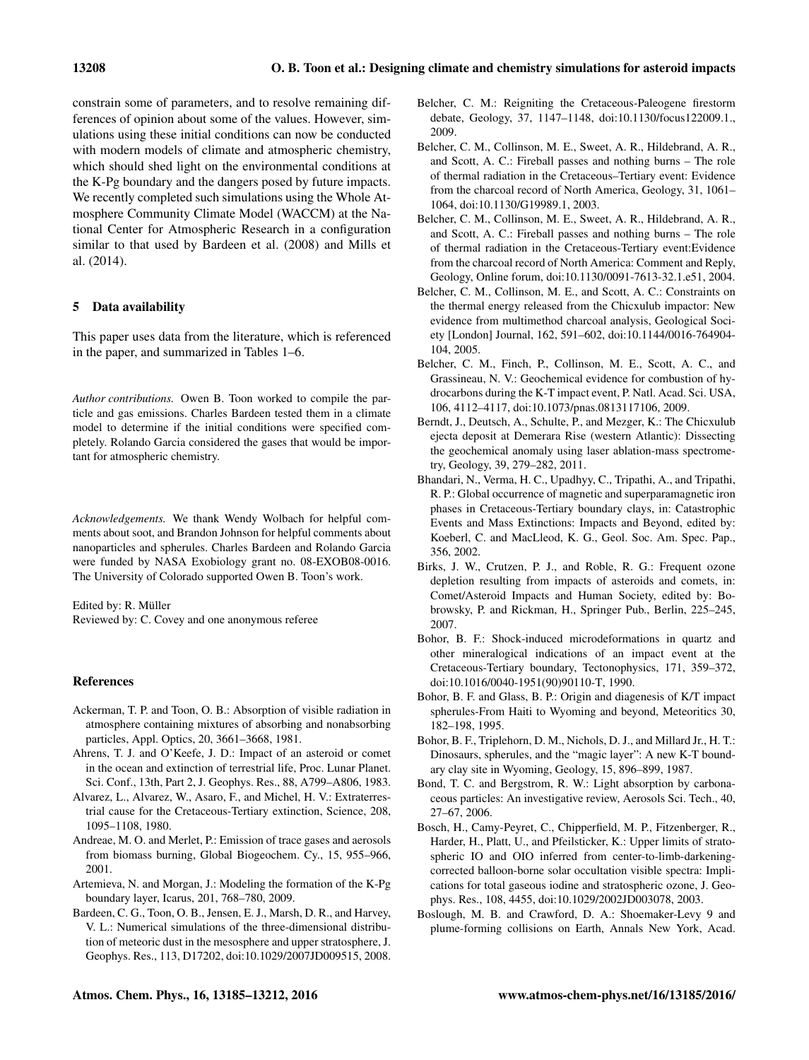constrain some of parameters, and to resolve remaining differences of opinion about some of the values. However, simulations using these initial conditions can now be conducted with modern models of climate and atmospheric chemistry, which should shed light on the environmental conditions at the K-Pg boundary and the dangers posed by future impacts. We recently completed such simulations using the Whole Atmosphere Community Climate Model (WACCM) at the National Center for Atmospheric Research in a configuration similar to that used by Bardeen et al. (2008) and Mills et al. (2014).

## 5 Data availability

This paper uses data from the literature, which is referenced in the paper, and summarized in Tables 1–6.

*Author contributions.* Owen B. Toon worked to compile the particle and gas emissions. Charles Bardeen tested them in a climate model to determine if the initial conditions were specified completely. Rolando Garcia considered the gases that would be important for atmospheric chemistry.

*Acknowledgements.* We thank Wendy Wolbach for helpful comments about soot, and Brandon Johnson for helpful comments about nanoparticles and spherules. Charles Bardeen and Rolando Garcia were funded by NASA Exobiology grant no. 08-EXOB08-0016. The University of Colorado supported Owen B. Toon's work.

Edited by: R. Müller
Reviewed by: C. Covey and one anonymous referee

## References

Ackerman, T. P. and Toon, O. B.: Absorption of visible radiation in atmosphere containing mixtures of absorbing and nonabsorbing particles, Appl. Optics, 20, 3661–3668, 1981.

Ahrens, T. J. and O'Keefe, J. D.: Impact of an asteroid or comet in the ocean and extinction of terrestrial life, Proc. Lunar Planet. Sci. Conf., 13th, Part 2, J. Geophys. Res., 88, A799–A806, 1983.

Alvarez, L., Alvarez, W., Asaro, F., and Michel, H. V.: Extraterrestrial cause for the Cretaceous-Tertiary extinction, Science, 208, 1095–1108, 1980.

Andreae, M. O. and Merlet, P.: Emission of trace gases and aerosols from biomass burning, Global Biogeochem. Cy., 15, 955–966, 2001.

Artemieva, N. and Morgan, J.: Modeling the formation of the K-Pg boundary layer, Icarus, 201, 768–780, 2009.

Bardeen, C. G., Toon, O. B., Jensen, E. J., Marsh, D. R., and Harvey, V. L.: Numerical simulations of the three-dimensional distribution of meteoric dust in the mesosphere and upper stratosphere, J. Geophys. Res., 113, D17202, doi:10.1029/2007JD009515, 2008.

Belcher, C. M.: Reigniting the Cretaceous-Paleogene firestorm debate, Geology, 37, 1147–1148, doi:10.1130/focus122009.1., 2009.

Belcher, C. M., Collinson, M. E., Sweet, A. R., Hildebrand, A. R., and Scott, A. C.: Fireball passes and nothing burns – The role of thermal radiation in the Cretaceous–Tertiary event: Evidence from the charcoal record of North America, Geology, 31, 1061–1064, doi:10.1130/G19989.1, 2003.

Belcher, C. M., Collinson, M. E., Sweet, A. R., Hildebrand, A. R., and Scott, A. C.: Fireball passes and nothing burns – The role of thermal radiation in the Cretaceous-Tertiary event:Evidence from the charcoal record of North America: Comment and Reply, Geology, Online forum, doi:10.1130/0091-7613-32.1.e51, 2004.

Belcher, C. M., Collinson, M. E., and Scott, A. C.: Constraints on the thermal energy released from the Chicxulub impactor: New evidence from multimethod charcoal analysis, Geological Society [London] Journal, 162, 591–602, doi:10.1144/0016-764904-104, 2005.

Belcher, C. M., Finch, P., Collinson, M. E., Scott, A. C., and Grassineau, N. V.: Geochemical evidence for combustion of hydrocarbons during the K-T impact event, P. Natl. Acad. Sci. USA, 106, 4112–4117, doi:10.1073/pnas.0813117106, 2009.

Berndt, J., Deutsch, A., Schulte, P., and Mezger, K.: The Chicxulub ejecta deposit at Demerara Rise (western Atlantic): Dissecting the geochemical anomaly using laser ablation-mass spectrometry, Geology, 39, 279–282, 2011.

Bhandari, N., Verma, H. C., Upadhyy, C., Tripathi, A., and Tripathi, R. P.: Global occurrence of magnetic and superparamagnetic iron phases in Cretaceous-Tertiary boundary clays, in: Catastrophic Events and Mass Extinctions: Impacts and Beyond, edited by: Koeberl, C. and MacLleod, K. G., Geol. Soc. Am. Spec. Pap., 356, 2002.

Birks, J. W., Crutzen, P. J., and Roble, R. G.: Frequent ozone depletion resulting from impacts of asteroids and comets, in: Comet/Asteroid Impacts and Human Society, edited by: Bobrowsky, P. and Rickman, H., Springer Pub., Berlin, 225–245, 2007.

Bohor, B. F.: Shock-induced microdeformations in quartz and other mineralogical indications of an impact event at the Cretaceous-Tertiary boundary, Tectonophysics, 171, 359–372, doi:10.1016/0040-1951(90)90110-T, 1990.

Bohor, B. F. and Glass, B. P.: Origin and diagenesis of K/T impact spherules-From Haiti to Wyoming and beyond, Meteoritics 30, 182–198, 1995.

Bohor, B. F., Triplehorn, D. M., Nichols, D. J., and Millard Jr., H. T.: Dinosaurs, spherules, and the "magic layer": A new K-T boundary clay site in Wyoming, Geology, 15, 896–899, 1987.

Bond, T. C. and Bergstrom, R. W.: Light absorption by carbonaceous particles: An investigative review, Aerosols Sci. Tech., 40, 27–67, 2006.

Bosch, H., Camy-Peyret, C., Chipperfield, M. P., Fitzenberger, R., Harder, H., Platt, U., and Pfeilsticker, K.: Upper limits of stratospheric IO and OIO inferred from center-to-limb-darkening-corrected balloon-borne solar occultation visible spectra: Implications for total gaseous iodine and stratospheric ozone, J. Geophys. Res., 108, 4455, doi:10.1029/2002JD003078, 2003.

Boslough, M. B. and Crawford, D. A.: Shoemaker-Levy 9 and plume-forming collisions on Earth, Annals New York, Acad.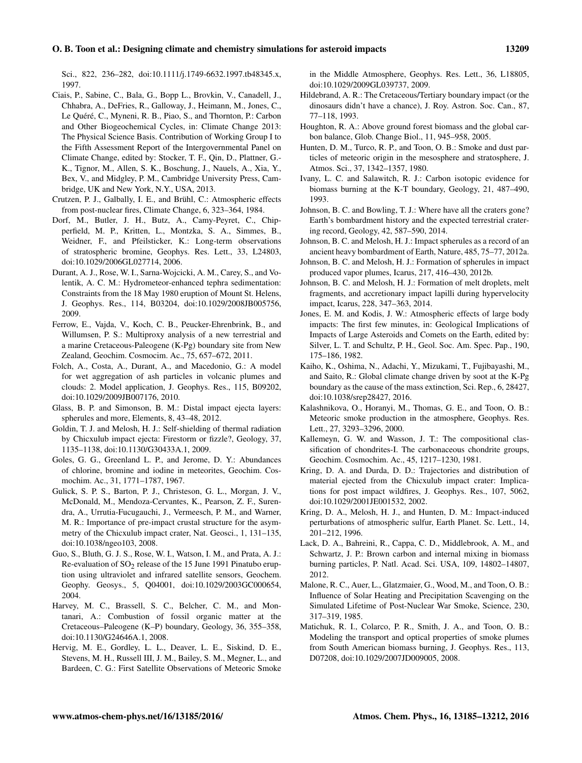Sci., 822, 236–282, doi:10.1111/j.1749-6632.1997.tb48345.x, 1997.

Ciais, P., Sabine, C., Bala, G., Bopp L., Brovkin, V., Canadell, J., Chhabra, A., DeFries, R., Galloway, J., Heimann, M., Jones, C., Le Quéré, C., Myneni, R. B., Piao, S., and Thornton, P.: Carbon and Other Biogeochemical Cycles, in: Climate Change 2013: The Physical Science Basis. Contribution of Working Group I to the Fifth Assessment Report of the Intergovernmental Panel on Climate Change, edited by: Stocker, T. F., Qin, D., Plattner, G.-K., Tignor, M., Allen, S. K., Boschung, J., Nauels, A., Xia, Y., Bex, V., and Midgley, P. M., Cambridge University Press, Cambridge, UK and New York, N.Y., USA, 2013.

Crutzen, P. J., Galbally, I. E., and Brühl, C.: Atmospheric effects from post-nuclear fires, Climate Change, 6, 323–364, 1984.

Dorf, M., Butler, J. H., Butz, A., Camy-Peyret, C., Chipperfield, M. P., Kritten, L., Montzka, S. A., Simmes, B., Weidner, F., and Pfeilsticker, K.: Long-term observations of stratospheric bromine, Geophys. Res. Lett., 33, L24803, doi:10.1029/2006GL027714, 2006.

Durant, A. J., Rose, W. I., Sarna-Wojcicki, A. M., Carey, S., and Volentik, A. C. M.: Hydrometeor-enhanced tephra sedimentation: Constraints from the 18 May 1980 eruption of Mount St. Helens, J. Geophys. Res., 114, B03204, doi:10.1029/2008JB005756, 2009.

Ferrow, E., Vajda, V., Koch, C. B., Peucker-Ehrenbrink, B., and Willumsen, P. S.: Multiproxy analysis of a new terrestrial and a marine Cretaceous-Paleogene (K-Pg) boundary site from New Zealand, Geochim. Cosmocim. Ac., 75, 657–672, 2011.

Folch, A., Costa, A., Durant, A., and Macedonio, G.: A model for wet aggregation of ash particles in volcanic plumes and clouds: 2. Model application, J. Geophys. Res., 115, B09202, doi:10.1029/2009JB007176, 2010.

Glass, B. P. and Simonson, B. M.: Distal impact ejecta layers: spherules and more, Elements, 8, 43–48, 2012.

Goldin, T. J. and Melosh, H. J.: Self-shielding of thermal radiation by Chicxulub impact ejecta: Firestorm or fizzle?, Geology, 37, 1135–1138, doi:10.1130/G30433A.1, 2009.

Goles, G. G., Greenland L. P., and Jerome, D. Y.: Abundances of chlorine, bromine and iodine in meteorites, Geochim. Cosmochim. Ac., 31, 1771–1787, 1967.

Gulick, S. P. S., Barton, P. J., Christeson, G. L., Morgan, J. V., McDonald, M., Mendoza-Cervantes, K., Pearson, Z. F., Surendra, A., Urrutia-Fucugauchi, J., Vermeesch, P. M., and Warner, M. R.: Importance of pre-impact crustal structure for the asymmetry of the Chicxulub impact crater, Nat. Geosci., 1, 131–135, doi:10.1038/ngeo103, 2008.

Guo, S., Bluth, G. J. S., Rose, W. I., Watson, I. M., and Prata, A. J.: Re-evaluation of $SO_2$ release of the 15 June 1991 Pinatubo eruption using ultraviolet and infrared satellite sensors, Geochem. Geophy. Geosys., 5, Q04001, doi:10.1029/2003GC000654, 2004.

Harvey, M. C., Brassell, S. C., Belcher, C. M., and Montanari, A.: Combustion of fossil organic matter at the Cretaceous–Paleogene (K–P) boundary, Geology, 36, 355–358, doi:10.1130/G24646A.1, 2008.

Hervig, M. E., Gordley, L. L., Deaver, L. E., Siskind, D. E., Stevens, M. H., Russell III, J. M., Bailey, S. M., Megner, L., and Bardeen, C. G.: First Satellite Observations of Meteoric Smoke in the Middle Atmosphere, Geophys. Res. Lett., 36, L18805, doi:10.1029/2009GL039737, 2009.

Hildebrand, A. R.: The Cretaceous/Tertiary boundary impact (or the dinosaurs didn't have a chance), J. Roy. Astron. Soc. Can., 87, 77–118, 1993.

Houghton, R. A.: Above ground forest biomass and the global carbon balance, Glob. Change Biol., 11, 945–958, 2005.

Hunten, D. M., Turco, R. P., and Toon, O. B.: Smoke and dust particles of meteoric origin in the mesosphere and stratosphere, J. Atmos. Sci., 37, 1342–1357, 1980.

Ivany, L. C. and Salawitch, R. J.: Carbon isotopic evidence for biomass burning at the K-T boundary, Geology, 21, 487–490, 1993.

Johnson, B. C. and Bowling, T. J.: Where have all the craters gone? Earth's bombardment history and the expected terrestrial cratering record, Geology, 42, 587–590, 2014.

Johnson, B. C. and Melosh, H. J.: Impact spherules as a record of an ancient heavy bombardment of Earth, Nature, 485, 75–77, 2012a.

Johnson, B. C. and Melosh, H. J.: Formation of spherules in impact produced vapor plumes, Icarus, 217, 416–430, 2012b.

Johnson, B. C. and Melosh, H. J.: Formation of melt droplets, melt fragments, and accretionary impact lapilli during hypervelocity impact, Icarus, 228, 347–363, 2014.

Jones, E. M. and Kodis, J. W.: Atmospheric effects of large body impacts: The first few minutes, in: Geological Implications of Impacts of Large Asteroids and Comets on the Earth, edited by: Silver, L. T. and Schultz, P. H., Geol. Soc. Am. Spec. Pap., 190, 175–186, 1982.

Kaiho, K., Oshima, N., Adachi, Y., Mizukami, T., Fujibayashi, M., and Saito, R.: Global climate change driven by soot at the K-Pg boundary as the cause of the mass extinction, Sci. Rep., 6, 28427, doi:10.1038/srep28427, 2016.

Kalashnikova, O., Horanyi, M., Thomas, G. E., and Toon, O. B.: Meteoric smoke production in the atmosphere, Geophys. Res. Lett., 27, 3293–3296, 2000.

Kallemeyn, G. W. and Wasson, J. T.: The compositional classification of chondrites-I. The carbonaceous chondrite groups, Geochim. Cosmochim. Ac., 45, 1217–1230, 1981.

Kring, D. A. and Durda, D. D.: Trajectories and distribution of material ejected from the Chicxulub impact crater: Implications for post impact wildfires, J. Geophys. Res., 107, 5062, doi:10.1029/2001JE001532, 2002.

Kring, D. A., Melosh, H. J., and Hunten, D. M.: Impact-induced perturbations of atmospheric sulfur, Earth Planet. Sc. Lett., 14, 201–212, 1996.

Lack, D. A., Bahreini, R., Cappa, C. D., Middlebrook, A. M., and Schwartz, J. P.: Brown carbon and internal mixing in biomass burning particles, P. Natl. Acad. Sci. USA, 109, 14802–14807, 2012.

Malone, R. C., Auer, L., Glatzmaier, G., Wood, M., and Toon, O. B.: Influence of Solar Heating and Precipitation Scavenging on the Simulated Lifetime of Post-Nuclear War Smoke, Science, 230, 317–319, 1985.

Matichuk, R. I., Colarco, P. R., Smith, J. A., and Toon, O. B.: Modeling the transport and optical properties of smoke plumes from South American biomass burning, J. Geophys. Res., 113, D07208, doi:10.1029/2007JD009005, 2008.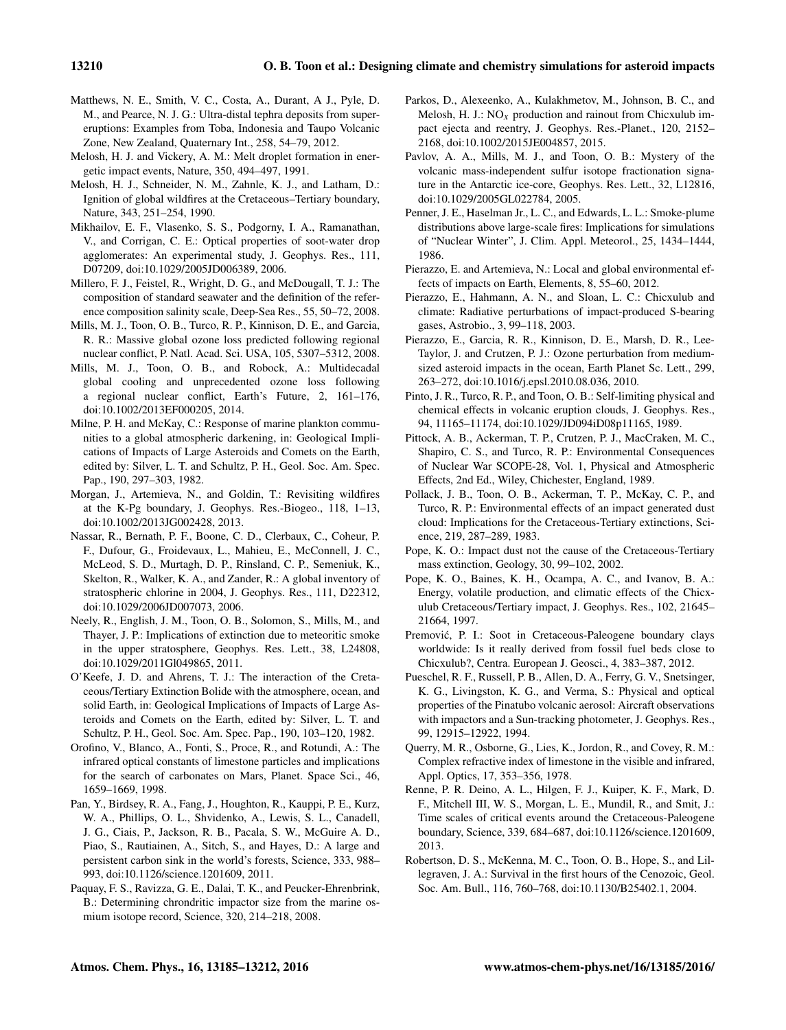Matthews, N. E., Smith, V. C., Costa, A., Durant, A J., Pyle, D. M., and Pearce, N. J. G.: Ultra-distal tephra deposits from super-eruptions: Examples from Toba, Indonesia and Taupo Volcanic Zone, New Zealand, Quaternary Int., 258, 54–79, 2012.

Melosh, H. J. and Vickery, A. M.: Melt droplet formation in energetic impact events, Nature, 350, 494–497, 1991.

Melosh, H. J., Schneider, N. M., Zahnle, K. J., and Latham, D.: Ignition of global wildfires at the Cretaceous–Tertiary boundary, Nature, 343, 251–254, 1990.

Mikhailov, E. F., Vlasenko, S. S., Podgorny, I. A., Ramanathan, V., and Corrigan, C. E.: Optical properties of soot-water drop agglomerates: An experimental study, J. Geophys. Res., 111, D07209, doi:10.1029/2005JD006389, 2006.

Millero, F. J., Feistel, R., Wright, D. G., and McDougall, T. J.: The composition of standard seawater and the definition of the reference composition salinity scale, Deep-Sea Res., 55, 50–72, 2008.

Mills, M. J., Toon, O. B., Turco, R. P., Kinnison, D. E., and Garcia, R. R.: Massive global ozone loss predicted following regional nuclear conflict, P. Natl. Acad. Sci. USA, 105, 5307–5312, 2008.

Mills, M. J., Toon, O. B., and Robock, A.: Multidecadal global cooling and unprecedented ozone loss following a regional nuclear conflict, Earth's Future, 2, 161–176, doi:10.1002/2013EF000205, 2014.

Milne, P. H. and McKay, C.: Response of marine plankton communities to a global atmospheric darkening, in: Geological Implications of Impacts of Large Asteroids and Comets on the Earth, edited by: Silver, L. T. and Schultz, P. H., Geol. Soc. Am. Spec. Pap., 190, 297–303, 1982.

Morgan, J., Artemieva, N., and Goldin, T.: Revisiting wildfires at the K-Pg boundary, J. Geophys. Res.-Biogeo., 118, 1–13, doi:10.1002/2013JG002428, 2013.

Nassar, R., Bernath, P. F., Boone, C. D., Clerbaux, C., Coheur, P. F., Dufour, G., Froidevaux, L., Mahieu, E., McConnell, J. C., McLeod, S. D., Murtagh, D. P., Rinsland, C. P., Semeniuk, K., Skelton, R., Walker, K. A., and Zander, R.: A global inventory of stratospheric chlorine in 2004, J. Geophys. Res., 111, D22312, doi:10.1029/2006JD007073, 2006.

Neely, R., English, J. M., Toon, O. B., Solomon, S., Mills, M., and Thayer, J. P.: Implications of extinction due to meteoritic smoke in the upper stratosphere, Geophys. Res. Lett., 38, L24808, doi:10.1029/2011Gl049865, 2011.

O'Keefe, J. D. and Ahrens, T. J.: The interaction of the Cretaceous/Tertiary Extinction Bolide with the atmosphere, ocean, and solid Earth, in: Geological Implications of Impacts of Large Asteroids and Comets on the Earth, edited by: Silver, L. T. and Schultz, P. H., Geol. Soc. Am. Spec. Pap., 190, 103–120, 1982.

Orofino, V., Blanco, A., Fonti, S., Proce, R., and Rotundi, A.: The infrared optical constants of limestone particles and implications for the search of carbonates on Mars, Planet. Space Sci., 46, 1659–1669, 1998.

Pan, Y., Birdsey, R. A., Fang, J., Houghton, R., Kauppi, P. E., Kurz, W. A., Phillips, O. L., Shvidenko, A., Lewis, S. L., Canadell, J. G., Ciais, P., Jackson, R. B., Pacala, S. W., McGuire A. D., Piao, S., Rautiainen, A., Sitch, S., and Hayes, D.: A large and persistent carbon sink in the world's forests, Science, 333, 988–993, doi:10.1126/science.1201609, 2011.

Paquay, F. S., Ravizza, G. E., Dalai, T. K., and Peucker-Ehrenbrink, B.: Determining chrondritic impactor size from the marine osmium isotope record, Science, 320, 214–218, 2008.

Parkos, D., Alexeenko, A., Kulakhmetov, M., Johnson, B. C., and Melosh, H. J.: $NO_x$ production and rainout from Chicxulub impact ejecta and reentry, J. Geophys. Res.-Planet., 120, 2152–2168, doi:10.1002/2015JE004857, 2015.

Pavlov, A. A., Mills, M. J., and Toon, O. B.: Mystery of the volcanic mass-independent sulfur isotope fractionation signature in the Antarctic ice-core, Geophys. Res. Lett., 32, L12816, doi:10.1029/2005GL022784, 2005.

Penner, J. E., Haselman Jr., L. C., and Edwards, L. L.: Smoke-plume distributions above large-scale fires: Implications for simulations of "Nuclear Winter", J. Clim. Appl. Meteorol., 25, 1434–1444, 1986.

Pierazzo, E. and Artemieva, N.: Local and global environmental effects of impacts on Earth, Elements, 8, 55–60, 2012.

Pierazzo, E., Hahmann, A. N., and Sloan, L. C.: Chicxulub and climate: Radiative perturbations of impact-produced S-bearing gases, Astrobio., 3, 99–118, 2003.

Pierazzo, E., Garcia, R. R., Kinnison, D. E., Marsh, D. R., Lee-Taylor, J. and Crutzen, P. J.: Ozone perturbation from medium-sized asteroid impacts in the ocean, Earth Planet Sc. Lett., 299, 263–272, doi:10.1016/j.epsl.2010.08.036, 2010.

Pinto, J. R., Turco, R. P., and Toon, O. B.: Self-limiting physical and chemical effects in volcanic eruption clouds, J. Geophys. Res., 94, 11165–11174, doi:10.1029/JD094iD08p11165, 1989.

Pittock, A. B., Ackerman, T. P., Crutzen, P. J., MacCraken, M. C., Shapiro, C. S., and Turco, R. P.: Environmental Consequences of Nuclear War SCOPE-28, Vol. 1, Physical and Atmospheric Effects, 2nd Ed., Wiley, Chichester, England, 1989.

Pollack, J. B., Toon, O. B., Ackerman, T. P., McKay, C. P., and Turco, R. P.: Environmental effects of an impact generated dust cloud: Implications for the Cretaceous-Tertiary extinctions, Science, 219, 287–289, 1983.

Pope, K. O.: Impact dust not the cause of the Cretaceous-Tertiary mass extinction, Geology, 30, 99–102, 2002.

Pope, K. O., Baines, K. H., Ocampa, A. C., and Ivanov, B. A.: Energy, volatile production, and climatic effects of the Chicxulub Cretaceous/Tertiary impact, J. Geophys. Res., 102, 21645–21664, 1997.

Premović, P. I.: Soot in Cretaceous-Paleogene boundary clays worldwide: Is it really derived from fossil fuel beds close to Chicxulub?, Centra. European J. Geosci., 4, 383–387, 2012.

Pueschel, R. F., Russell, P. B., Allen, D. A., Ferry, G. V., Snetsinger, K. G., Livingston, K. G., and Verma, S.: Physical and optical properties of the Pinatubo volcanic aerosol: Aircraft observations with impactors and a Sun-tracking photometer, J. Geophys. Res., 99, 12915–12922, 1994.

Querry, M. R., Osborne, G., Lies, K., Jordon, R., and Covey, R. M.: Complex refractive index of limestone in the visible and infrared, Appl. Optics, 17, 353–356, 1978.

Renne, P. R. Deino, A. L., Hilgen, F. J., Kuiper, K. F., Mark, D. F., Mitchell III, W. S., Morgan, L. E., Mundil, R., and Smit, J.: Time scales of critical events around the Cretaceous-Paleogene boundary, Science, 339, 684–687, doi:10.1126/science.1201609, 2013.

Robertson, D. S., McKenna, M. C., Toon, O. B., Hope, S., and Lillegraven, J. A.: Survival in the first hours of the Cenozoic, Geol. Soc. Am. Bull., 116, 760–768, doi:10.1130/B25402.1, 2004.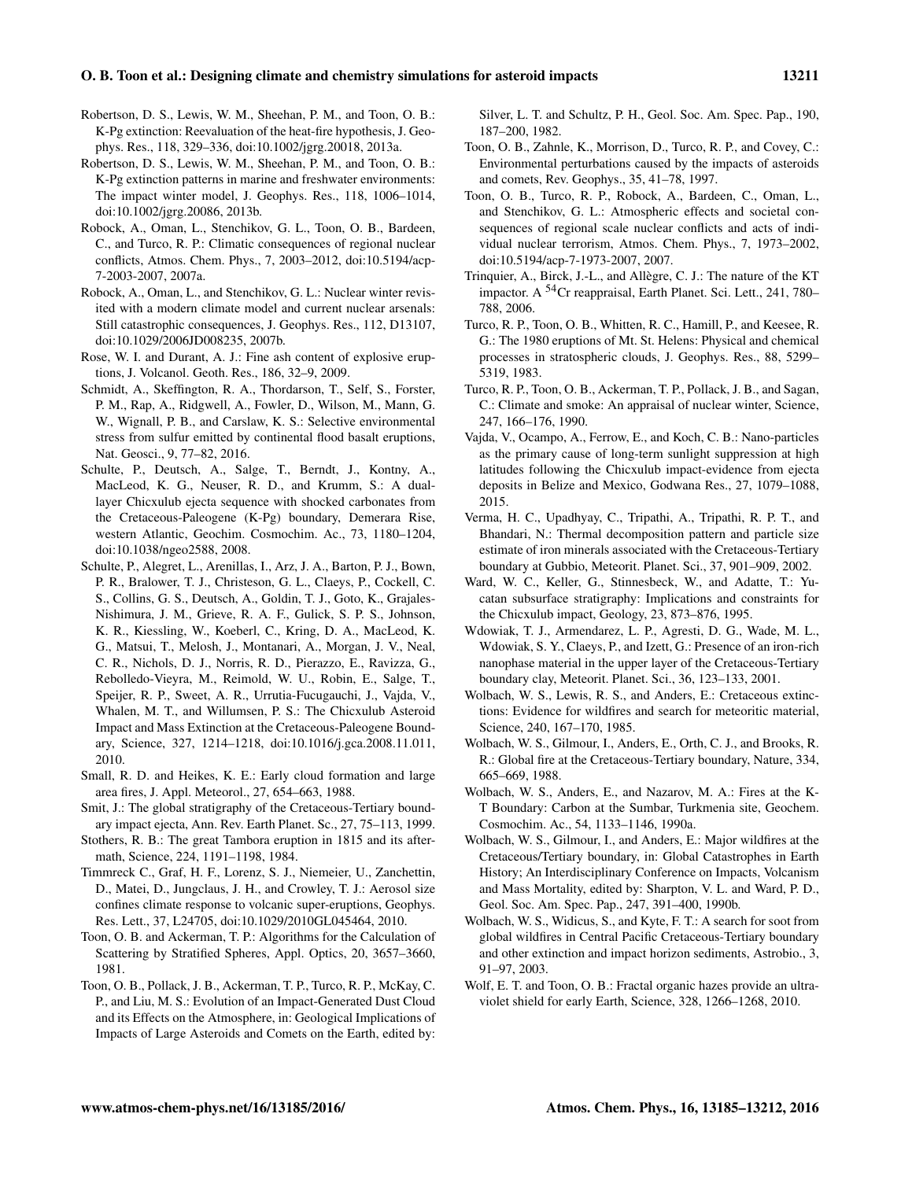Robertson, D. S., Lewis, W. M., Sheehan, P. M., and Toon, O. B.: K-Pg extinction: Reevaluation of the heat-fire hypothesis, J. Geophys. Res., 118, 329–336, doi:10.1002/jgrg.20018, 2013a.

Robertson, D. S., Lewis, W. M., Sheehan, P. M., and Toon, O. B.: K-Pg extinction patterns in marine and freshwater environments: The impact winter model, J. Geophys. Res., 118, 1006–1014, doi:10.1002/jgrg.20086, 2013b.

Robock, A., Oman, L., Stenchikov, G. L., Toon, O. B., Bardeen, C., and Turco, R. P.: Climatic consequences of regional nuclear conflicts, Atmos. Chem. Phys., 7, 2003–2012, doi:10.5194/acp-7-2003-2007, 2007a.

Robock, A., Oman, L., and Stenchikov, G. L.: Nuclear winter revisited with a modern climate model and current nuclear arsenals: Still catastrophic consequences, J. Geophys. Res., 112, D13107, doi:10.1029/2006JD008235, 2007b.

Rose, W. I. and Durant, A. J.: Fine ash content of explosive eruptions, J. Volcanol. Geoth. Res., 186, 32–9, 2009.

Schmidt, A., Skeffington, R. A., Thordarson, T., Self, S., Forster, P. M., Rap, A., Ridgwell, A., Fowler, D., Wilson, M., Mann, G. W., Wignall, P. B., and Carslaw, K. S.: Selective environmental stress from sulfur emitted by continental flood basalt eruptions, Nat. Geosci., 9, 77–82, 2016.

Schulte, P., Deutsch, A., Salge, T., Berndt, J., Kontny, A., MacLeod, K. G., Neuser, R. D., and Krumm, S.: A dual-layer Chicxulub ejecta sequence with shocked carbonates from the Cretaceous-Paleogene (K-Pg) boundary, Demerara Rise, western Atlantic, Geochim. Cosmochim. Ac., 73, 1180–1204, doi:10.1038/ngeo2588, 2008.

Schulte, P., Alegret, L., Arenillas, I., Arz, J. A., Barton, P. J., Bown, P. R., Bralower, T. J., Christeson, G. L., Claeys, P., Cockell, C. S., Collins, G. S., Deutsch, A., Goldin, T. J., Goto, K., Grajales-Nishimura, J. M., Grieve, R. A. F., Gulick, S. P. S., Johnson, K. R., Kiessling, W., Koeberl, C., Kring, D. A., MacLeod, K. G., Matsui, T., Melosh, J., Montanari, A., Morgan, J. V., Neal, C. R., Nichols, D. J., Norris, R. D., Pierazzo, E., Ravizza, G., Rebolledo-Vieyra, M., Reimold, W. U., Robin, E., Salge, T., Speijer, R. P., Sweet, A. R., Urrutia-Fucugauchi, J., Vajda, V., Whalen, M. T., and Willumsen, P. S.: The Chicxulub Asteroid Impact and Mass Extinction at the Cretaceous-Paleogene Boundary, Science, 327, 1214–1218, doi:10.1016/j.gca.2008.11.011, 2010.

Small, R. D. and Heikes, K. E.: Early cloud formation and large area fires, J. Appl. Meteorol., 27, 654–663, 1988.

Smit, J.: The global stratigraphy of the Cretaceous-Tertiary boundary impact ejecta, Ann. Rev. Earth Planet. Sc., 27, 75–113, 1999.

Stothers, R. B.: The great Tambora eruption in 1815 and its aftermath, Science, 224, 1191–1198, 1984.

Timmreck C., Graf, H. F., Lorenz, S. J., Niemeier, U., Zanchettin, D., Matei, D., Jungclaus, J. H., and Crowley, T. J.: Aerosol size confines climate response to volcanic super-eruptions, Geophys. Res. Lett., 37, L24705, doi:10.1029/2010GL045464, 2010.

Toon, O. B. and Ackerman, T. P.: Algorithms for the Calculation of Scattering by Stratified Spheres, Appl. Optics, 20, 3657–3660, 1981.

Toon, O. B., Pollack, J. B., Ackerman, T. P., Turco, R. P., McKay, C. P., and Liu, M. S.: Evolution of an Impact-Generated Dust Cloud and its Effects on the Atmosphere, in: Geological Implications of Impacts of Large Asteroids and Comets on the Earth, edited by: Silver, L. T. and Schultz, P. H., Geol. Soc. Am. Spec. Pap., 190, 187–200, 1982.

Toon, O. B., Zahnle, K., Morrison, D., Turco, R. P., and Covey, C.: Environmental perturbations caused by the impacts of asteroids and comets, Rev. Geophys., 35, 41–78, 1997.

Toon, O. B., Turco, R. P., Robock, A., Bardeen, C., Oman, L., and Stenchikov, G. L.: Atmospheric effects and societal consequences of regional scale nuclear conflicts and acts of individual nuclear terrorism, Atmos. Chem. Phys., 7, 1973–2002, doi:10.5194/acp-7-1973-2007, 2007.

Trinquier, A., Birck, J.-L., and Allègre, C. J.: The nature of the KT impactor. A $^{54}$Cr reappraisal, Earth Planet. Sci. Lett., 241, 780–788, 2006.

Turco, R. P., Toon, O. B., Whitten, R. C., Hamill, P., and Keesee, R. G.: The 1980 eruptions of Mt. St. Helens: Physical and chemical processes in stratospheric clouds, J. Geophys. Res., 88, 5299–5319, 1983.

Turco, R. P., Toon, O. B., Ackerman, T. P., Pollack, J. B., and Sagan, C.: Climate and smoke: An appraisal of nuclear winter, Science, 247, 166–176, 1990.

Vajda, V., Ocampo, A., Ferrow, E., and Koch, C. B.: Nano-particles as the primary cause of long-term sunlight suppression at high latitudes following the Chicxulub impact-evidence from ejecta deposits in Belize and Mexico, Godwana Res., 27, 1079–1088, 2015.

Verma, H. C., Upadhyay, C., Tripathi, A., Tripathi, R. P. T., and Bhandari, N.: Thermal decomposition pattern and particle size estimate of iron minerals associated with the Cretaceous-Tertiary boundary at Gubbio, Meteorit. Planet. Sci., 37, 901–909, 2002.

Ward, W. C., Keller, G., Stinnesbeck, W., and Adatte, T.: Yucatan subsurface stratigraphy: Implications and constraints for the Chicxulub impact, Geology, 23, 873–876, 1995.

Wdowiak, T. J., Armendarez, L. P., Agresti, D. G., Wade, M. L., Wdowiak, S. Y., Claeys, P., and Izett, G.: Presence of an iron-rich nanophase material in the upper layer of the Cretaceous-Tertiary boundary clay, Meteorit. Planet. Sci., 36, 123–133, 2001.

Wolbach, W. S., Lewis, R. S., and Anders, E.: Cretaceous extinctions: Evidence for wildfires and search for meteoritic material, Science, 240, 167–170, 1985.

Wolbach, W. S., Gilmour, I., Anders, E., Orth, C. J., and Brooks, R. R.: Global fire at the Cretaceous-Tertiary boundary, Nature, 334, 665–669, 1988.

Wolbach, W. S., Anders, E., and Nazarov, M. A.: Fires at the K-T Boundary: Carbon at the Sumbar, Turkmenia site, Geochem. Cosmochim. Ac., 54, 1133–1146, 1990a.

Wolbach, W. S., Gilmour, I., and Anders, E.: Major wildfires at the Cretaceous/Tertiary boundary, in: Global Catastrophes in Earth History; An Interdisciplinary Conference on Impacts, Volcanism and Mass Mortality, edited by: Sharpton, V. L. and Ward, P. D., Geol. Soc. Am. Spec. Pap., 247, 391–400, 1990b.

Wolbach, W. S., Widicus, S., and Kyte, F. T.: A search for soot from global wildfires in Central Pacific Cretaceous-Tertiary boundary and other extinction and impact horizon sediments, Astrobio., 3, 91–97, 2003.

Wolf, E. T. and Toon, O. B.: Fractal organic hazes provide an ultraviolet shield for early Earth, Science, 328, 1266–1268, 2010.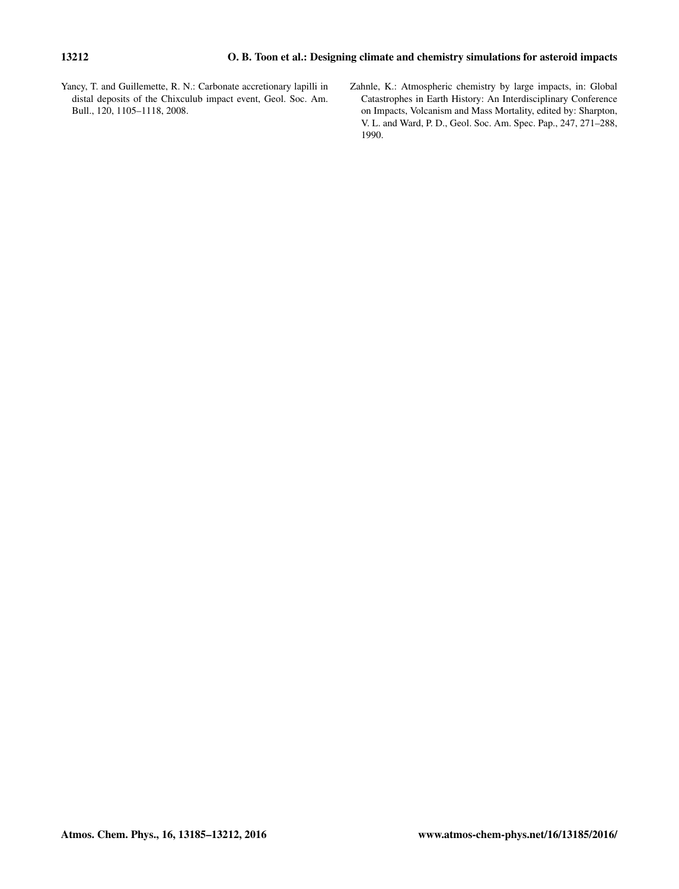Yancy, T. and Guillemette, R. N.: Carbonate accretionary lapilli in distal deposits of the Chixculub impact event, Geol. Soc. Am. Bull., 120, 1105–1118, 2008.

Zahnle, K.: Atmospheric chemistry by large impacts, in: Global Catastrophes in Earth History: An Interdisciplinary Conference on Impacts, Volcanism and Mass Mortality, edited by: Sharpton, V. L. and Ward, P. D., Geol. Soc. Am. Spec. Pap., 247, 271–288, 1990.